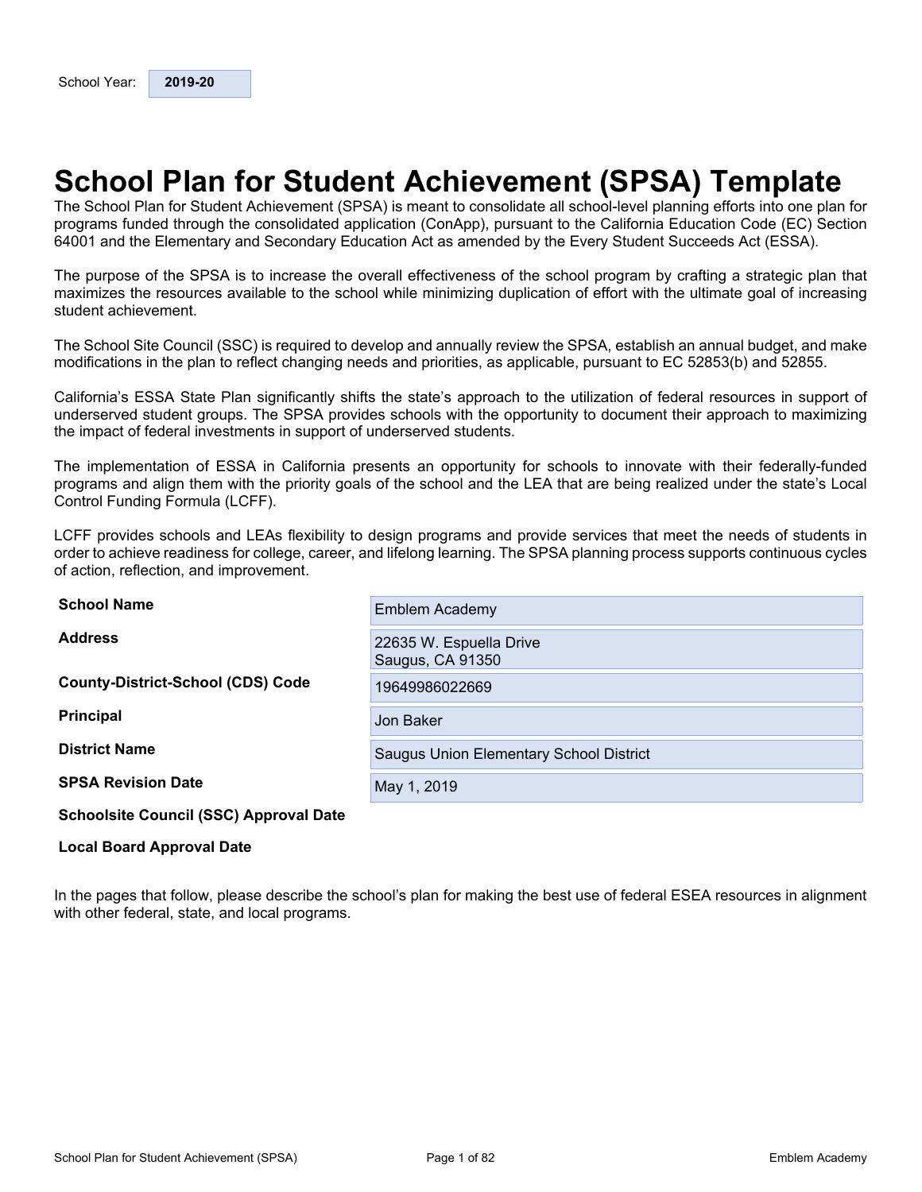School Year: **2019-20**

# School Plan for Student Achievement (SPSA) Template

The School Plan for Student Achievement (SPSA) is meant to consolidate all school-level planning efforts into one plan for programs funded through the consolidated application (ConApp), pursuant to the California Education Code (EC) Section 64001 and the Elementary and Secondary Education Act as amended by the Every Student Succeeds Act (ESSA).

The purpose of the SPSA is to increase the overall effectiveness of the school program by crafting a strategic plan that maximizes the resources available to the school while minimizing duplication of effort with the ultimate goal of increasing student achievement.

The School Site Council (SSC) is required to develop and annually review the SPSA, establish an annual budget, and make modifications in the plan to reflect changing needs and priorities, as applicable, pursuant to EC 52853(b) and 52855.

California's ESSA State Plan significantly shifts the state's approach to the utilization of federal resources in support of underserved student groups. The SPSA provides schools with the opportunity to document their approach to maximizing the impact of federal investments in support of underserved students.

The implementation of ESSA in California presents an opportunity for schools to innovate with their federally-funded programs and align them with the priority goals of the school and the LEA that are being realized under the state's Local Control Funding Formula (LCFF).

LCFF provides schools and LEAs flexibility to design programs and provide services that meet the needs of students in order to achieve readiness for college, career, and lifelong learning. The SPSA planning process supports continuous cycles of action, reflection, and improvement.

| | |
|---|---|
| **School Name** | Emblem Academy |
| **Address** | 22635 W. Espuella Drive<br>Saugus, CA 91350 |
| **County-District-School (CDS) Code** | 19649986022669 |
| **Principal** | Jon Baker |
| **District Name** | Saugus Union Elementary School District |
| **SPSA Revision Date** | May 1, 2019 |
| **Schoolsite Council (SSC) Approval Date** | |
| **Local Board Approval Date** | |

In the pages that follow, please describe the school's plan for making the best use of federal ESEA resources in alignment with other federal, state, and local programs.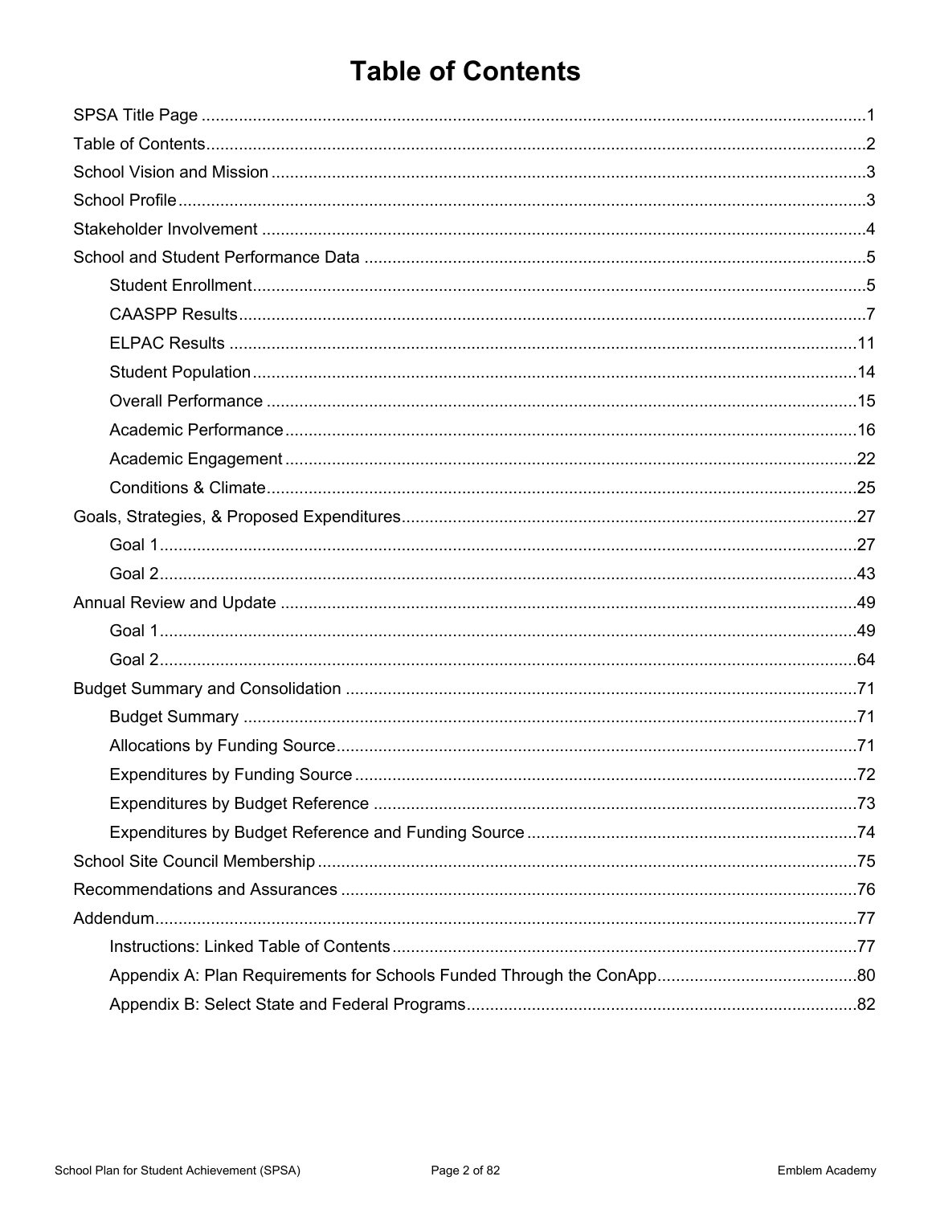# Table of Contents

- SPSA Title Page ....................................................................................................................................... 1
- Table of Contents ...................................................................................................................................... 2
- School Vision and Mission ........................................................................................................................ 3
- School Profile ........................................................................................................................................... 3
- Stakeholder Involvement ........................................................................................................................... 4
- School and Student Performance Data ..................................................................................................... 5
  - Student Enrollment ............................................................................................................................. 5
  - CAASPP Results ................................................................................................................................. 7
  - ELPAC Results ................................................................................................................................. 11
  - Student Population ........................................................................................................................... 14
  - Overall Performance ......................................................................................................................... 15
  - Academic Performance ..................................................................................................................... 16
  - Academic Engagement ..................................................................................................................... 22
  - Conditions & Climate ........................................................................................................................ 25
- Goals, Strategies, & Proposed Expenditures ........................................................................................... 27
  - Goal 1 ............................................................................................................................................... 27
  - Goal 2 ............................................................................................................................................... 43
- Annual Review and Update ..................................................................................................................... 49
  - Goal 1 ............................................................................................................................................... 49
  - Goal 2 ............................................................................................................................................... 64
- Budget Summary and Consolidation ....................................................................................................... 71
  - Budget Summary .............................................................................................................................. 71
  - Allocations by Funding Source ......................................................................................................... 71
  - Expenditures by Funding Source ...................................................................................................... 72
  - Expenditures by Budget Reference ................................................................................................... 73
  - Expenditures by Budget Reference and Funding Source ................................................................. 74
- School Site Council Membership ............................................................................................................. 75
- Recommendations and Assurances ........................................................................................................ 76
- Addendum ............................................................................................................................................... 77
  - Instructions: Linked Table of Contents ............................................................................................. 77
  - Appendix A: Plan Requirements for Schools Funded Through the ConApp ...................................... 80
  - Appendix B: Select State and Federal Programs .............................................................................. 82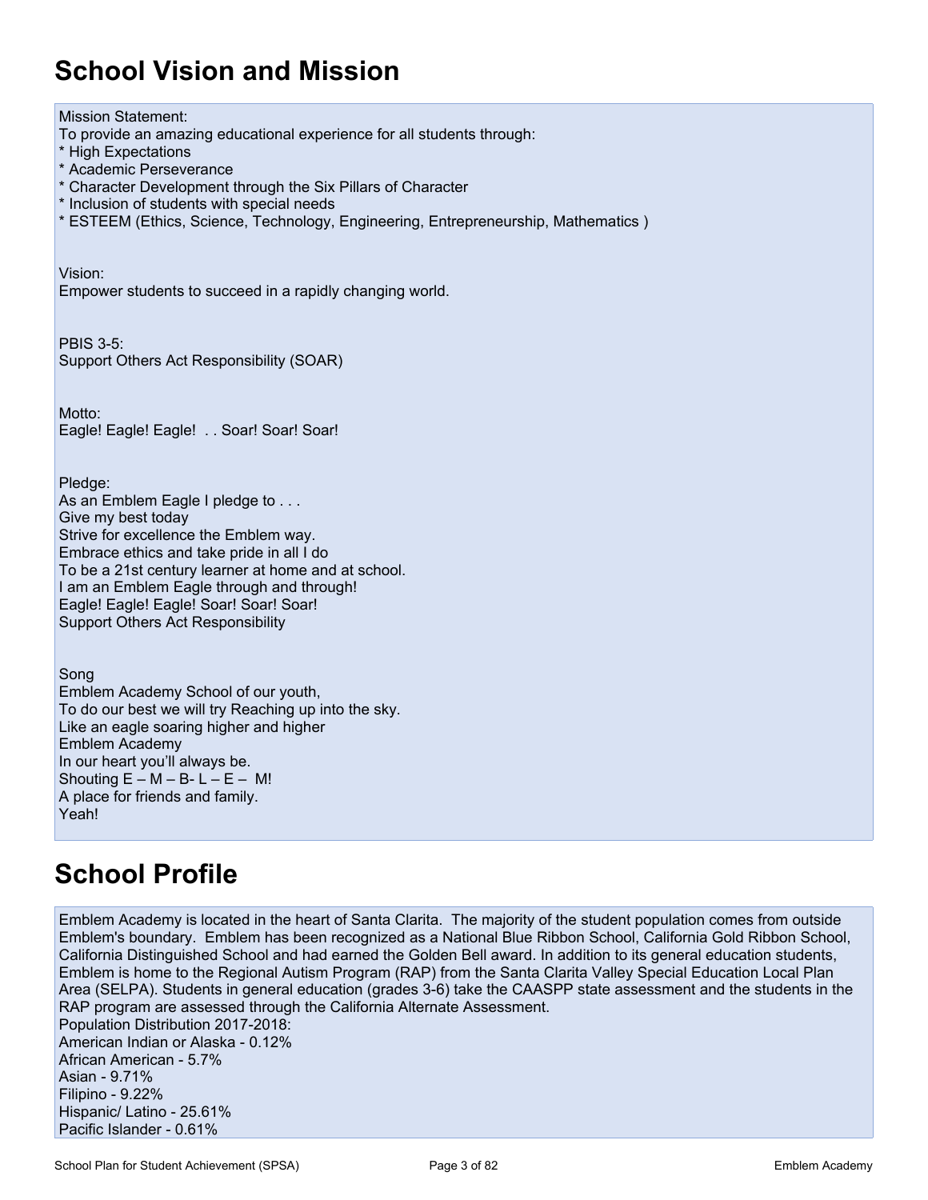# School Vision and Mission

Mission Statement:
To provide an amazing educational experience for all students through:
* High Expectations
* Academic Perseverance
* Character Development through the Six Pillars of Character
* Inclusion of students with special needs
* ESTEEM (Ethics, Science, Technology, Engineering, Entrepreneurship, Mathematics )

Vision:
Empower students to succeed in a rapidly changing world.

PBIS 3-5:
Support Others Act Responsibility (SOAR)

Motto:
Eagle! Eagle! Eagle! . . Soar! Soar! Soar!

Pledge:
As an Emblem Eagle I pledge to . . .
Give my best today
Strive for excellence the Emblem way.
Embrace ethics and take pride in all I do
To be a 21st century learner at home and at school.
I am an Emblem Eagle through and through!
Eagle! Eagle! Eagle! Soar! Soar! Soar!
Support Others Act Responsibility

Song
Emblem Academy School of our youth,
To do our best we will try Reaching up into the sky.
Like an eagle soaring higher and higher
Emblem Academy
In our heart you'll always be.
Shouting E – M – B- L – E – M!
A place for friends and family.
Yeah!

# School Profile

Emblem Academy is located in the heart of Santa Clarita. The majority of the student population comes from outside Emblem's boundary. Emblem has been recognized as a National Blue Ribbon School, California Gold Ribbon School, California Distinguished School and had earned the Golden Bell award. In addition to its general education students, Emblem is home to the Regional Autism Program (RAP) from the Santa Clarita Valley Special Education Local Plan Area (SELPA). Students in general education (grades 3-6) take the CAASPP state assessment and the students in the RAP program are assessed through the California Alternate Assessment.
Population Distribution 2017-2018:
American Indian or Alaska - 0.12%
African American - 5.7%
Asian - 9.71%
Filipino - 9.22%
Hispanic/ Latino - 25.61%
Pacific Islander - 0.61%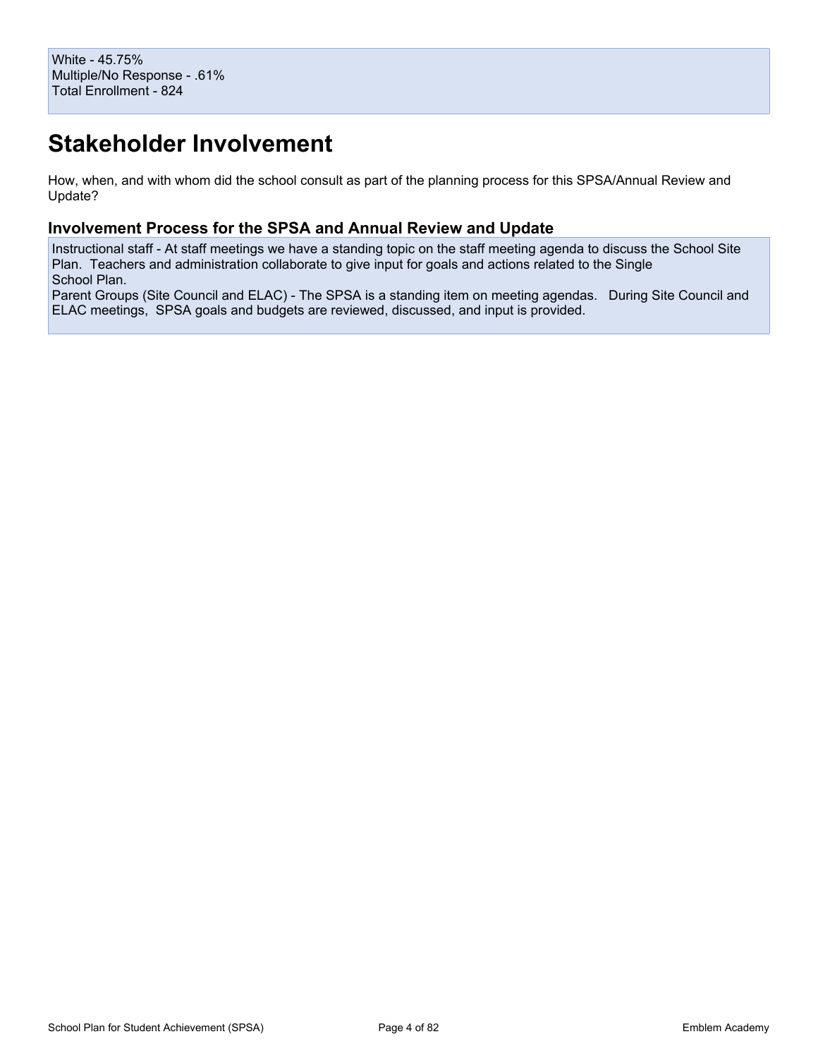White - 45.75%
Multiple/No Response - .61%
Total Enrollment - 824

# Stakeholder Involvement

How, when, and with whom did the school consult as part of the planning process for this SPSA/Annual Review and Update?

### Involvement Process for the SPSA and Annual Review and Update

Instructional staff - At staff meetings we have a standing topic on the staff meeting agenda to discuss the School Site Plan. Teachers and administration collaborate to give input for goals and actions related to the Single School Plan.
Parent Groups (Site Council and ELAC) - The SPSA is a standing item on meeting agendas. During Site Council and ELAC meetings, SPSA goals and budgets are reviewed, discussed, and input is provided.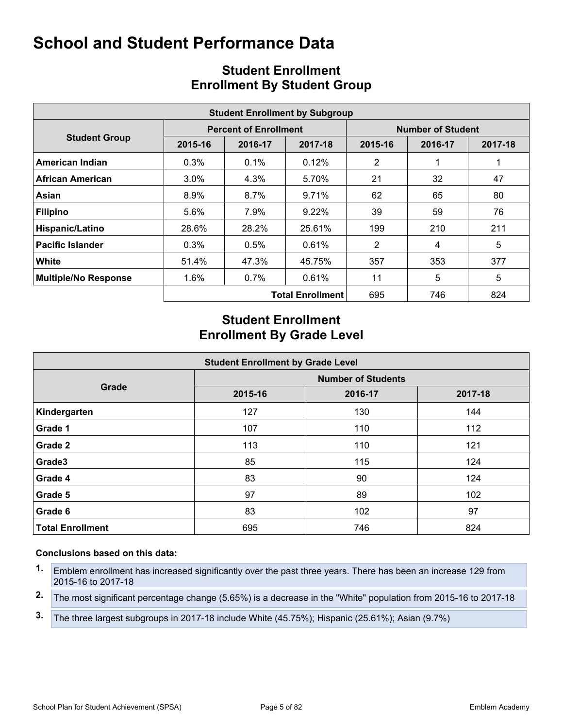# School and Student Performance Data

## Student Enrollment
## Enrollment By Student Group

| Student Enrollment by Subgroup | | | | | | |
|---|---|---|---|---|---|---|
| **Student Group** | **Percent of Enrollment** | | | **Number of Student** | | |
| | **2015-16** | **2016-17** | **2017-18** | **2015-16** | **2016-17** | **2017-18** |
| **American Indian** | 0.3% | 0.1% | 0.12% | 2 | 1 | 1 |
| **African American** | 3.0% | 4.3% | 5.70% | 21 | 32 | 47 |
| **Asian** | 8.9% | 8.7% | 9.71% | 62 | 65 | 80 |
| **Filipino** | 5.6% | 7.9% | 9.22% | 39 | 59 | 76 |
| **Hispanic/Latino** | 28.6% | 28.2% | 25.61% | 199 | 210 | 211 |
| **Pacific Islander** | 0.3% | 0.5% | 0.61% | 2 | 4 | 5 |
| **White** | 51.4% | 47.3% | 45.75% | 357 | 353 | 377 |
| **Multiple/No Response** | 1.6% | 0.7% | 0.61% | 11 | 5 | 5 |
| | | | **Total Enrollment** | 695 | 746 | 824 |

## Student Enrollment
## Enrollment By Grade Level

| Student Enrollment by Grade Level | | | |
|---|---|---|---|
| **Grade** | **Number of Students** | | |
| | **2015-16** | **2016-17** | **2017-18** |
| **Kindergarten** | 127 | 130 | 144 |
| **Grade 1** | 107 | 110 | 112 |
| **Grade 2** | 113 | 110 | 121 |
| **Grade3** | 85 | 115 | 124 |
| **Grade 4** | 83 | 90 | 124 |
| **Grade 5** | 97 | 89 | 102 |
| **Grade 6** | 83 | 102 | 97 |
| **Total Enrollment** | 695 | 746 | 824 |

**Conclusions based on this data:**

1. Emblem enrollment has increased significantly over the past three years. There has been an increase 129 from 2015-16 to 2017-18
2. The most significant percentage change (5.65%) is a decrease in the "White" population from 2015-16 to 2017-18
3. The three largest subgroups in 2017-18 include White (45.75%); Hispanic (25.61%); Asian (9.7%)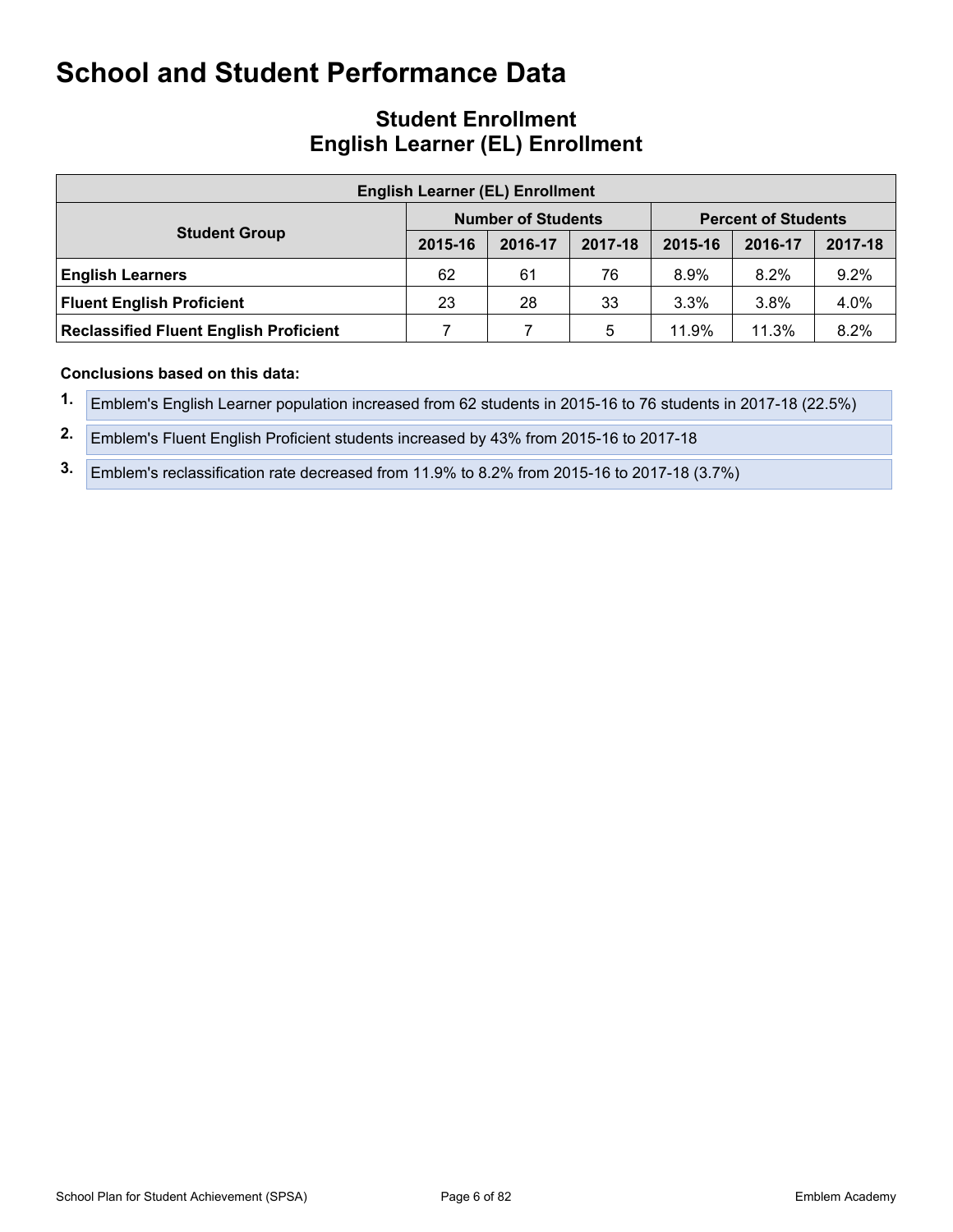# School and Student Performance Data

## Student Enrollment
## English Learner (EL) Enrollment

| English Learner (EL) Enrollment | | | | | | |
|---|---|---|---|---|---|---|
| **Student Group** | **Number of Students** | | | **Percent of Students** | | |
| | **2015-16** | **2016-17** | **2017-18** | **2015-16** | **2016-17** | **2017-18** |
| **English Learners** | 62 | 61 | 76 | 8.9% | 8.2% | 9.2% |
| **Fluent English Proficient** | 23 | 28 | 33 | 3.3% | 3.8% | 4.0% |
| **Reclassified Fluent English Proficient** | 7 | 7 | 5 | 11.9% | 11.3% | 8.2% |

**Conclusions based on this data:**

1. Emblem's English Learner population increased from 62 students in 2015-16 to 76 students in 2017-18 (22.5%)
2. Emblem's Fluent English Proficient students increased by 43% from 2015-16 to 2017-18
3. Emblem's reclassification rate decreased from 11.9% to 8.2% from 2015-16 to 2017-18 (3.7%)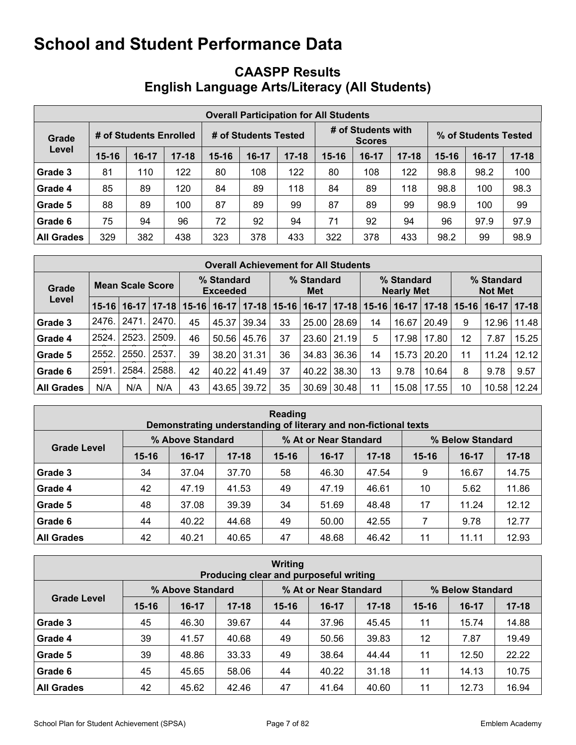# School and Student Performance Data

## CAASPP Results
## English Language Arts/Literacy (All Students)

| Overall Participation for All Students | | | | | | | | | | | | |
|---|---|---|---|---|---|---|---|---|---|---|---|---|
| Grade Level | # of Students Enrolled | | | # of Students Tested | | | # of Students with Scores | | | % of Students Tested | | |
| | 15-16 | 16-17 | 17-18 | 15-16 | 16-17 | 17-18 | 15-16 | 16-17 | 17-18 | 15-16 | 16-17 | 17-18 |
| Grade 3 | 81 | 110 | 122 | 80 | 108 | 122 | 80 | 108 | 122 | 98.8 | 98.2 | 100 |
| Grade 4 | 85 | 89 | 120 | 84 | 89 | 118 | 84 | 89 | 118 | 98.8 | 100 | 98.3 |
| Grade 5 | 88 | 89 | 100 | 87 | 89 | 99 | 87 | 89 | 99 | 98.9 | 100 | 99 |
| Grade 6 | 75 | 94 | 96 | 72 | 92 | 94 | 71 | 92 | 94 | 96 | 97.9 | 97.9 |
| All Grades | 329 | 382 | 438 | 323 | 378 | 433 | 322 | 378 | 433 | 98.2 | 99 | 98.9 |

| Overall Achievement for All Students | | | | | | | | | | | | | | | |
|---|---|---|---|---|---|---|---|---|---|---|---|---|---|---|---|
| Grade Level | Mean Scale Score | | | % Standard Exceeded | | | % Standard Met | | | % Standard Nearly Met | | | % Standard Not Met | | |
| | 15-16 | 16-17 | 17-18 | 15-16 | 16-17 | 17-18 | 15-16 | 16-17 | 17-18 | 15-16 | 16-17 | 17-18 | 15-16 | 16-17 | 17-18 |
| Grade 3 | 2476. | 2471. | 2470. | 45 | 45.37 | 39.34 | 33 | 25.00 | 28.69 | 14 | 16.67 | 20.49 | 9 | 12.96 | 11.48 |
| Grade 4 | 2524. | 2523. | 2509. | 46 | 50.56 | 45.76 | 37 | 23.60 | 21.19 | 5 | 17.98 | 17.80 | 12 | 7.87 | 15.25 |
| Grade 5 | 2552. | 2550. | 2537. | 39 | 38.20 | 31.31 | 36 | 34.83 | 36.36 | 14 | 15.73 | 20.20 | 11 | 11.24 | 12.12 |
| Grade 6 | 2591. | 2584. | 2588. | 42 | 40.22 | 41.49 | 37 | 40.22 | 38.30 | 13 | 9.78 | 10.64 | 8 | 9.78 | 9.57 |
| All Grades | N/A | N/A | N/A | 43 | 43.65 | 39.72 | 35 | 30.69 | 30.48 | 11 | 15.08 | 17.55 | 10 | 10.58 | 12.24 |

| Reading<br>Demonstrating understanding of literary and non-fictional texts | | | | | | | | | |
|---|---|---|---|---|---|---|---|---|---|
| Grade Level | % Above Standard | | | % At or Near Standard | | | % Below Standard | | |
| | 15-16 | 16-17 | 17-18 | 15-16 | 16-17 | 17-18 | 15-16 | 16-17 | 17-18 |
| Grade 3 | 34 | 37.04 | 37.70 | 58 | 46.30 | 47.54 | 9 | 16.67 | 14.75 |
| Grade 4 | 42 | 47.19 | 41.53 | 49 | 47.19 | 46.61 | 10 | 5.62 | 11.86 |
| Grade 5 | 48 | 37.08 | 39.39 | 34 | 51.69 | 48.48 | 17 | 11.24 | 12.12 |
| Grade 6 | 44 | 40.22 | 44.68 | 49 | 50.00 | 42.55 | 7 | 9.78 | 12.77 |
| All Grades | 42 | 40.21 | 40.65 | 47 | 48.68 | 46.42 | 11 | 11.11 | 12.93 |

| Writing<br>Producing clear and purposeful writing | | | | | | | | | |
|---|---|---|---|---|---|---|---|---|---|
| Grade Level | % Above Standard | | | % At or Near Standard | | | % Below Standard | | |
| | 15-16 | 16-17 | 17-18 | 15-16 | 16-17 | 17-18 | 15-16 | 16-17 | 17-18 |
| Grade 3 | 45 | 46.30 | 39.67 | 44 | 37.96 | 45.45 | 11 | 15.74 | 14.88 |
| Grade 4 | 39 | 41.57 | 40.68 | 49 | 50.56 | 39.83 | 12 | 7.87 | 19.49 |
| Grade 5 | 39 | 48.86 | 33.33 | 49 | 38.64 | 44.44 | 11 | 12.50 | 22.22 |
| Grade 6 | 45 | 45.65 | 58.06 | 44 | 40.22 | 31.18 | 11 | 14.13 | 10.75 |
| All Grades | 42 | 45.62 | 42.46 | 47 | 41.64 | 40.60 | 11 | 12.73 | 16.94 |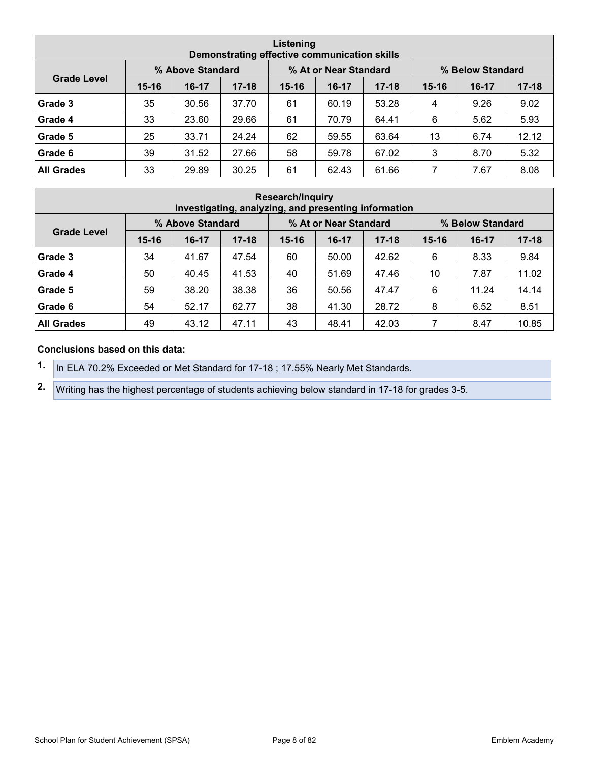| Listening<br>Demonstrating effective communication skills | | | | | | | | | |
|---|---|---|---|---|---|---|---|---|---|
| Grade Level | % Above Standard | | | % At or Near Standard | | | % Below Standard | | |
| | 15-16 | 16-17 | 17-18 | 15-16 | 16-17 | 17-18 | 15-16 | 16-17 | 17-18 |
| **Grade 3** | 35 | 30.56 | 37.70 | 61 | 60.19 | 53.28 | 4 | 9.26 | 9.02 |
| **Grade 4** | 33 | 23.60 | 29.66 | 61 | 70.79 | 64.41 | 6 | 5.62 | 5.93 |
| **Grade 5** | 25 | 33.71 | 24.24 | 62 | 59.55 | 63.64 | 13 | 6.74 | 12.12 |
| **Grade 6** | 39 | 31.52 | 27.66 | 58 | 59.78 | 67.02 | 3 | 8.70 | 5.32 |
| **All Grades** | 33 | 29.89 | 30.25 | 61 | 62.43 | 61.66 | 7 | 7.67 | 8.08 |

| Research/Inquiry<br>Investigating, analyzing, and presenting information | | | | | | | | | |
|---|---|---|---|---|---|---|---|---|---|
| Grade Level | % Above Standard | | | % At or Near Standard | | | % Below Standard | | |
| | 15-16 | 16-17 | 17-18 | 15-16 | 16-17 | 17-18 | 15-16 | 16-17 | 17-18 |
| **Grade 3** | 34 | 41.67 | 47.54 | 60 | 50.00 | 42.62 | 6 | 8.33 | 9.84 |
| **Grade 4** | 50 | 40.45 | 41.53 | 40 | 51.69 | 47.46 | 10 | 7.87 | 11.02 |
| **Grade 5** | 59 | 38.20 | 38.38 | 36 | 50.56 | 47.47 | 6 | 11.24 | 14.14 |
| **Grade 6** | 54 | 52.17 | 62.77 | 38 | 41.30 | 28.72 | 8 | 6.52 | 8.51 |
| **All Grades** | 49 | 43.12 | 47.11 | 43 | 48.41 | 42.03 | 7 | 8.47 | 10.85 |

**Conclusions based on this data:**

1. In ELA 70.2% Exceeded or Met Standard for 17-18 ; 17.55% Nearly Met Standards.
2. Writing has the highest percentage of students achieving below standard in 17-18 for grades 3-5.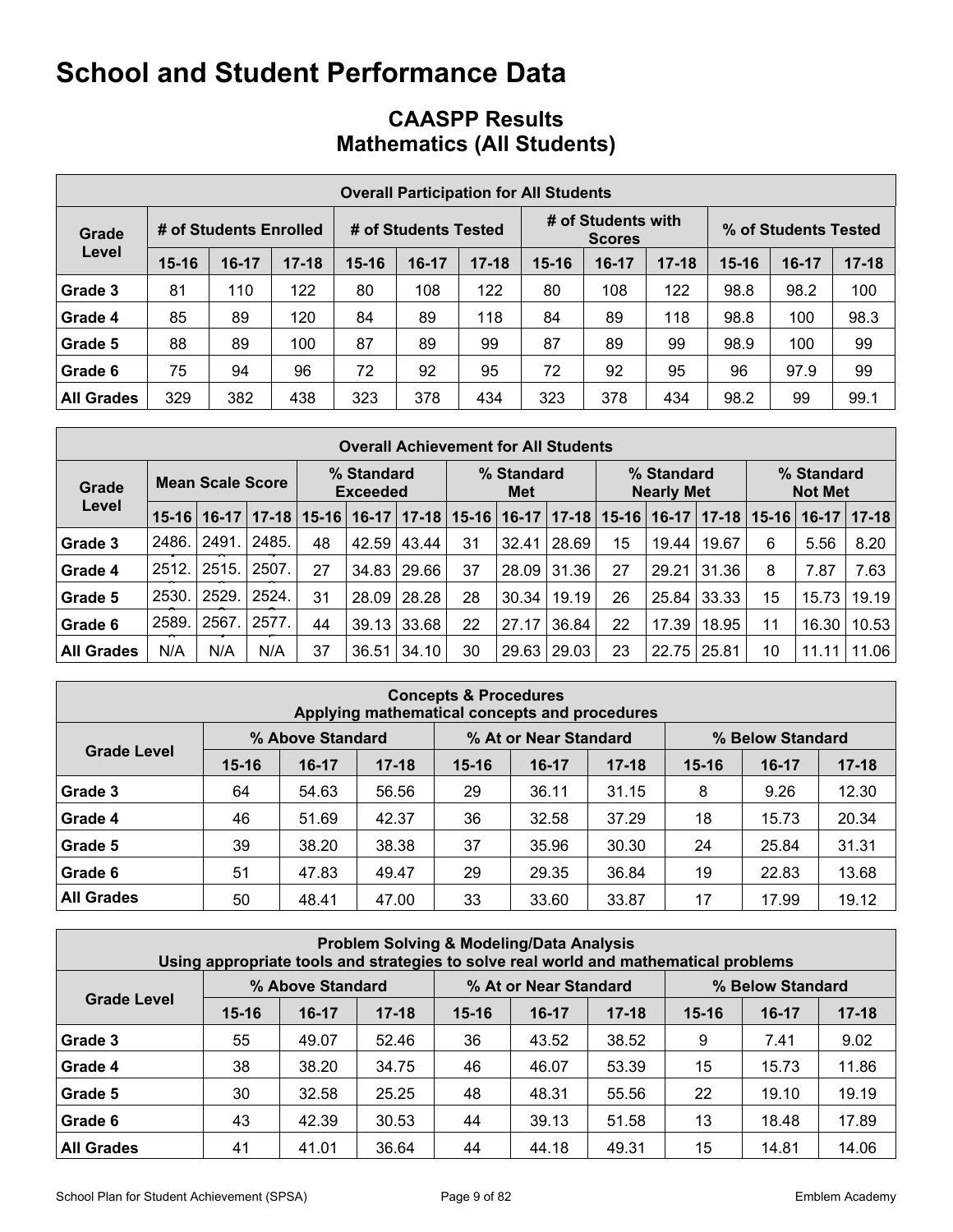# School and Student Performance Data

## CAASPP Results
## Mathematics (All Students)

| Overall Participation for All Students | | | | | | | | | | | | |
|---|---|---|---|---|---|---|---|---|---|---|---|---|
| Grade Level | # of Students Enrolled | | | # of Students Tested | | | # of Students with Scores | | | % of Students Tested | | |
| | 15-16 | 16-17 | 17-18 | 15-16 | 16-17 | 17-18 | 15-16 | 16-17 | 17-18 | 15-16 | 16-17 | 17-18 |
| Grade 3 | 81 | 110 | 122 | 80 | 108 | 122 | 80 | 108 | 122 | 98.8 | 98.2 | 100 |
| Grade 4 | 85 | 89 | 120 | 84 | 89 | 118 | 84 | 89 | 118 | 98.8 | 100 | 98.3 |
| Grade 5 | 88 | 89 | 100 | 87 | 89 | 99 | 87 | 89 | 99 | 98.9 | 100 | 99 |
| Grade 6 | 75 | 94 | 96 | 72 | 92 | 95 | 72 | 92 | 95 | 96 | 97.9 | 99 |
| All Grades | 329 | 382 | 438 | 323 | 378 | 434 | 323 | 378 | 434 | 98.2 | 99 | 99.1 |

| Overall Achievement for All Students | | | | | | | | | | | | | | | |
|---|---|---|---|---|---|---|---|---|---|---|---|---|---|---|---|
| Grade Level | Mean Scale Score | | | % Standard Exceeded | | | % Standard Met | | | % Standard Nearly Met | | | % Standard Not Met | | |
| | 15-16 | 16-17 | 17-18 | 15-16 | 16-17 | 17-18 | 15-16 | 16-17 | 17-18 | 15-16 | 16-17 | 17-18 | 15-16 | 16-17 | 17-18 |
| Grade 3 | 2486. | 2491. | 2485. | 48 | 42.59 | 43.44 | 31 | 32.41 | 28.69 | 15 | 19.44 | 19.67 | 6 | 5.56 | 8.20 |
| Grade 4 | 2512. | 2515. | 2507. | 27 | 34.83 | 29.66 | 37 | 28.09 | 31.36 | 27 | 29.21 | 31.36 | 8 | 7.87 | 7.63 |
| Grade 5 | 2530. | 2529. | 2524. | 31 | 28.09 | 28.28 | 28 | 30.34 | 19.19 | 26 | 25.84 | 33.33 | 15 | 15.73 | 19.19 |
| Grade 6 | 2589. | 2567. | 2577. | 44 | 39.13 | 33.68 | 22 | 27.17 | 36.84 | 22 | 17.39 | 18.95 | 11 | 16.30 | 10.53 |
| All Grades | N/A | N/A | N/A | 37 | 36.51 | 34.10 | 30 | 29.63 | 29.03 | 23 | 22.75 | 25.81 | 10 | 11.11 | 11.06 |

| Concepts & Procedures<br>Applying mathematical concepts and procedures | | | | | | | | | |
|---|---|---|---|---|---|---|---|---|---|
| Grade Level | % Above Standard | | | % At or Near Standard | | | % Below Standard | | |
| | 15-16 | 16-17 | 17-18 | 15-16 | 16-17 | 17-18 | 15-16 | 16-17 | 17-18 |
| Grade 3 | 64 | 54.63 | 56.56 | 29 | 36.11 | 31.15 | 8 | 9.26 | 12.30 |
| Grade 4 | 46 | 51.69 | 42.37 | 36 | 32.58 | 37.29 | 18 | 15.73 | 20.34 |
| Grade 5 | 39 | 38.20 | 38.38 | 37 | 35.96 | 30.30 | 24 | 25.84 | 31.31 |
| Grade 6 | 51 | 47.83 | 49.47 | 29 | 29.35 | 36.84 | 19 | 22.83 | 13.68 |
| All Grades | 50 | 48.41 | 47.00 | 33 | 33.60 | 33.87 | 17 | 17.99 | 19.12 |

| Problem Solving & Modeling/Data Analysis<br>Using appropriate tools and strategies to solve real world and mathematical problems | | | | | | | | | |
|---|---|---|---|---|---|---|---|---|---|
| Grade Level | % Above Standard | | | % At or Near Standard | | | % Below Standard | | |
| | 15-16 | 16-17 | 17-18 | 15-16 | 16-17 | 17-18 | 15-16 | 16-17 | 17-18 |
| Grade 3 | 55 | 49.07 | 52.46 | 36 | 43.52 | 38.52 | 9 | 7.41 | 9.02 |
| Grade 4 | 38 | 38.20 | 34.75 | 46 | 46.07 | 53.39 | 15 | 15.73 | 11.86 |
| Grade 5 | 30 | 32.58 | 25.25 | 48 | 48.31 | 55.56 | 22 | 19.10 | 19.19 |
| Grade 6 | 43 | 42.39 | 30.53 | 44 | 39.13 | 51.58 | 13 | 18.48 | 17.89 |
| All Grades | 41 | 41.01 | 36.64 | 44 | 44.18 | 49.31 | 15 | 14.81 | 14.06 |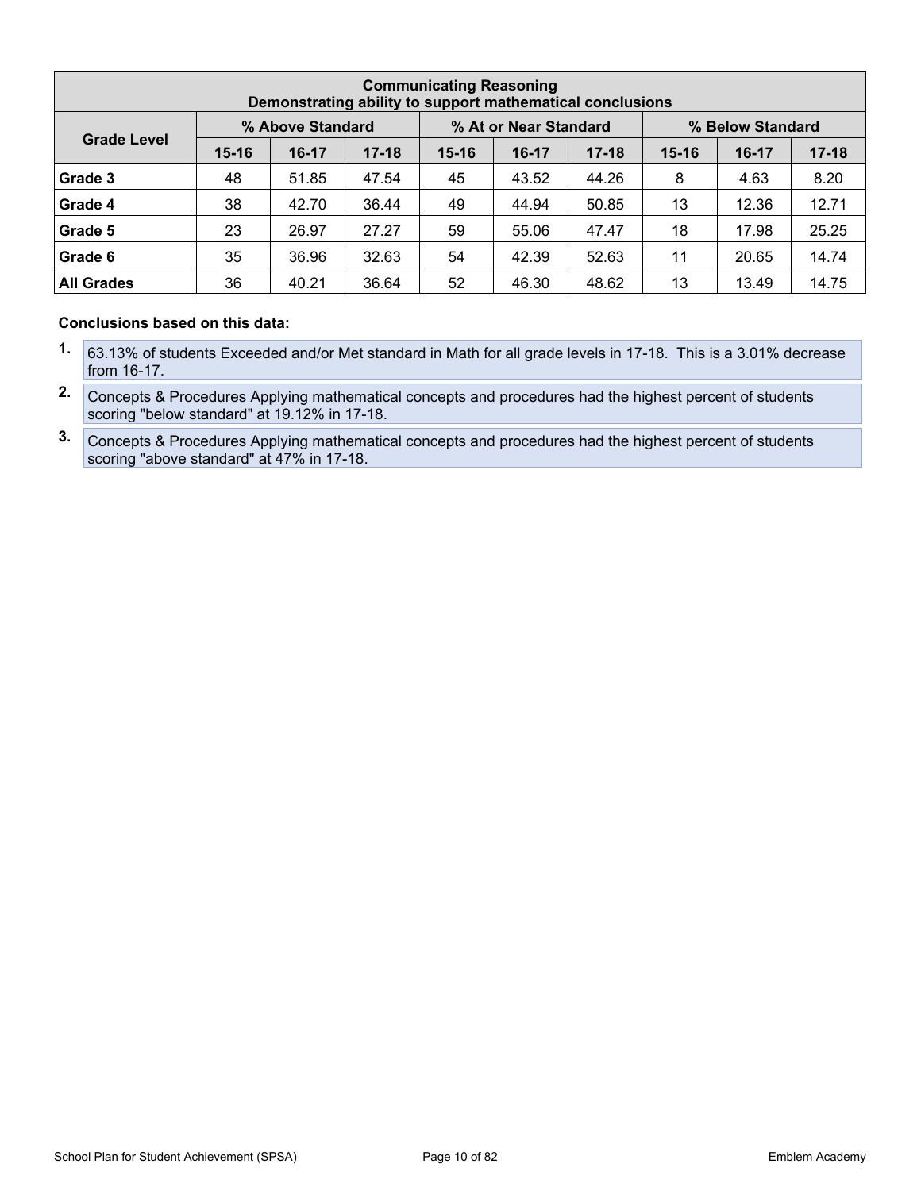| Communicating Reasoning<br>Demonstrating ability to support mathematical conclusions | | | | | | | | | |
|---|---|---|---|---|---|---|---|---|---|
| Grade Level | % Above Standard | | | % At or Near Standard | | | % Below Standard | | |
| | 15-16 | 16-17 | 17-18 | 15-16 | 16-17 | 17-18 | 15-16 | 16-17 | 17-18 |
| **Grade 3** | 48 | 51.85 | 47.54 | 45 | 43.52 | 44.26 | 8 | 4.63 | 8.20 |
| **Grade 4** | 38 | 42.70 | 36.44 | 49 | 44.94 | 50.85 | 13 | 12.36 | 12.71 |
| **Grade 5** | 23 | 26.97 | 27.27 | 59 | 55.06 | 47.47 | 18 | 17.98 | 25.25 |
| **Grade 6** | 35 | 36.96 | 32.63 | 54 | 42.39 | 52.63 | 11 | 20.65 | 14.74 |
| **All Grades** | 36 | 40.21 | 36.64 | 52 | 46.30 | 48.62 | 13 | 13.49 | 14.75 |

**Conclusions based on this data:**

1. 63.13% of students Exceeded and/or Met standard in Math for all grade levels in 17-18. This is a 3.01% decrease from 16-17.
2. Concepts & Procedures Applying mathematical concepts and procedures had the highest percent of students scoring "below standard" at 19.12% in 17-18.
3. Concepts & Procedures Applying mathematical concepts and procedures had the highest percent of students scoring "above standard" at 47% in 17-18.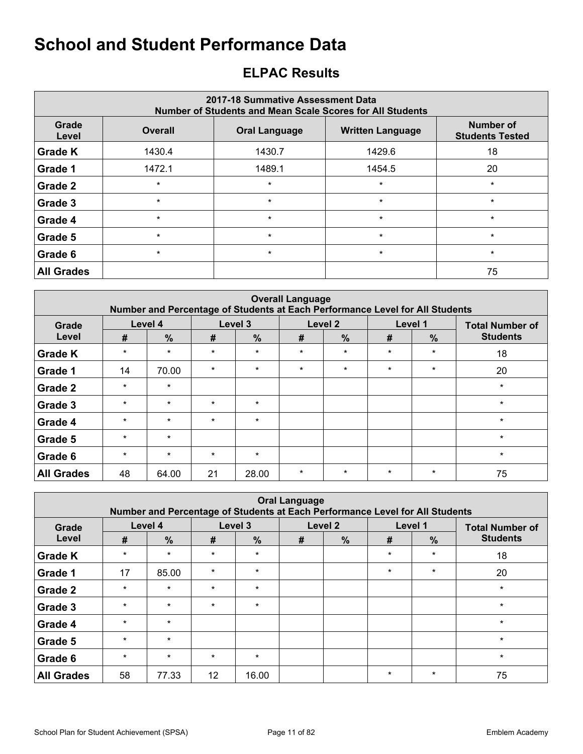# School and Student Performance Data

## ELPAC Results

| 2017-18 Summative Assessment Data<br>Number of Students and Mean Scale Scores for All Students | | | | |
|---|---|---|---|---|
| Grade Level | Overall | Oral Language | Written Language | Number of Students Tested |
| Grade K | 1430.4 | 1430.7 | 1429.6 | 18 |
| Grade 1 | 1472.1 | 1489.1 | 1454.5 | 20 |
| Grade 2 | * | * | * | * |
| Grade 3 | * | * | * | * |
| Grade 4 | * | * | * | * |
| Grade 5 | * | * | * | * |
| Grade 6 | * | * | * | * |
| All Grades | | | | 75 |

| Overall Language<br>Number and Percentage of Students at Each Performance Level for All Students | | | | | | | | | |
|---|---|---|---|---|---|---|---|---|---|
| Grade Level | Level 4 | | Level 3 | | Level 2 | | Level 1 | | Total Number of Students |
| | # | % | # | % | # | % | # | % | |
| Grade K | * | * | * | * | * | * | * | * | 18 |
| Grade 1 | 14 | 70.00 | * | * | * | * | * | * | 20 |
| Grade 2 | * | * | | | | | | | * |
| Grade 3 | * | * | * | * | | | | | * |
| Grade 4 | * | * | * | * | | | | | * |
| Grade 5 | * | * | | | | | | | * |
| Grade 6 | * | * | * | * | | | | | * |
| All Grades | 48 | 64.00 | 21 | 28.00 | * | * | * | * | 75 |

| Oral Language<br>Number and Percentage of Students at Each Performance Level for All Students | | | | | | | | | |
|---|---|---|---|---|---|---|---|---|---|
| Grade Level | Level 4 | | Level 3 | | Level 2 | | Level 1 | | Total Number of Students |
| | # | % | # | % | # | % | # | % | |
| Grade K | * | * | * | * | | | * | * | 18 |
| Grade 1 | 17 | 85.00 | * | * | | | * | * | 20 |
| Grade 2 | * | * | * | * | | | | | * |
| Grade 3 | * | * | * | * | | | | | * |
| Grade 4 | * | * | | | | | | | * |
| Grade 5 | * | * | | | | | | | * |
| Grade 6 | * | * | * | * | | | | | * |
| All Grades | 58 | 77.33 | 12 | 16.00 | | | * | * | 75 |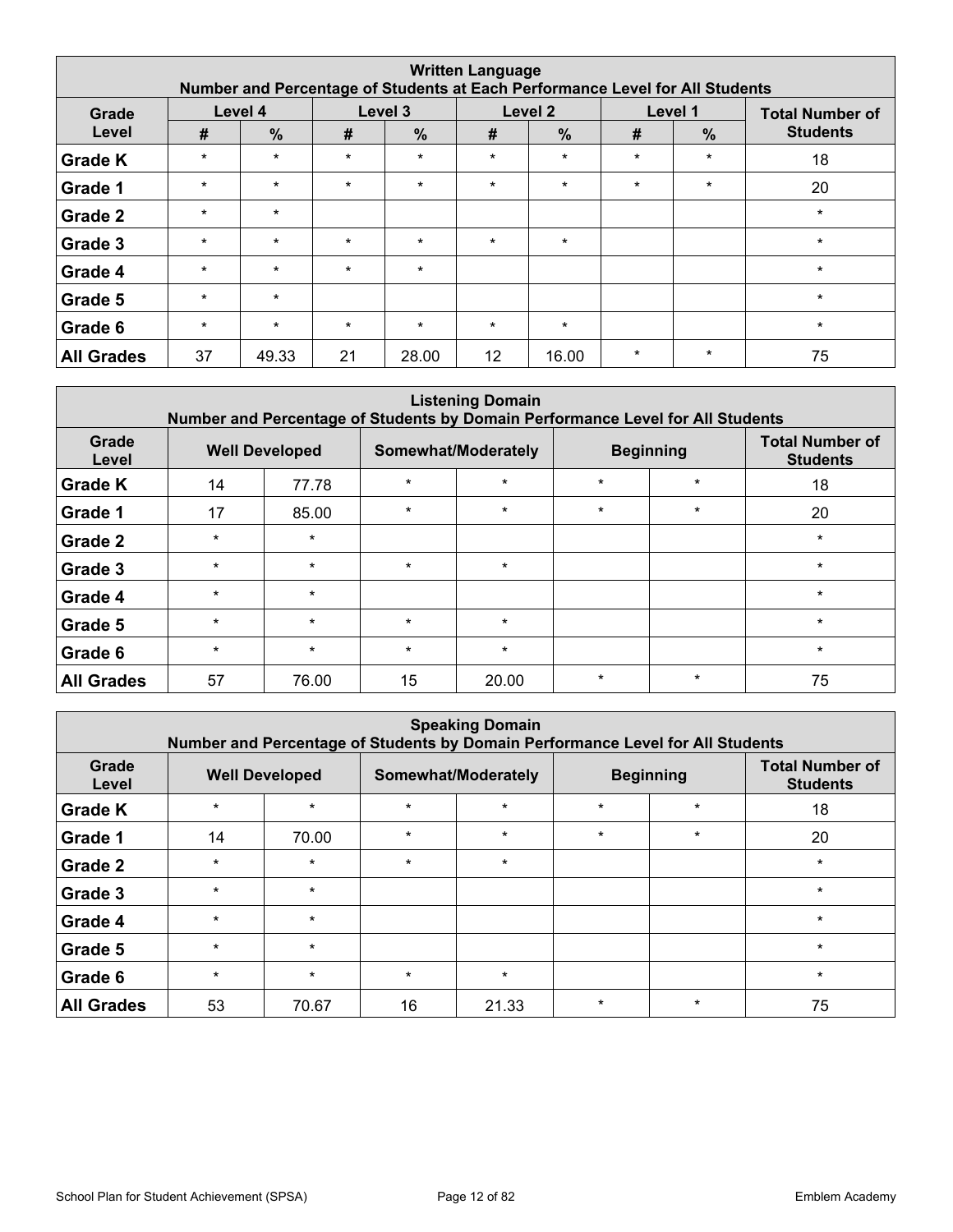| Written Language<br>Number and Percentage of Students at Each Performance Level for All Students | | | | | | | | | |
|---|---|---|---|---|---|---|---|---|---|
| Grade Level | Level 4 | | Level 3 | | Level 2 | | Level 1 | | Total Number of Students |
| | # | % | # | % | # | % | # | % | |
| Grade K | * | * | * | * | * | * | * | * | 18 |
| Grade 1 | * | * | * | * | * | * | * | * | 20 |
| Grade 2 | * | * | | | | | | | * |
| Grade 3 | * | * | * | * | * | * | | | * |
| Grade 4 | * | * | * | * | | | | | * |
| Grade 5 | * | * | | | | | | | * |
| Grade 6 | * | * | * | * | * | * | | | * |
| All Grades | 37 | 49.33 | 21 | 28.00 | 12 | 16.00 | * | * | 75 |

| Listening Domain<br>Number and Percentage of Students by Domain Performance Level for All Students | | | | | | | |
|---|---|---|---|---|---|---|---|
| Grade Level | Well Developed | | Somewhat/Moderately | | Beginning | | Total Number of Students |
| Grade K | 14 | 77.78 | * | * | * | * | 18 |
| Grade 1 | 17 | 85.00 | * | * | * | * | 20 |
| Grade 2 | * | * | | | | | * |
| Grade 3 | * | * | * | * | | | * |
| Grade 4 | * | * | | | | | * |
| Grade 5 | * | * | * | * | | | * |
| Grade 6 | * | * | * | * | | | * |
| All Grades | 57 | 76.00 | 15 | 20.00 | * | * | 75 |

| Speaking Domain<br>Number and Percentage of Students by Domain Performance Level for All Students | | | | | | | |
|---|---|---|---|---|---|---|---|
| Grade Level | Well Developed | | Somewhat/Moderately | | Beginning | | Total Number of Students |
| Grade K | * | * | * | * | * | * | 18 |
| Grade 1 | 14 | 70.00 | * | * | * | * | 20 |
| Grade 2 | * | * | * | * | | | * |
| Grade 3 | * | * | | | | | * |
| Grade 4 | * | * | | | | | * |
| Grade 5 | * | * | | | | | * |
| Grade 6 | * | * | * | * | | | * |
| All Grades | 53 | 70.67 | 16 | 21.33 | * | * | 75 |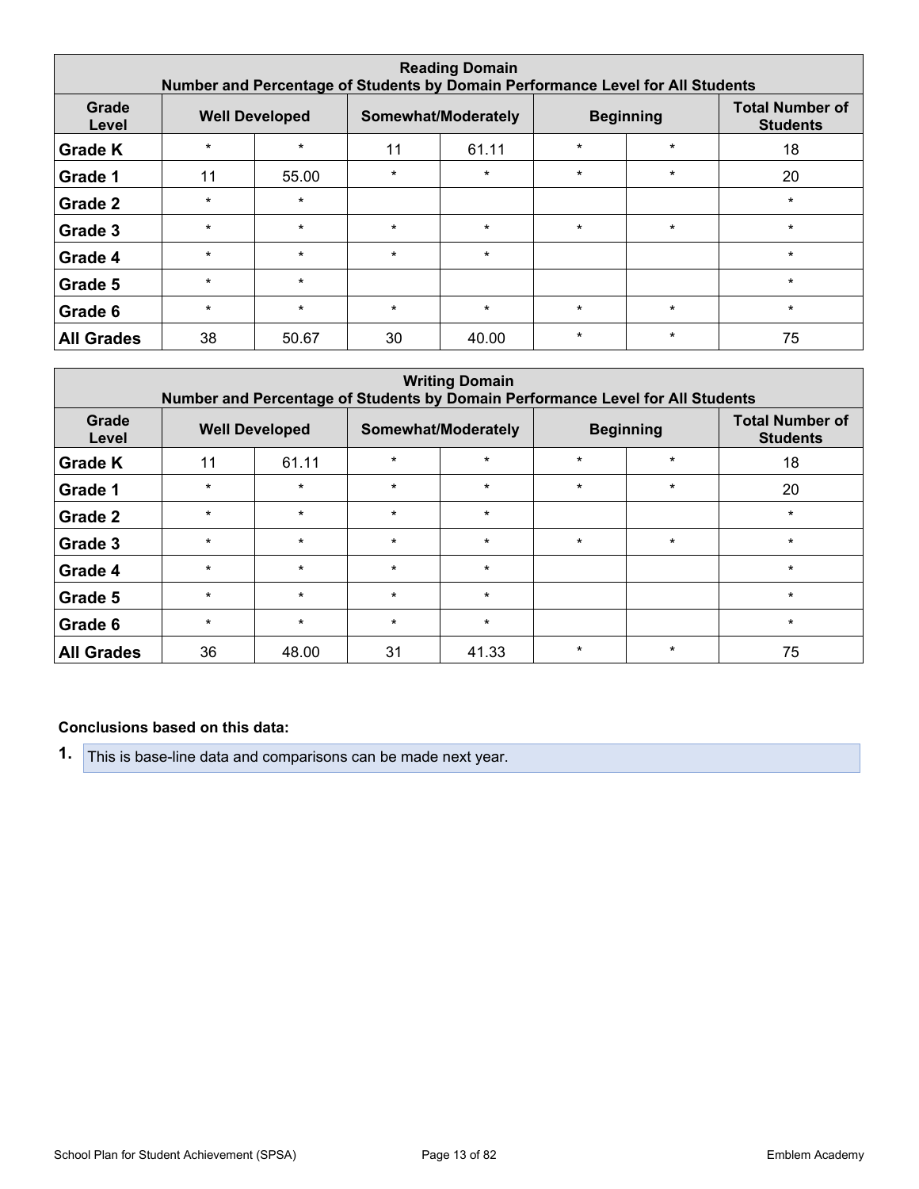| Reading Domain<br>Number and Percentage of Students by Domain Performance Level for All Students | | | | | | | |
|---|---|---|---|---|---|---|---|
| Grade Level | Well Developed | | Somewhat/Moderately | | Beginning | | Total Number of Students |
| Grade K | * | * | 11 | 61.11 | * | * | 18 |
| Grade 1 | 11 | 55.00 | * | * | * | * | 20 |
| Grade 2 | * | * | | | | | * |
| Grade 3 | * | * | * | * | * | * | * |
| Grade 4 | * | * | * | * | | | * |
| Grade 5 | * | * | | | | | * |
| Grade 6 | * | * | * | * | * | * | * |
| All Grades | 38 | 50.67 | 30 | 40.00 | * | * | 75 |

| Writing Domain<br>Number and Percentage of Students by Domain Performance Level for All Students | | | | | | | |
|---|---|---|---|---|---|---|---|
| Grade Level | Well Developed | | Somewhat/Moderately | | Beginning | | Total Number of Students |
| Grade K | 11 | 61.11 | * | * | * | * | 18 |
| Grade 1 | * | * | * | * | * | * | 20 |
| Grade 2 | * | * | * | * | | | * |
| Grade 3 | * | * | * | * | * | * | * |
| Grade 4 | * | * | * | * | | | * |
| Grade 5 | * | * | * | * | | | * |
| Grade 6 | * | * | * | * | | | * |
| All Grades | 36 | 48.00 | 31 | 41.33 | * | * | 75 |

**Conclusions based on this data:**

1. This is base-line data and comparisons can be made next year.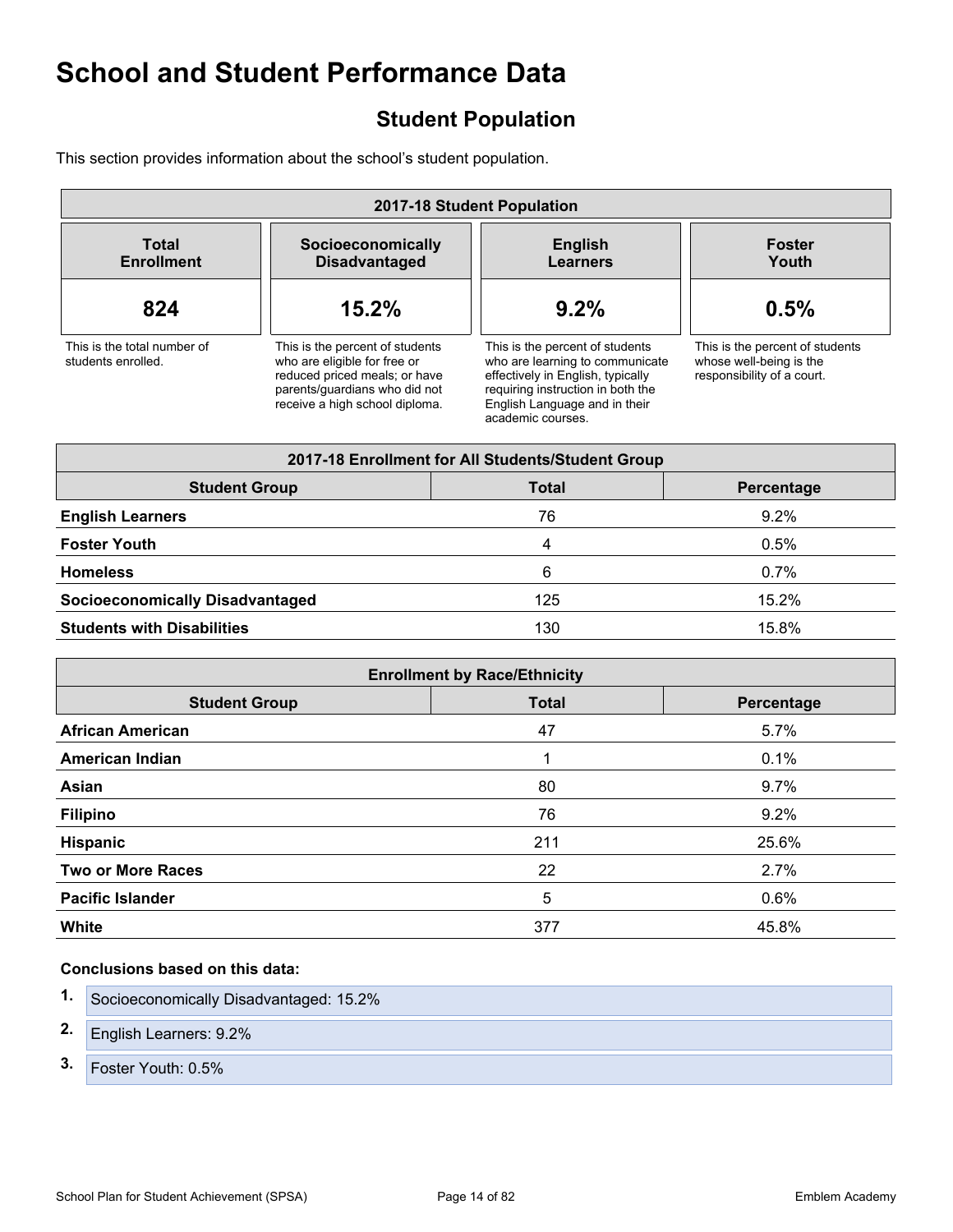# School and Student Performance Data

## Student Population

This section provides information about the school's student population.

| 2017-18 Student Population | | | |
|---|---|---|---|
| **Total Enrollment** | **Socioeconomically Disadvantaged** | **English Learners** | **Foster Youth** |
| **824** | **15.2%** | **9.2%** | **0.5%** |
| This is the total number of students enrolled. | This is the percent of students who are eligible for free or reduced priced meals; or have parents/guardians who did not receive a high school diploma. | This is the percent of students who are learning to communicate effectively in English, typically requiring instruction in both the English Language and in their academic courses. | This is the percent of students whose well-being is the responsibility of a court. |

| 2017-18 Enrollment for All Students/Student Group | | |
|---|---|---|
| **Student Group** | **Total** | **Percentage** |
| **English Learners** | 76 | 9.2% |
| **Foster Youth** | 4 | 0.5% |
| **Homeless** | 6 | 0.7% |
| **Socioeconomically Disadvantaged** | 125 | 15.2% |
| **Students with Disabilities** | 130 | 15.8% |

| Enrollment by Race/Ethnicity | | |
|---|---|---|
| **Student Group** | **Total** | **Percentage** |
| **African American** | 47 | 5.7% |
| **American Indian** | 1 | 0.1% |
| **Asian** | 80 | 9.7% |
| **Filipino** | 76 | 9.2% |
| **Hispanic** | 211 | 25.6% |
| **Two or More Races** | 22 | 2.7% |
| **Pacific Islander** | 5 | 0.6% |
| **White** | 377 | 45.8% |

**Conclusions based on this data:**

1. Socioeconomically Disadvantaged: 15.2%
2. English Learners: 9.2%
3. Foster Youth: 0.5%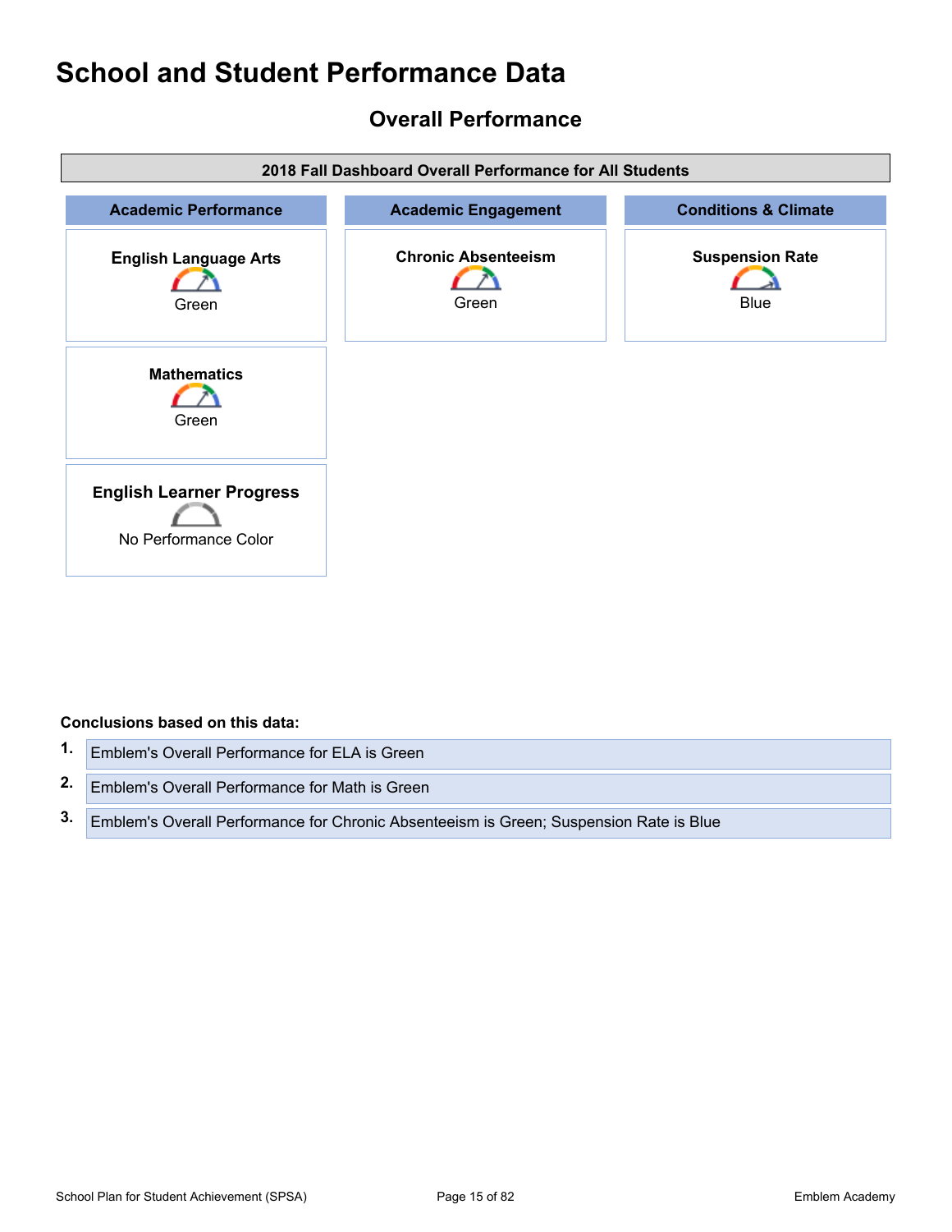# School and Student Performance Data

## Overall Performance

| 2018 Fall Dashboard Overall Performance for All Students | | |
|---|---|---|
| **Academic Performance** | **Academic Engagement** | **Conditions & Climate** |
| **English Language Arts** Green | **Chronic Absenteeism** Green | **Suspension Rate** Blue |
| **Mathematics** Green | | |
| **English Learner Progress** No Performance Color | | |

**Conclusions based on this data:**

1. Emblem's Overall Performance for ELA is Green
2. Emblem's Overall Performance for Math is Green
3. Emblem's Overall Performance for Chronic Absenteeism is Green; Suspension Rate is Blue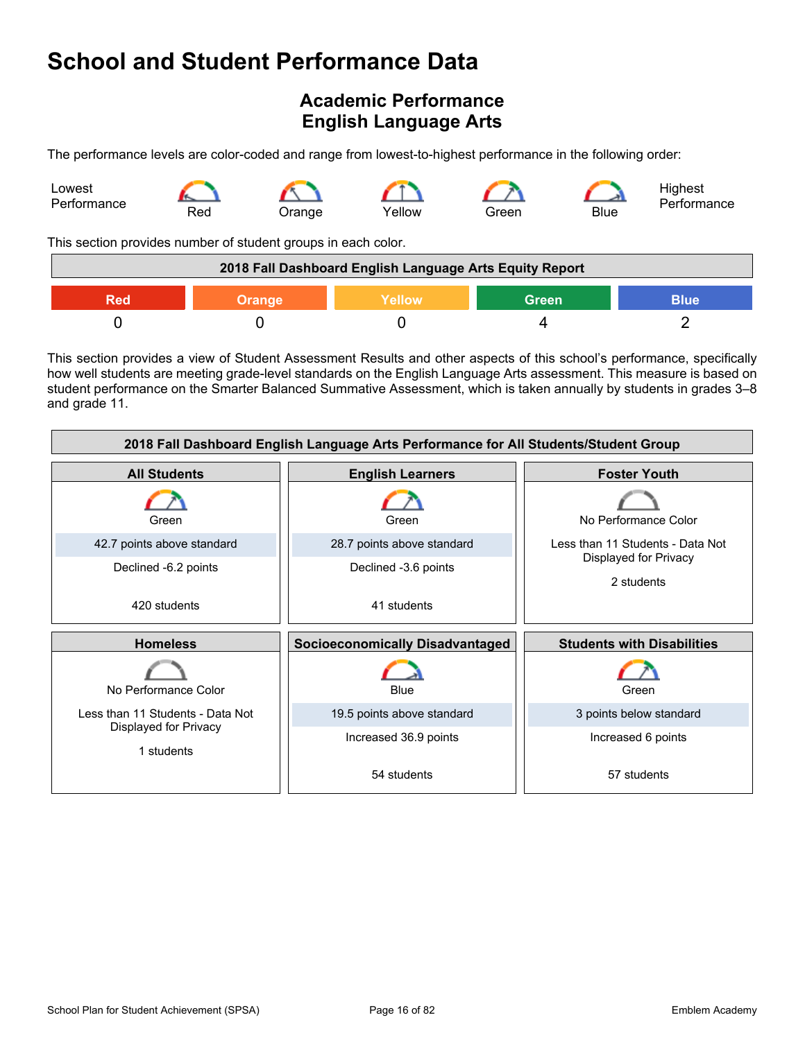# School and Student Performance Data

## Academic Performance
## English Language Arts

The performance levels are color-coded and range from lowest-to-highest performance in the following order:

Lowest Performance — Red — Orange — Yellow — Green — Blue — Highest Performance

This section provides number of student groups in each color.

| 2018 Fall Dashboard English Language Arts Equity Report | | | | |
|---|---|---|---|---|
| Red | Orange | Yellow | Green | Blue |
| 0 | 0 | 0 | 4 | 2 |

This section provides a view of Student Assessment Results and other aspects of this school's performance, specifically how well students are meeting grade-level standards on the English Language Arts assessment. This measure is based on student performance on the Smarter Balanced Summative Assessment, which is taken annually by students in grades 3–8 and grade 11.

| 2018 Fall Dashboard English Language Arts Performance for All Students/Student Group | | |
|---|---|---|
| **All Students** | **English Learners** | **Foster Youth** |
| Green | Green | No Performance Color |
| 42.7 points above standard | 28.7 points above standard | Less than 11 Students - Data Not Displayed for Privacy |
| Declined -6.2 points | Declined -3.6 points | 2 students |
| 420 students | 41 students | |
| **Homeless** | **Socioeconomically Disadvantaged** | **Students with Disabilities** |
| No Performance Color | Blue | Green |
| Less than 11 Students - Data Not Displayed for Privacy | 19.5 points above standard | 3 points below standard |
| 1 students | Increased 36.9 points | Increased 6 points |
| | 54 students | 57 students |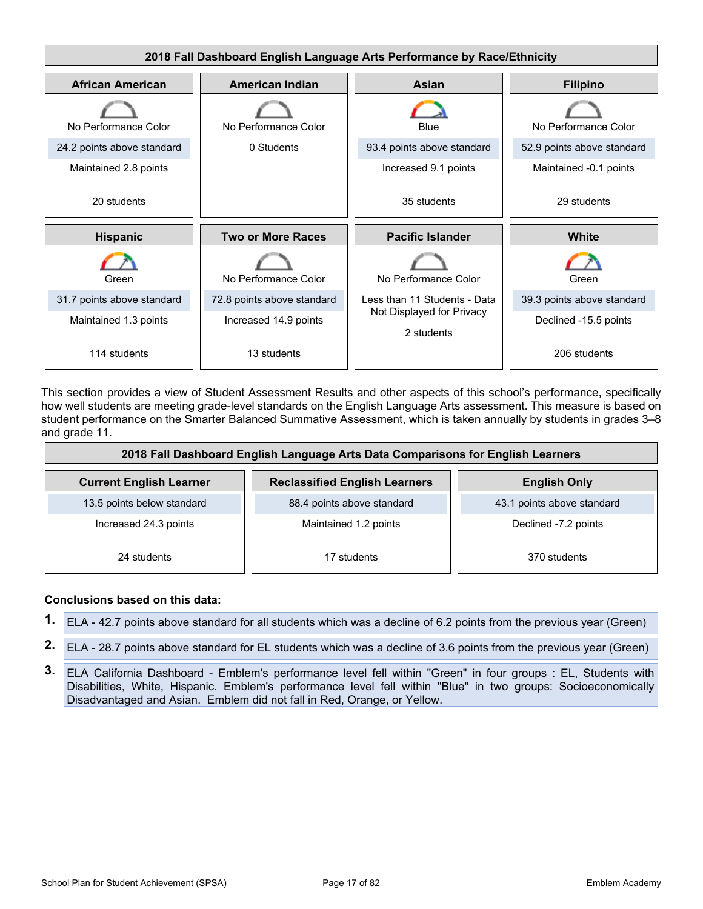## 2018 Fall Dashboard English Language Arts Performance by Race/Ethnicity

| African American | American Indian | Asian | Filipino |
|---|---|---|---|
| No Performance Color | No Performance Color | Blue | No Performance Color |
| 24.2 points above standard | 0 Students | 93.4 points above standard | 52.9 points above standard |
| Maintained 2.8 points | | Increased 9.1 points | Maintained -0.1 points |
| 20 students | | 35 students | 29 students |

| Hispanic | Two or More Races | Pacific Islander | White |
|---|---|---|---|
| Green | No Performance Color | No Performance Color | Green |
| 31.7 points above standard | 72.8 points above standard | Less than 11 Students - Data Not Displayed for Privacy | 39.3 points above standard |
| Maintained 1.3 points | Increased 14.9 points | 2 students | Declined -15.5 points |
| 114 students | 13 students | | 206 students |

This section provides a view of Student Assessment Results and other aspects of this school's performance, specifically how well students are meeting grade-level standards on the English Language Arts assessment. This measure is based on student performance on the Smarter Balanced Summative Assessment, which is taken annually by students in grades 3–8 and grade 11.

## 2018 Fall Dashboard English Language Arts Data Comparisons for English Learners

| Current English Learner | Reclassified English Learners | English Only |
|---|---|---|
| 13.5 points below standard | 88.4 points above standard | 43.1 points above standard |
| Increased 24.3 points | Maintained 1.2 points | Declined -7.2 points |
| 24 students | 17 students | 370 students |

**Conclusions based on this data:**

1. ELA - 42.7 points above standard for all students which was a decline of 6.2 points from the previous year (Green)
2. ELA - 28.7 points above standard for EL students which was a decline of 3.6 points from the previous year (Green)
3. ELA California Dashboard - Emblem's performance level fell within "Green" in four groups : EL, Students with Disabilities, White, Hispanic. Emblem's performance level fell within "Blue" in two groups: Socioeconomically Disadvantaged and Asian. Emblem did not fall in Red, Orange, or Yellow.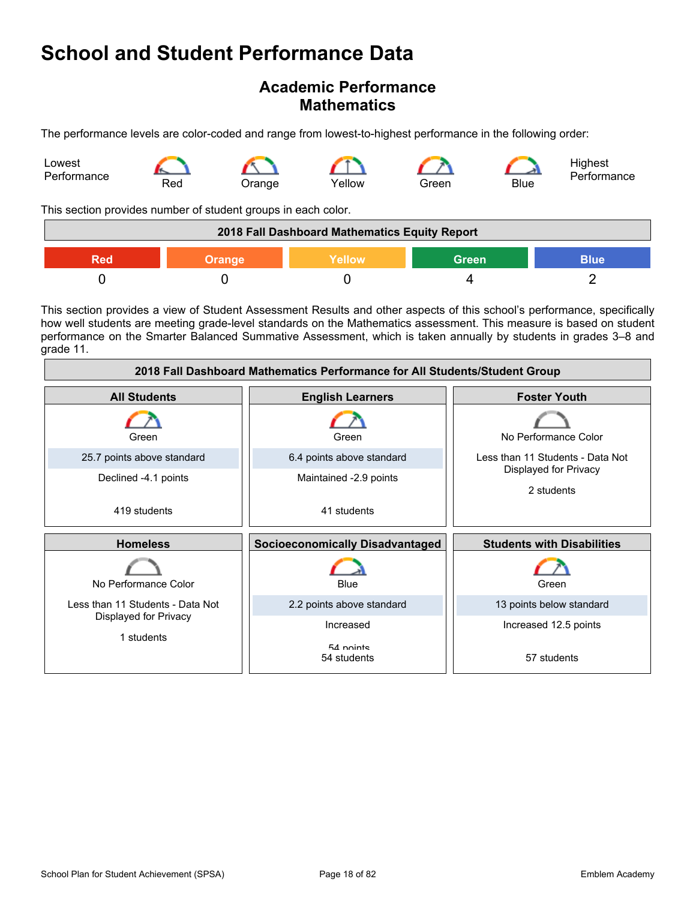# School and Student Performance Data

## Academic Performance
## Mathematics

The performance levels are color-coded and range from lowest-to-highest performance in the following order:

Lowest Performance — Red — Orange — Yellow — Green — Blue — Highest Performance

This section provides number of student groups in each color.

| 2018 Fall Dashboard Mathematics Equity Report | | | | |
|---|---|---|---|---|
| Red | Orange | Yellow | Green | Blue |
| 0 | 0 | 0 | 4 | 2 |

This section provides a view of Student Assessment Results and other aspects of this school's performance, specifically how well students are meeting grade-level standards on the Mathematics assessment. This measure is based on student performance on the Smarter Balanced Summative Assessment, which is taken annually by students in grades 3–8 and grade 11.

| 2018 Fall Dashboard Mathematics Performance for All Students/Student Group | | |
|---|---|---|
| **All Students** | **English Learners** | **Foster Youth** |
| Green | Green | No Performance Color |
| 25.7 points above standard | 6.4 points above standard | Less than 11 Students - Data Not Displayed for Privacy |
| Declined -4.1 points | Maintained -2.9 points | 2 students |
| 419 students | 41 students | |
| **Homeless** | **Socioeconomically Disadvantaged** | **Students with Disabilities** |
| No Performance Color | Blue | Green |
| Less than 11 Students - Data Not Displayed for Privacy | 2.2 points above standard | 13 points below standard |
| 1 students | Increased 54 points | Increased 12.5 points |
| | 54 students | 57 students |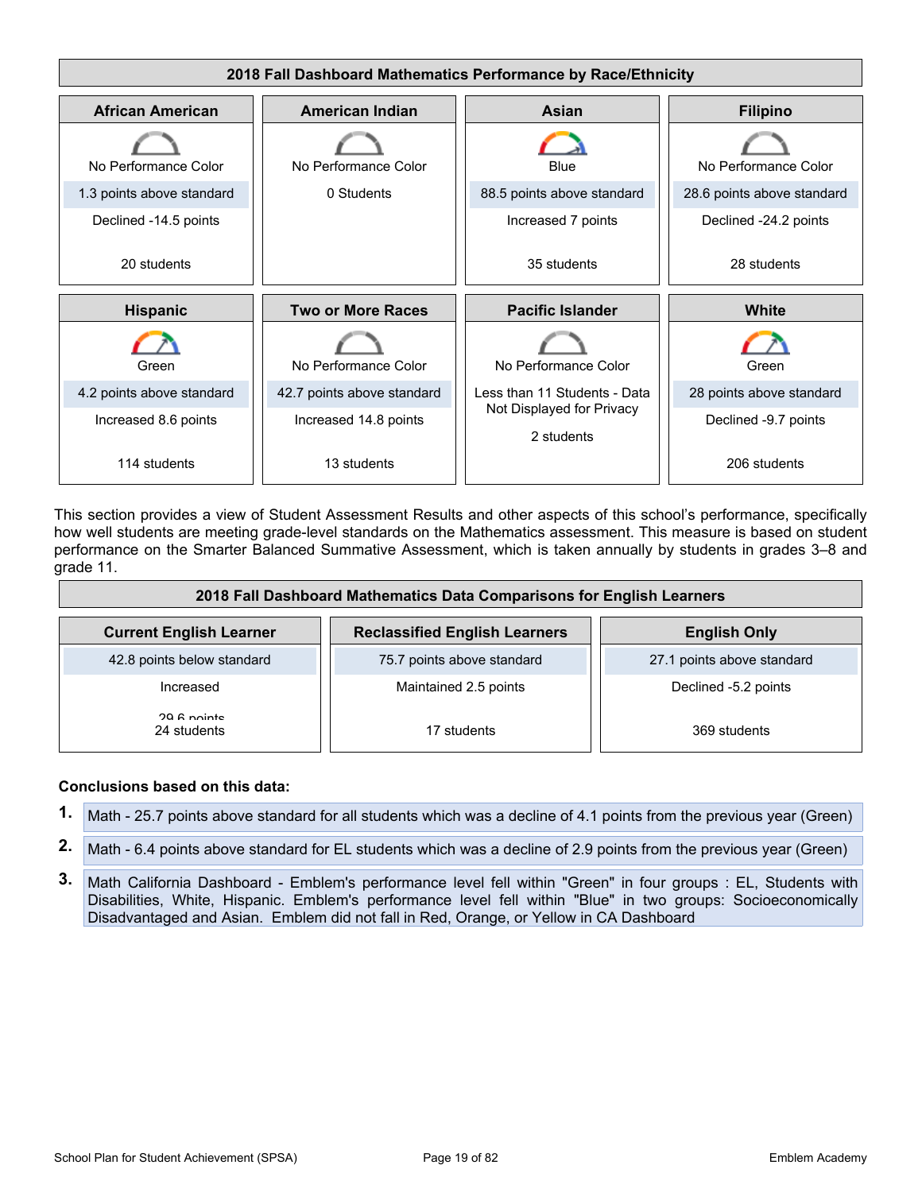**2018 Fall Dashboard Mathematics Performance by Race/Ethnicity**

| African American | American Indian | Asian | Filipino |
|---|---|---|---|
| No Performance Color | No Performance Color | Blue | No Performance Color |
| 1.3 points above standard | 0 Students | 88.5 points above standard | 28.6 points above standard |
| Declined -14.5 points | | Increased 7 points | Declined -24.2 points |
| 20 students | | 35 students | 28 students |

| Hispanic | Two or More Races | Pacific Islander | White |
|---|---|---|---|
| Green | No Performance Color | No Performance Color | Green |
| 4.2 points above standard | 42.7 points above standard | Less than 11 Students - Data Not Displayed for Privacy | 28 points above standard |
| Increased 8.6 points | Increased 14.8 points | 2 students | Declined -9.7 points |
| 114 students | 13 students | | 206 students |

This section provides a view of Student Assessment Results and other aspects of this school's performance, specifically how well students are meeting grade-level standards on the Mathematics assessment. This measure is based on student performance on the Smarter Balanced Summative Assessment, which is taken annually by students in grades 3–8 and grade 11.

**2018 Fall Dashboard Mathematics Data Comparisons for English Learners**

| Current English Learner | Reclassified English Learners | English Only |
|---|---|---|
| 42.8 points below standard | 75.7 points above standard | 27.1 points above standard |
| Increased 29.6 points | Maintained 2.5 points | Declined -5.2 points |
| 24 students | 17 students | 369 students |

**Conclusions based on this data:**

1. Math - 25.7 points above standard for all students which was a decline of 4.1 points from the previous year (Green)
2. Math - 6.4 points above standard for EL students which was a decline of 2.9 points from the previous year (Green)
3. Math California Dashboard - Emblem's performance level fell within "Green" in four groups : EL, Students with Disabilities, White, Hispanic. Emblem's performance level fell within "Blue" in two groups: Socioeconomically Disadvantaged and Asian. Emblem did not fall in Red, Orange, or Yellow in CA Dashboard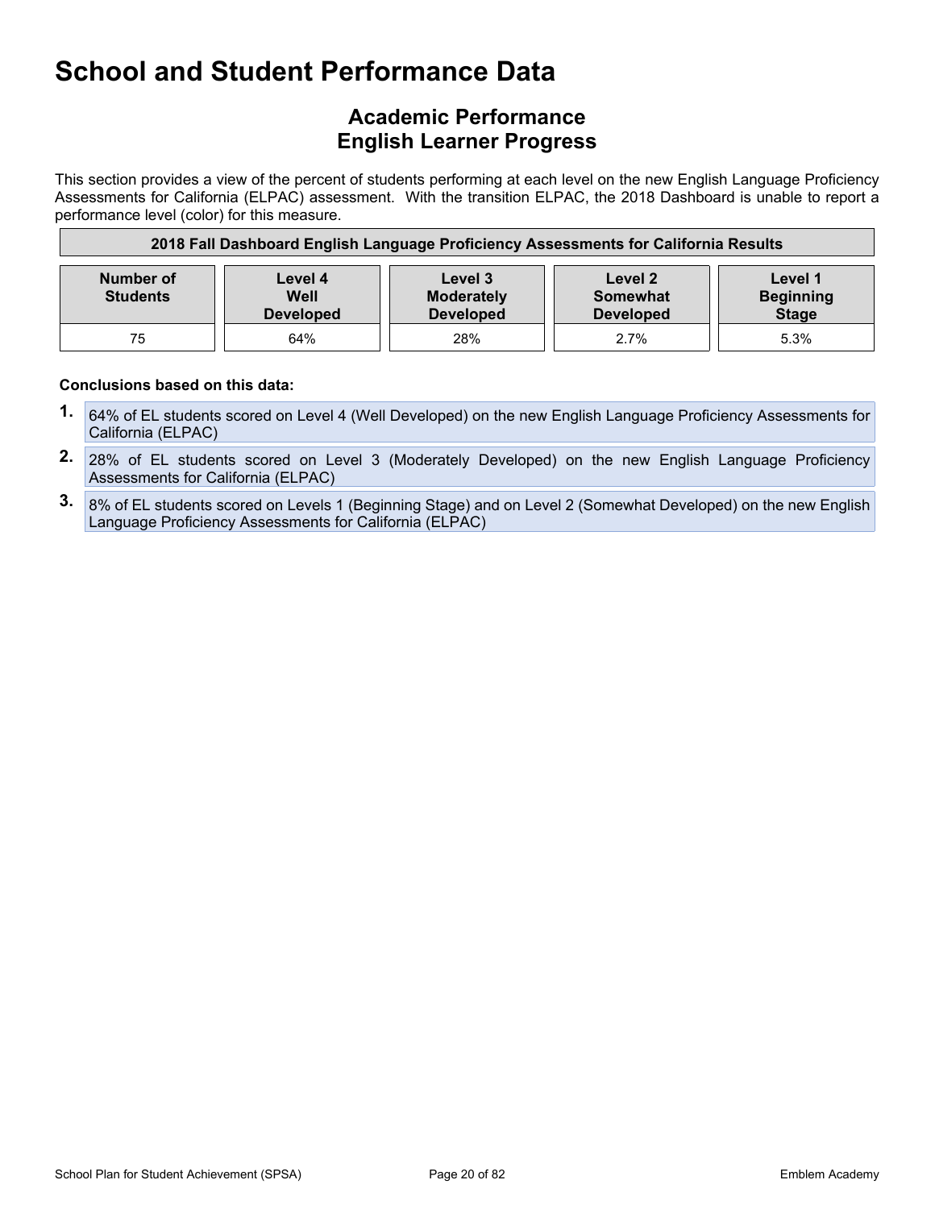# School and Student Performance Data

## Academic Performance
## English Learner Progress

This section provides a view of the percent of students performing at each level on the new English Language Proficiency Assessments for California (ELPAC) assessment. With the transition ELPAC, the 2018 Dashboard is unable to report a performance level (color) for this measure.

| 2018 Fall Dashboard English Language Proficiency Assessments for California Results | | | | |
|---|---|---|---|---|
| **Number of Students** | **Level 4 Well Developed** | **Level 3 Moderately Developed** | **Level 2 Somewhat Developed** | **Level 1 Beginning Stage** |
| 75 | 64% | 28% | 2.7% | 5.3% |

**Conclusions based on this data:**

1. 64% of EL students scored on Level 4 (Well Developed) on the new English Language Proficiency Assessments for California (ELPAC)
2. 28% of EL students scored on Level 3 (Moderately Developed) on the new English Language Proficiency Assessments for California (ELPAC)
3. 8% of EL students scored on Levels 1 (Beginning Stage) and on Level 2 (Somewhat Developed) on the new English Language Proficiency Assessments for California (ELPAC)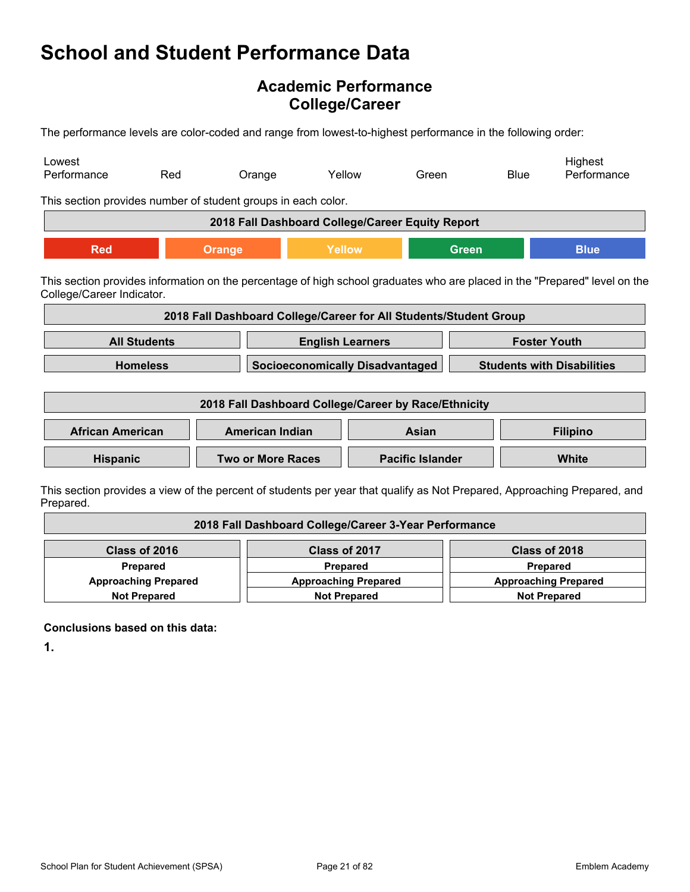# School and Student Performance Data

## Academic Performance
## College/Career

The performance levels are color-coded and range from lowest-to-highest performance in the following order:

| Lowest Performance | Red | Orange | Yellow | Green | Blue | Highest Performance |
|---|---|---|---|---|---|---|

This section provides number of student groups in each color.

| 2018 Fall Dashboard College/Career Equity Report | | | | |
|---|---|---|---|---|
| Red | Orange | Yellow | Green | Blue |

This section provides information on the percentage of high school graduates who are placed in the "Prepared" level on the College/Career Indicator.

| 2018 Fall Dashboard College/Career for All Students/Student Group | | |
|---|---|---|
| All Students | English Learners | Foster Youth |
| Homeless | Socioeconomically Disadvantaged | Students with Disabilities |

| 2018 Fall Dashboard College/Career by Race/Ethnicity | | | |
|---|---|---|---|
| African American | American Indian | Asian | Filipino |
| Hispanic | Two or More Races | Pacific Islander | White |

This section provides a view of the percent of students per year that qualify as Not Prepared, Approaching Prepared, and Prepared.

| 2018 Fall Dashboard College/Career 3-Year Performance | | |
|---|---|---|
| Class of 2016 | Class of 2017 | Class of 2018 |
| Prepared | Prepared | Prepared |
| Approaching Prepared | Approaching Prepared | Approaching Prepared |
| Not Prepared | Not Prepared | Not Prepared |

**Conclusions based on this data:**

**1.**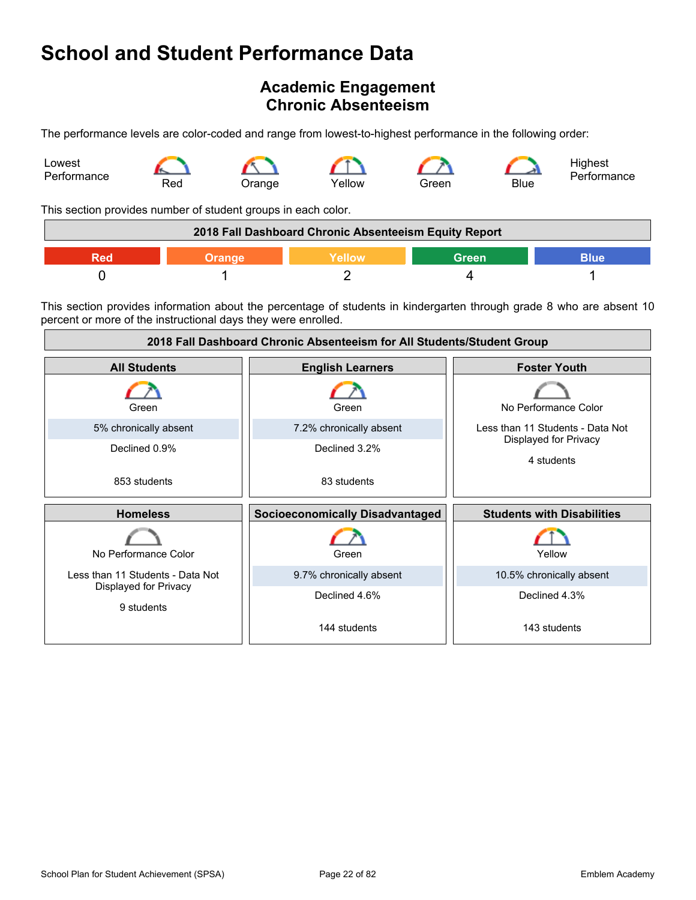# School and Student Performance Data

## Academic Engagement
## Chronic Absenteeism

The performance levels are color-coded and range from lowest-to-highest performance in the following order:

Lowest Performance — Red — Orange — Yellow — Green — Blue — Highest Performance

This section provides number of student groups in each color.

| 2018 Fall Dashboard Chronic Absenteeism Equity Report | | | | |
|---|---|---|---|---|
| Red | Orange | Yellow | Green | Blue |
| 0 | 1 | 2 | 4 | 1 |

This section provides information about the percentage of students in kindergarten through grade 8 who are absent 10 percent or more of the instructional days they were enrolled.

| 2018 Fall Dashboard Chronic Absenteeism for All Students/Student Group | | |
|---|---|---|
| **All Students** | **English Learners** | **Foster Youth** |
| Green<br>5% chronically absent<br>Declined 0.9%<br>853 students | Green<br>7.2% chronically absent<br>Declined 3.2%<br>83 students | No Performance Color<br>Less than 11 Students - Data Not Displayed for Privacy<br>4 students |
| **Homeless** | **Socioeconomically Disadvantaged** | **Students with Disabilities** |
| No Performance Color<br>Less than 11 Students - Data Not Displayed for Privacy<br>9 students | Green<br>9.7% chronically absent<br>Declined 4.6%<br>144 students | Yellow<br>10.5% chronically absent<br>Declined 4.3%<br>143 students |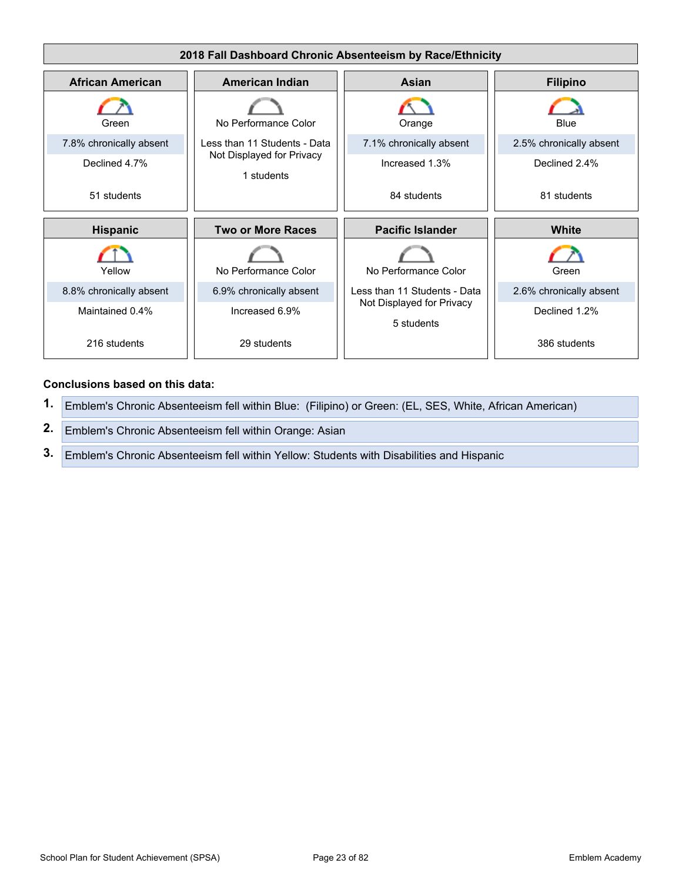## 2018 Fall Dashboard Chronic Absenteeism by Race/Ethnicity

| African American | American Indian | Asian | Filipino |
|---|---|---|---|
| Green | No Performance Color | Orange | Blue |
| 7.8% chronically absent | Less than 11 Students - Data Not Displayed for Privacy | 7.1% chronically absent | 2.5% chronically absent |
| Declined 4.7% | 1 students | Increased 1.3% | Declined 2.4% |
| 51 students | | 84 students | 81 students |

| Hispanic | Two or More Races | Pacific Islander | White |
|---|---|---|---|
| Yellow | No Performance Color | No Performance Color | Green |
| 8.8% chronically absent | 6.9% chronically absent | Less than 11 Students - Data Not Displayed for Privacy | 2.6% chronically absent |
| Maintained 0.4% | Increased 6.9% | 5 students | Declined 1.2% |
| 216 students | 29 students | | 386 students |

**Conclusions based on this data:**

1. Emblem's Chronic Absenteeism fell within Blue: (Filipino) or Green: (EL, SES, White, African American)
2. Emblem's Chronic Absenteeism fell within Orange: Asian
3. Emblem's Chronic Absenteeism fell within Yellow: Students with Disabilities and Hispanic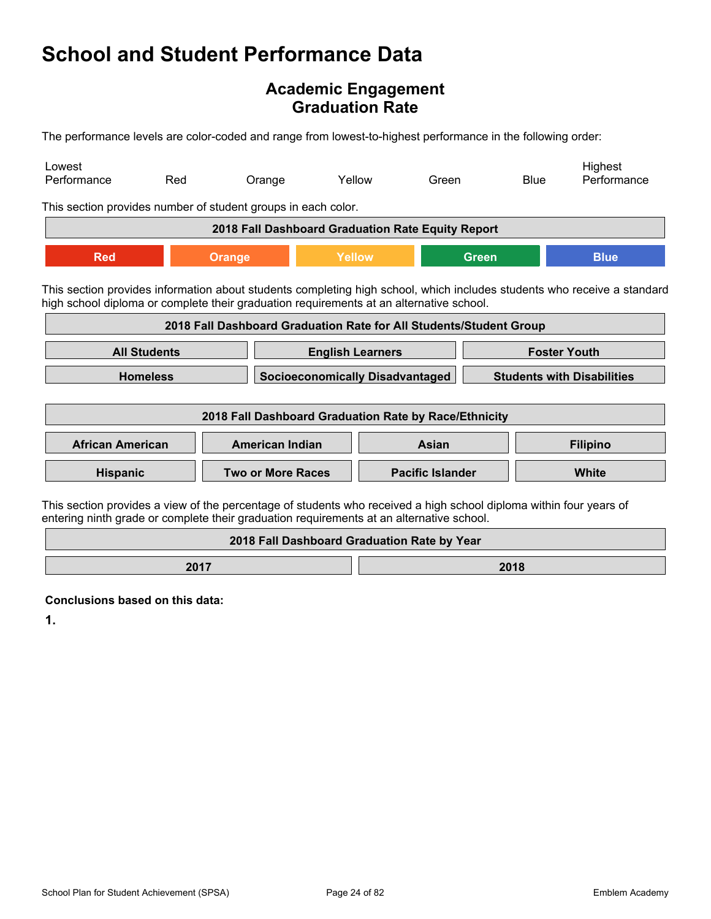# School and Student Performance Data

## Academic Engagement
## Graduation Rate

The performance levels are color-coded and range from lowest-to-highest performance in the following order:

| Lowest Performance | Red | Orange | Yellow | Green | Blue | Highest Performance |
|---|---|---|---|---|---|---|

This section provides number of student groups in each color.

| 2018 Fall Dashboard Graduation Rate Equity Report | | | | |
|---|---|---|---|---|
| Red | Orange | Yellow | Green | Blue |

This section provides information about students completing high school, which includes students who receive a standard high school diploma or complete their graduation requirements at an alternative school.

| 2018 Fall Dashboard Graduation Rate for All Students/Student Group | | |
|---|---|---|
| All Students | English Learners | Foster Youth |
| Homeless | Socioeconomically Disadvantaged | Students with Disabilities |

| 2018 Fall Dashboard Graduation Rate by Race/Ethnicity | | | |
|---|---|---|---|
| African American | American Indian | Asian | Filipino |
| Hispanic | Two or More Races | Pacific Islander | White |

This section provides a view of the percentage of students who received a high school diploma within four years of entering ninth grade or complete their graduation requirements at an alternative school.

| 2018 Fall Dashboard Graduation Rate by Year | |
|---|---|
| 2017 | 2018 |

**Conclusions based on this data:**

**1.**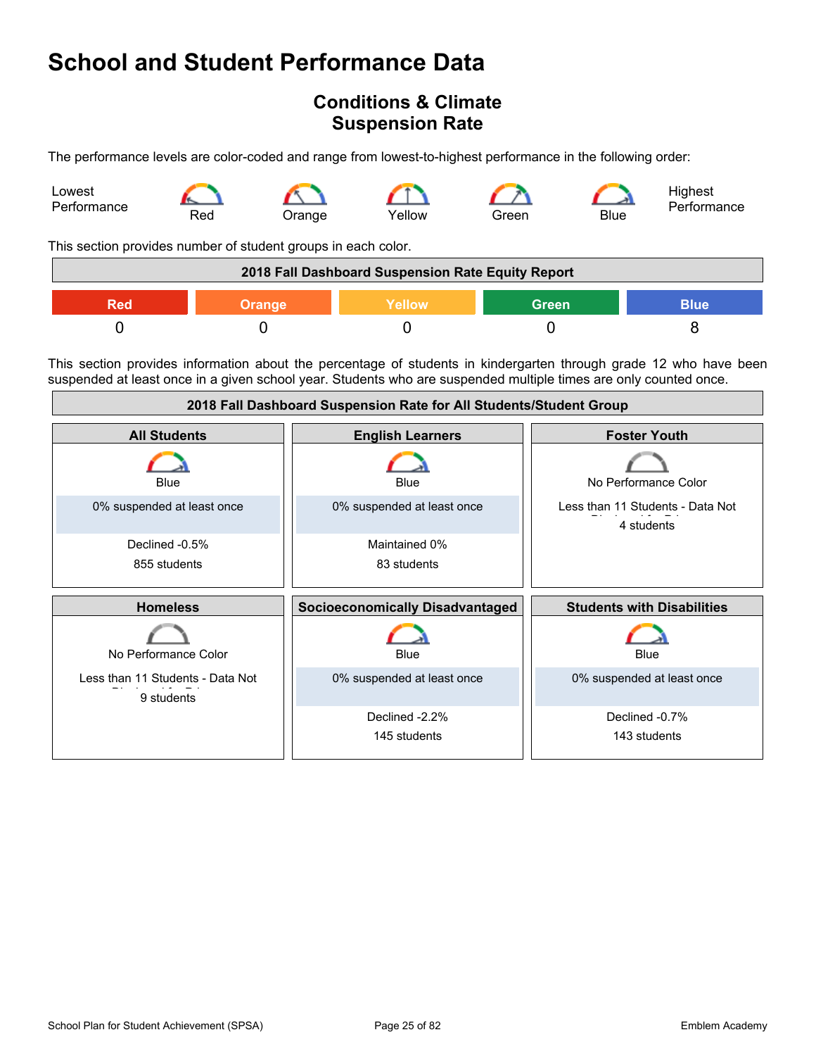# School and Student Performance Data

## Conditions & Climate
## Suspension Rate

The performance levels are color-coded and range from lowest-to-highest performance in the following order:

Lowest Performance — Red — Orange — Yellow — Green — Blue — Highest Performance

This section provides number of student groups in each color.

| 2018 Fall Dashboard Suspension Rate Equity Report | | | | |
|---|---|---|---|---|
| Red | Orange | Yellow | Green | Blue |
| 0 | 0 | 0 | 0 | 8 |

This section provides information about the percentage of students in kindergarten through grade 12 who have been suspended at least once in a given school year. Students who are suspended multiple times are only counted once.

| 2018 Fall Dashboard Suspension Rate for All Students/Student Group | | |
|---|---|---|
| **All Students** | **English Learners** | **Foster Youth** |
| Blue<br>0% suspended at least once<br>Declined -0.5%<br>855 students | Blue<br>0% suspended at least once<br>Maintained 0%<br>83 students | No Performance Color<br>Less than 11 Students - Data Not Displayed for Privacy<br>4 students |
| **Homeless** | **Socioeconomically Disadvantaged** | **Students with Disabilities** |
| No Performance Color<br>Less than 11 Students - Data Not Displayed for Privacy<br>9 students | Blue<br>0% suspended at least once<br>Declined -2.2%<br>145 students | Blue<br>0% suspended at least once<br>Declined -0.7%<br>143 students |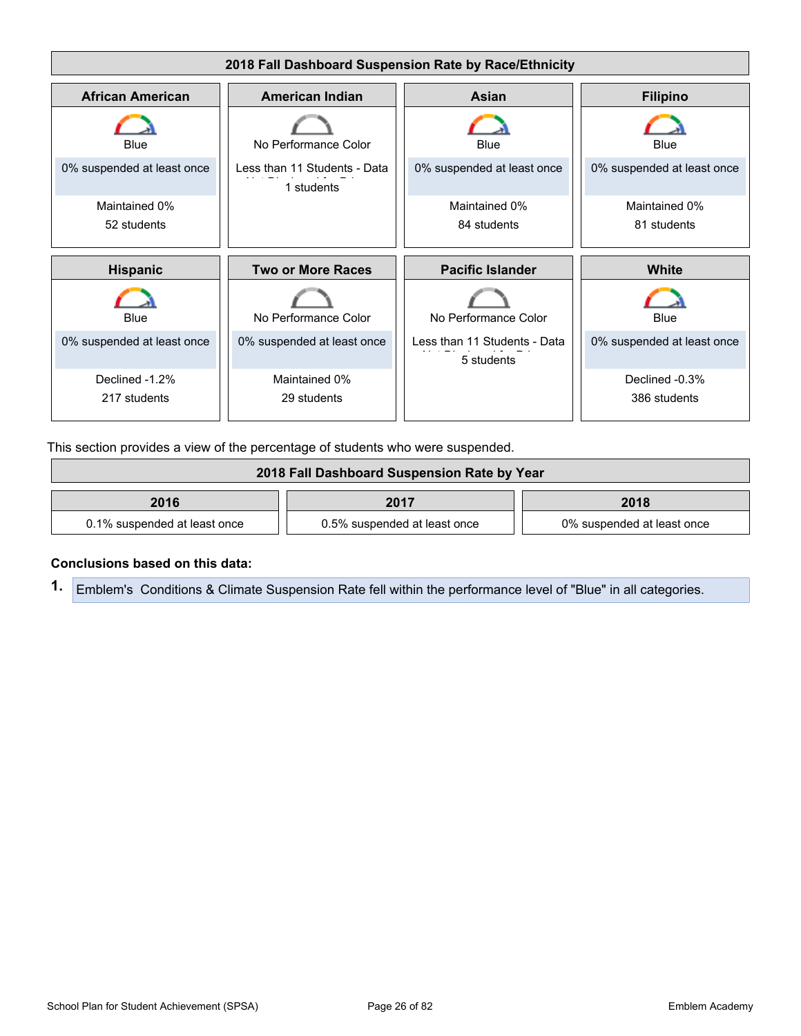**2018 Fall Dashboard Suspension Rate by Race/Ethnicity**

| African American | American Indian | Asian | Filipino |
|---|---|---|---|
| Blue | No Performance Color | Blue | Blue |
| 0% suspended at least once | Less than 11 Students - Data Not Displayed for Privacy | 0% suspended at least once | 0% suspended at least once |
| Maintained 0% | 1 students | Maintained 0% | Maintained 0% |
| 52 students | | 84 students | 81 students |

| Hispanic | Two or More Races | Pacific Islander | White |
|---|---|---|---|
| Blue | No Performance Color | No Performance Color | Blue |
| 0% suspended at least once | 0% suspended at least once | Less than 11 Students - Data Not Displayed for Privacy | 0% suspended at least once |
| Declined -1.2% | Maintained 0% | 5 students | Declined -0.3% |
| 217 students | 29 students | | 386 students |

This section provides a view of the percentage of students who were suspended.

**2018 Fall Dashboard Suspension Rate by Year**

| 2016 | 2017 | 2018 |
|---|---|---|
| 0.1% suspended at least once | 0.5% suspended at least once | 0% suspended at least once |

**Conclusions based on this data:**

1. Emblem's Conditions & Climate Suspension Rate fell within the performance level of "Blue" in all categories.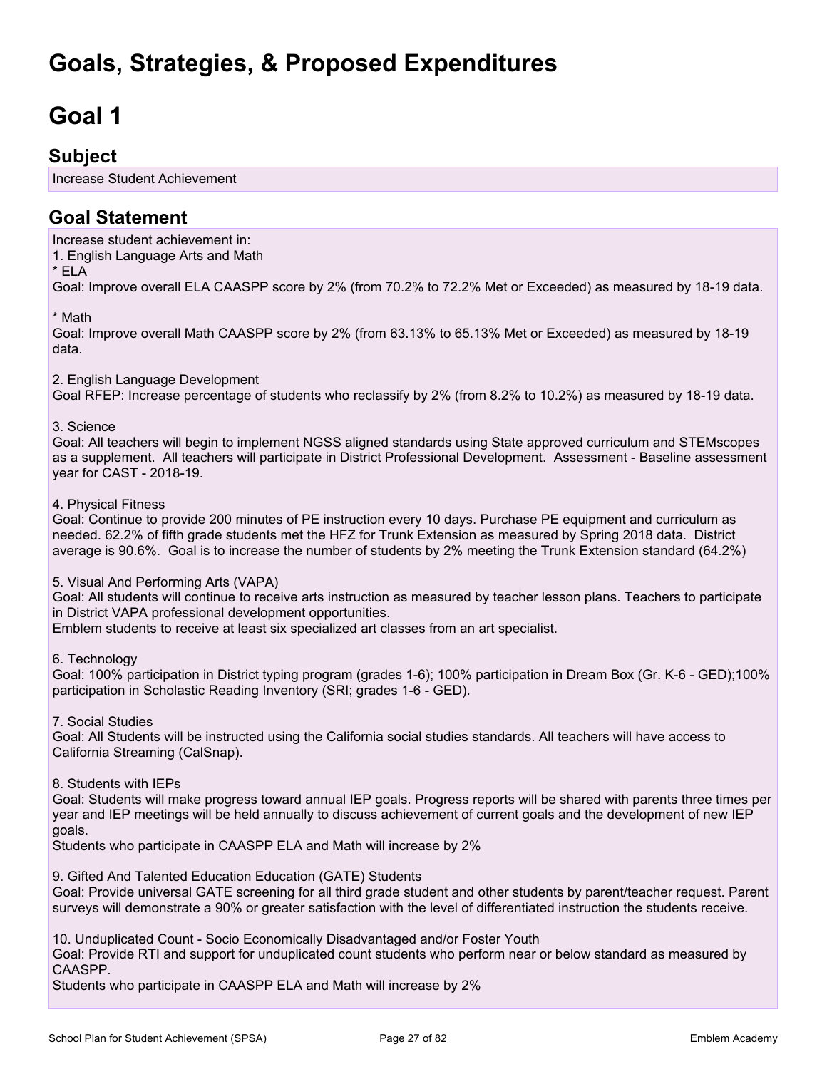# Goals, Strategies, & Proposed Expenditures

# Goal 1

## Subject

Increase Student Achievement

## Goal Statement

Increase student achievement in:

1. English Language Arts and Math

* ELA

Goal: Improve overall ELA CAASPP score by 2% (from 70.2% to 72.2% Met or Exceeded) as measured by 18-19 data.

* Math

Goal: Improve overall Math CAASPP score by 2% (from 63.13% to 65.13% Met or Exceeded) as measured by 18-19 data.

2. English Language Development

Goal RFEP: Increase percentage of students who reclassify by 2% (from 8.2% to 10.2%) as measured by 18-19 data.

3. Science

Goal: All teachers will begin to implement NGSS aligned standards using State approved curriculum and STEMscopes as a supplement. All teachers will participate in District Professional Development. Assessment - Baseline assessment year for CAST - 2018-19.

4. Physical Fitness

Goal: Continue to provide 200 minutes of PE instruction every 10 days. Purchase PE equipment and curriculum as needed. 62.2% of fifth grade students met the HFZ for Trunk Extension as measured by Spring 2018 data. District average is 90.6%. Goal is to increase the number of students by 2% meeting the Trunk Extension standard (64.2%)

5. Visual And Performing Arts (VAPA)

Goal: All students will continue to receive arts instruction as measured by teacher lesson plans. Teachers to participate in District VAPA professional development opportunities.

Emblem students to receive at least six specialized art classes from an art specialist.

6. Technology

Goal: 100% participation in District typing program (grades 1-6); 100% participation in Dream Box (Gr. K-6 - GED);100% participation in Scholastic Reading Inventory (SRI; grades 1-6 - GED).

7. Social Studies

Goal: All Students will be instructed using the California social studies standards. All teachers will have access to California Streaming (CalSnap).

8. Students with IEPs

Goal: Students will make progress toward annual IEP goals. Progress reports will be shared with parents three times per year and IEP meetings will be held annually to discuss achievement of current goals and the development of new IEP goals.

Students who participate in CAASPP ELA and Math will increase by 2%

9. Gifted And Talented Education Education (GATE) Students

Goal: Provide universal GATE screening for all third grade student and other students by parent/teacher request. Parent surveys will demonstrate a 90% or greater satisfaction with the level of differentiated instruction the students receive.

10. Unduplicated Count - Socio Economically Disadvantaged and/or Foster Youth

Goal: Provide RTI and support for unduplicated count students who perform near or below standard as measured by CAASPP.

Students who participate in CAASPP ELA and Math will increase by 2%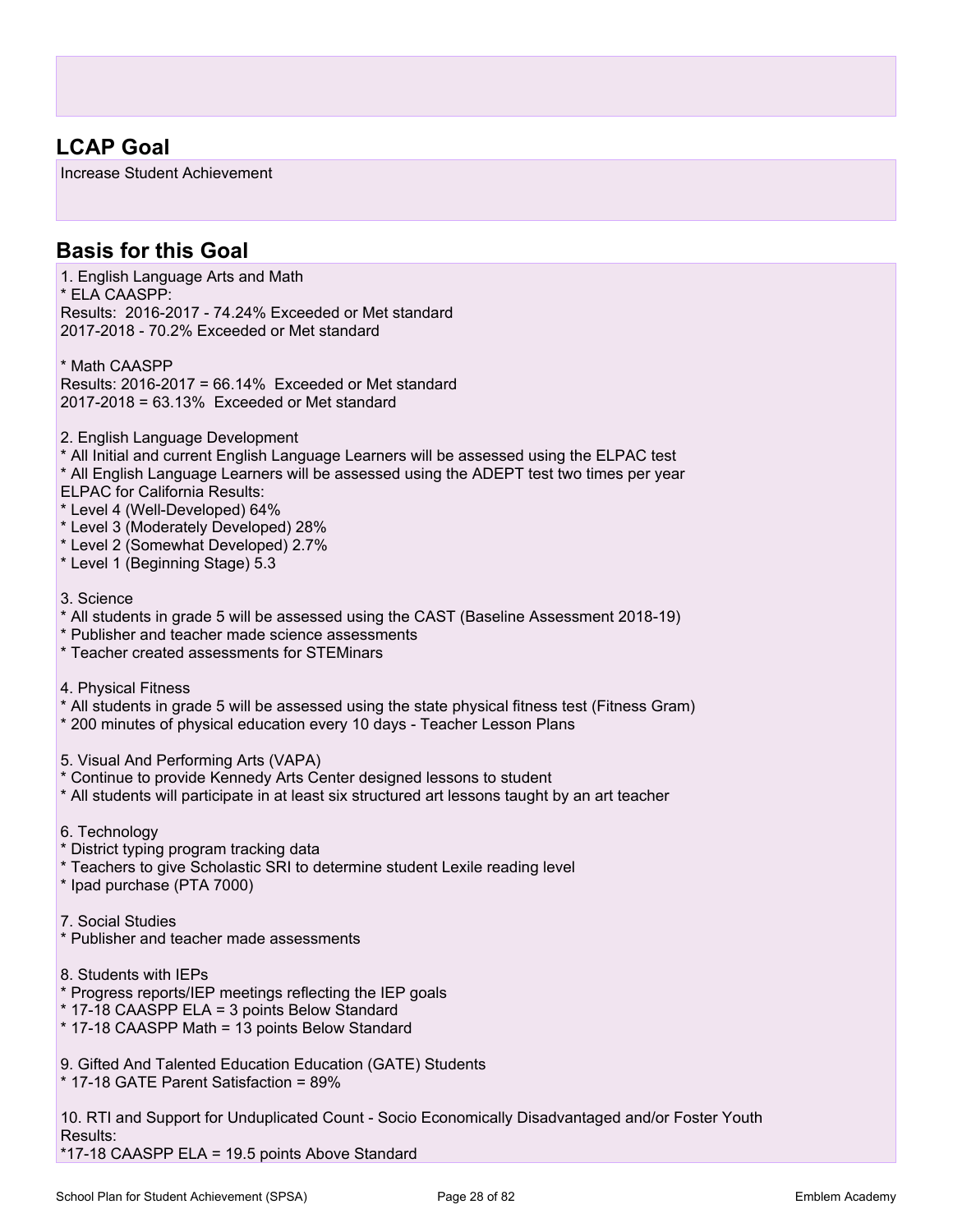## LCAP Goal

Increase Student Achievement

## Basis for this Goal

1. English Language Arts and Math
* ELA CAASPP:
Results: 2016-2017 - 74.24% Exceeded or Met standard
2017-2018 - 70.2% Exceeded or Met standard

* Math CAASPP
Results: 2016-2017 = 66.14% Exceeded or Met standard
2017-2018 = 63.13% Exceeded or Met standard

2. English Language Development
* All Initial and current English Language Learners will be assessed using the ELPAC test
* All English Language Learners will be assessed using the ADEPT test two times per year
ELPAC for California Results:
* Level 4 (Well-Developed) 64%
* Level 3 (Moderately Developed) 28%
* Level 2 (Somewhat Developed) 2.7%
* Level 1 (Beginning Stage) 5.3

3. Science
* All students in grade 5 will be assessed using the CAST (Baseline Assessment 2018-19)
* Publisher and teacher made science assessments
* Teacher created assessments for STEMinars

4. Physical Fitness
* All students in grade 5 will be assessed using the state physical fitness test (Fitness Gram)
* 200 minutes of physical education every 10 days - Teacher Lesson Plans

5. Visual And Performing Arts (VAPA)
* Continue to provide Kennedy Arts Center designed lessons to student
* All students will participate in at least six structured art lessons taught by an art teacher

6. Technology
* District typing program tracking data
* Teachers to give Scholastic SRI to determine student Lexile reading level
* Ipad purchase (PTA 7000)

7. Social Studies
* Publisher and teacher made assessments

8. Students with IEPs
* Progress reports/IEP meetings reflecting the IEP goals
* 17-18 CAASPP ELA = 3 points Below Standard
* 17-18 CAASPP Math = 13 points Below Standard

9. Gifted And Talented Education Education (GATE) Students
* 17-18 GATE Parent Satisfaction = 89%

10. RTI and Support for Unduplicated Count - Socio Economically Disadvantaged and/or Foster Youth
Results:
*17-18 CAASPP ELA = 19.5 points Above Standard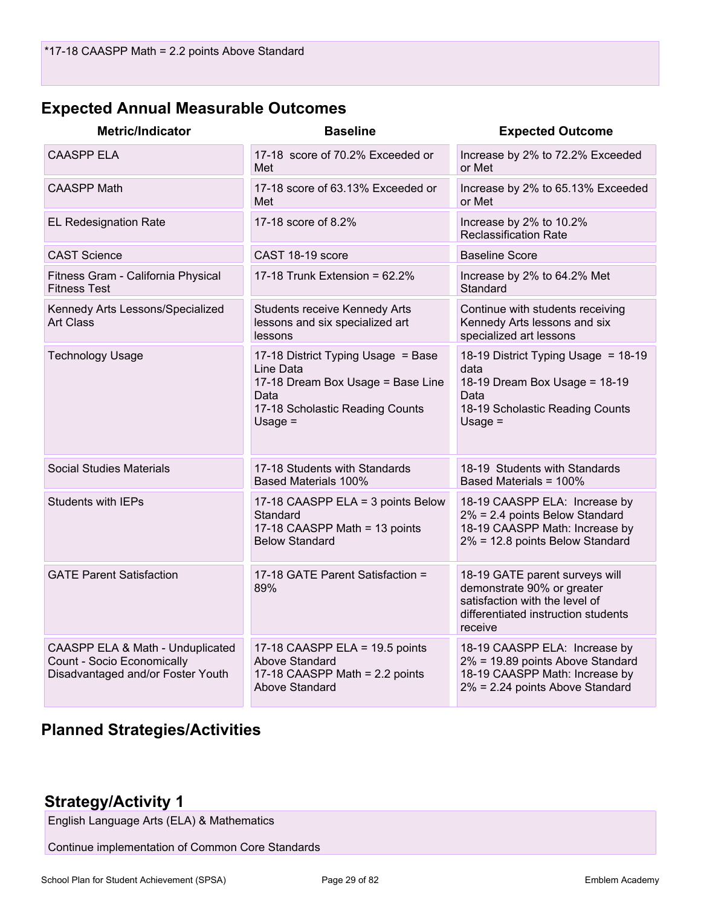*17-18 CAASPP Math = 2.2 points Above Standard

## Expected Annual Measurable Outcomes

| Metric/Indicator | Baseline | Expected Outcome |
| --- | --- | --- |
| CAASPP ELA | 17-18 score of 70.2% Exceeded or Met | Increase by 2% to 72.2% Exceeded or Met |
| CAASPP Math | 17-18 score of 63.13% Exceeded or Met | Increase by 2% to 65.13% Exceeded or Met |
| EL Redesignation Rate | 17-18 score of 8.2% | Increase by 2% to 10.2% Reclassification Rate |
| CAST Science | CAST 18-19 score | Baseline Score |
| Fitness Gram - California Physical Fitness Test | 17-18 Trunk Extension = 62.2% | Increase by 2% to 64.2% Met Standard |
| Kennedy Arts Lessons/Specialized Art Class | Students receive Kennedy Arts lessons and six specialized art lessons | Continue with students receiving Kennedy Arts lessons and six specialized art lessons |
| Technology Usage | 17-18 District Typing Usage = Base Line Data<br>17-18 Dream Box Usage = Base Line Data<br>17-18 Scholastic Reading Counts Usage = | 18-19 District Typing Usage = 18-19 data<br>18-19 Dream Box Usage = 18-19 Data<br>18-19 Scholastic Reading Counts Usage = |
| Social Studies Materials | 17-18 Students with Standards Based Materials 100% | 18-19 Students with Standards Based Materials = 100% |
| Students with IEPs | 17-18 CAASPP ELA = 3 points Below Standard<br>17-18 CAASPP Math = 13 points Below Standard | 18-19 CAASPP ELA: Increase by 2% = 2.4 points Below Standard<br>18-19 CAASPP Math: Increase by 2% = 12.8 points Below Standard |
| GATE Parent Satisfaction | 17-18 GATE Parent Satisfaction = 89% | 18-19 GATE parent surveys will demonstrate 90% or greater satisfaction with the level of differentiated instruction students receive |
| CAASPP ELA & Math - Unduplicated Count - Socio Economically Disadvantaged and/or Foster Youth | 17-18 CAASPP ELA = 19.5 points Above Standard<br>17-18 CAASPP Math = 2.2 points Above Standard | 18-19 CAASPP ELA: Increase by 2% = 19.89 points Above Standard<br>18-19 CAASPP Math: Increase by 2% = 2.24 points Above Standard |

## Planned Strategies/Activities

## Strategy/Activity 1

English Language Arts (ELA) & Mathematics

Continue implementation of Common Core Standards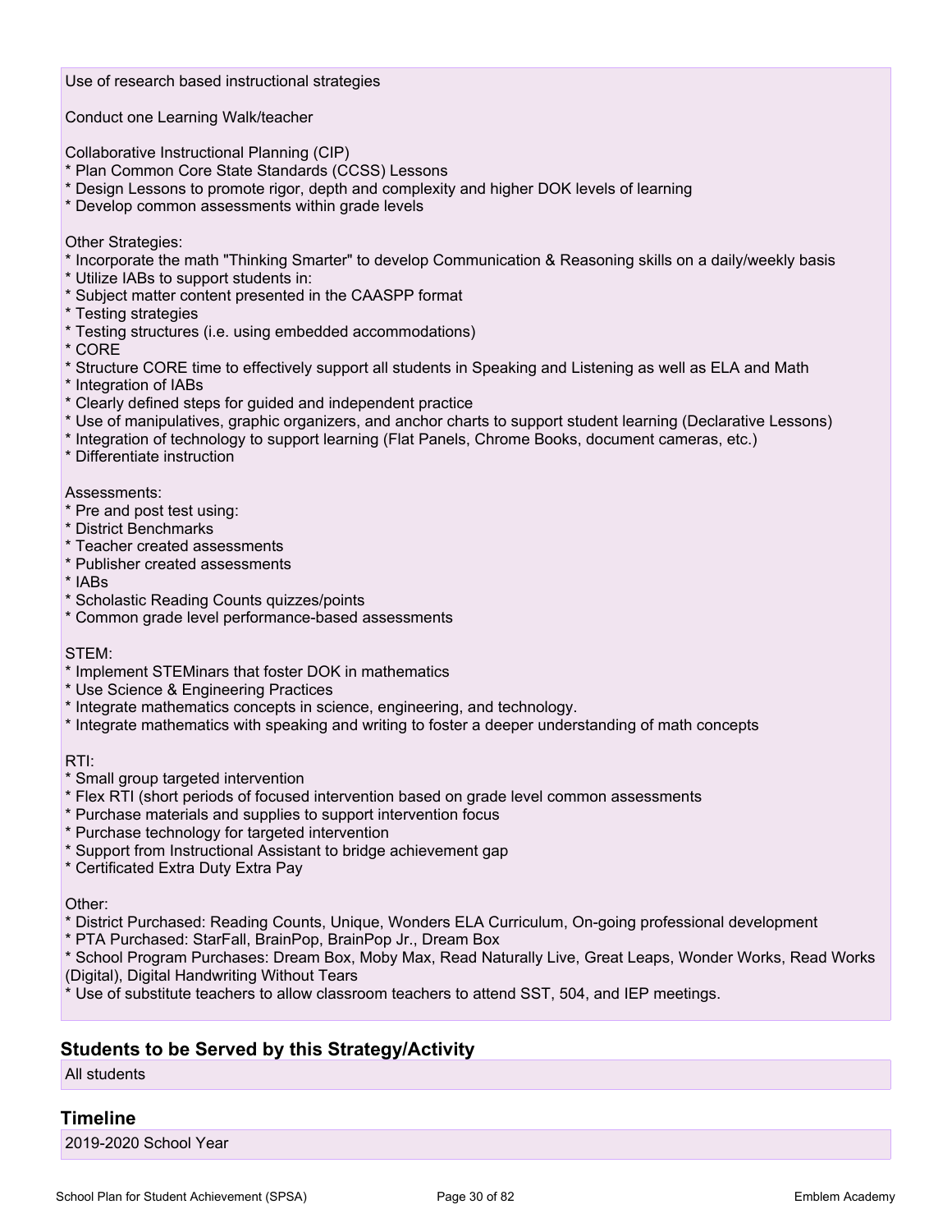Use of research based instructional strategies

Conduct one Learning Walk/teacher

Collaborative Instructional Planning (CIP)
* Plan Common Core State Standards (CCSS) Lessons
* Design Lessons to promote rigor, depth and complexity and higher DOK levels of learning
* Develop common assessments within grade levels

Other Strategies:
* Incorporate the math "Thinking Smarter" to develop Communication & Reasoning skills on a daily/weekly basis
* Utilize IABs to support students in:
* Subject matter content presented in the CAASPP format
* Testing strategies
* Testing structures (i.e. using embedded accommodations)
* CORE
* Structure CORE time to effectively support all students in Speaking and Listening as well as ELA and Math
* Integration of IABs
* Clearly defined steps for guided and independent practice
* Use of manipulatives, graphic organizers, and anchor charts to support student learning (Declarative Lessons)
* Integration of technology to support learning (Flat Panels, Chrome Books, document cameras, etc.)
* Differentiate instruction

Assessments:
* Pre and post test using:
* District Benchmarks
* Teacher created assessments
* Publisher created assessments
* IABs
* Scholastic Reading Counts quizzes/points
* Common grade level performance-based assessments

STEM:
* Implement STEMinars that foster DOK in mathematics
* Use Science & Engineering Practices
* Integrate mathematics concepts in science, engineering, and technology.
* Integrate mathematics with speaking and writing to foster a deeper understanding of math concepts

RTI:
* Small group targeted intervention
* Flex RTI (short periods of focused intervention based on grade level common assessments
* Purchase materials and supplies to support intervention focus
* Purchase technology for targeted intervention
* Support from Instructional Assistant to bridge achievement gap
* Certificated Extra Duty Extra Pay

Other:
* District Purchased: Reading Counts, Unique, Wonders ELA Curriculum, On-going professional development
* PTA Purchased: StarFall, BrainPop, BrainPop Jr., Dream Box
* School Program Purchases: Dream Box, Moby Max, Read Naturally Live, Great Leaps, Wonder Works, Read Works (Digital), Digital Handwriting Without Tears
* Use of substitute teachers to allow classroom teachers to attend SST, 504, and IEP meetings.

## Students to be Served by this Strategy/Activity

All students

## Timeline

2019-2020 School Year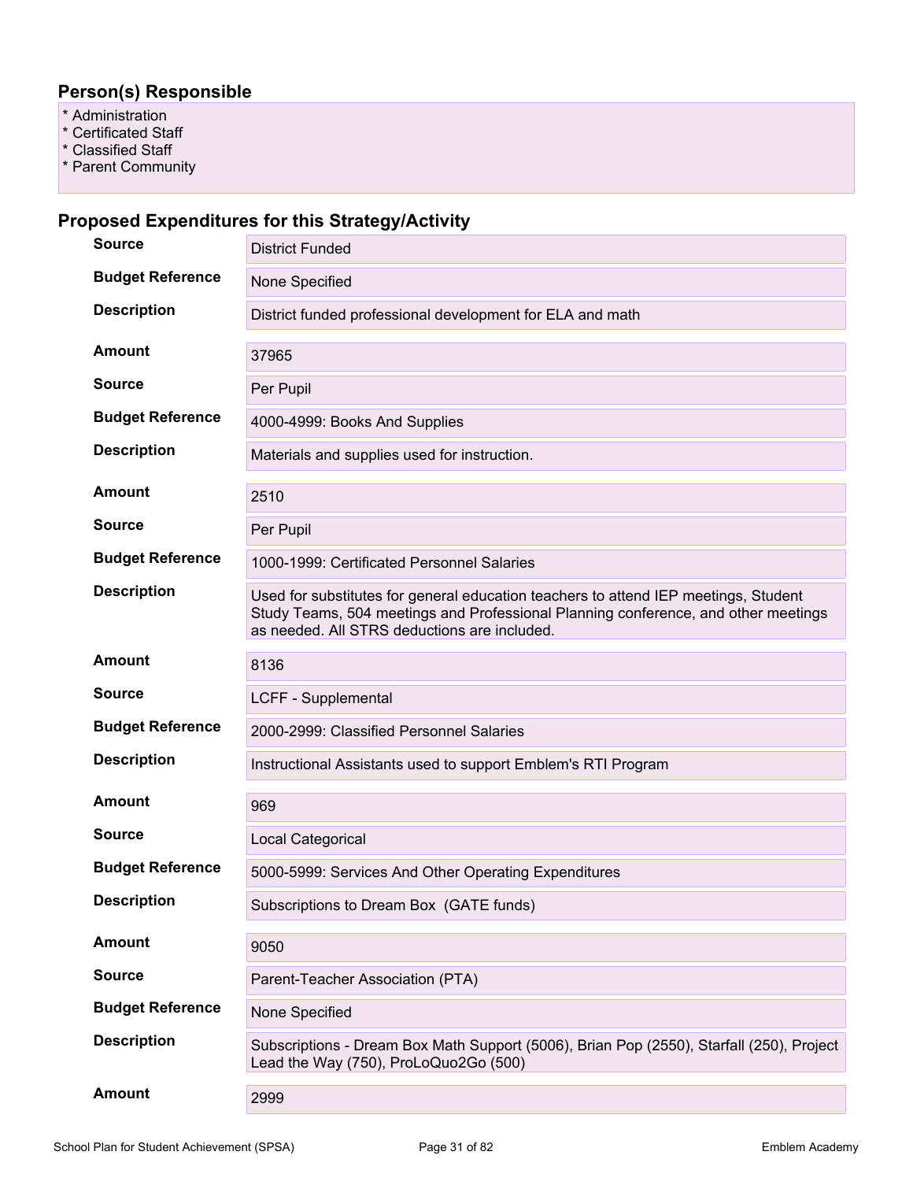## Person(s) Responsible

* Administration
* Certificated Staff
* Classified Staff
* Parent Community

## Proposed Expenditures for this Strategy/Activity

| | |
|---|---|
| **Source** | District Funded |
| **Budget Reference** | None Specified |
| **Description** | District funded professional development for ELA and math |
| **Amount** | 37965 |
| **Source** | Per Pupil |
| **Budget Reference** | 4000-4999: Books And Supplies |
| **Description** | Materials and supplies used for instruction. |
| **Amount** | 2510 |
| **Source** | Per Pupil |
| **Budget Reference** | 1000-1999: Certificated Personnel Salaries |
| **Description** | Used for substitutes for general education teachers to attend IEP meetings, Student Study Teams, 504 meetings and Professional Planning conference, and other meetings as needed. All STRS deductions are included. |
| **Amount** | 8136 |
| **Source** | LCFF - Supplemental |
| **Budget Reference** | 2000-2999: Classified Personnel Salaries |
| **Description** | Instructional Assistants used to support Emblem's RTI Program |
| **Amount** | 969 |
| **Source** | Local Categorical |
| **Budget Reference** | 5000-5999: Services And Other Operating Expenditures |
| **Description** | Subscriptions to Dream Box (GATE funds) |
| **Amount** | 9050 |
| **Source** | Parent-Teacher Association (PTA) |
| **Budget Reference** | None Specified |
| **Description** | Subscriptions - Dream Box Math Support (5006), Brian Pop (2550), Starfall (250), Project Lead the Way (750), ProLoQuo2Go (500) |
| **Amount** | 2999 |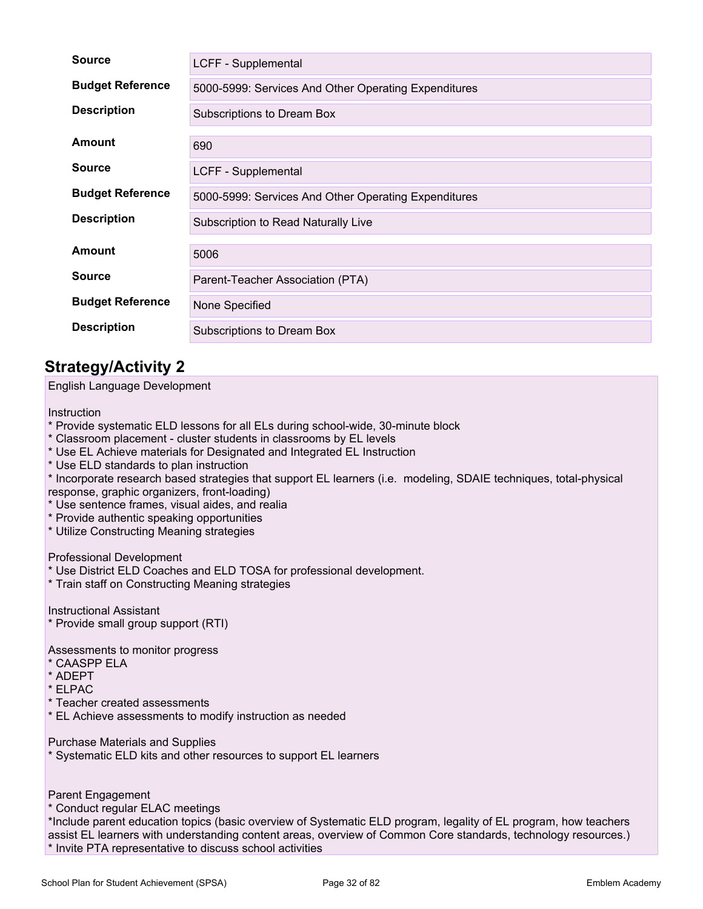| | |
|---|---|
| **Source** | LCFF - Supplemental |
| **Budget Reference** | 5000-5999: Services And Other Operating Expenditures |
| **Description** | Subscriptions to Dream Box |

| | |
|---|---|
| **Amount** | 690 |
| **Source** | LCFF - Supplemental |
| **Budget Reference** | 5000-5999: Services And Other Operating Expenditures |
| **Description** | Subscription to Read Naturally Live |

| | |
|---|---|
| **Amount** | 5006 |
| **Source** | Parent-Teacher Association (PTA) |
| **Budget Reference** | None Specified |
| **Description** | Subscriptions to Dream Box |

## Strategy/Activity 2

English Language Development

Instruction
* Provide systematic ELD lessons for all ELs during school-wide, 30-minute block
* Classroom placement - cluster students in classrooms by EL levels
* Use EL Achieve materials for Designated and Integrated EL Instruction
* Use ELD standards to plan instruction
* Incorporate research based strategies that support EL learners (i.e. modeling, SDAIE techniques, total-physical response, graphic organizers, front-loading)
* Use sentence frames, visual aides, and realia
* Provide authentic speaking opportunities
* Utilize Constructing Meaning strategies

Professional Development
* Use District ELD Coaches and ELD TOSA for professional development.
* Train staff on Constructing Meaning strategies

Instructional Assistant
* Provide small group support (RTI)

Assessments to monitor progress
* CAASPP ELA
* ADEPT
* ELPAC
* Teacher created assessments
* EL Achieve assessments to modify instruction as needed

Purchase Materials and Supplies
* Systematic ELD kits and other resources to support EL learners

Parent Engagement
* Conduct regular ELAC meetings
*Include parent education topics (basic overview of Systematic ELD program, legality of EL program, how teachers assist EL learners with understanding content areas, overview of Common Core standards, technology resources.)
* Invite PTA representative to discuss school activities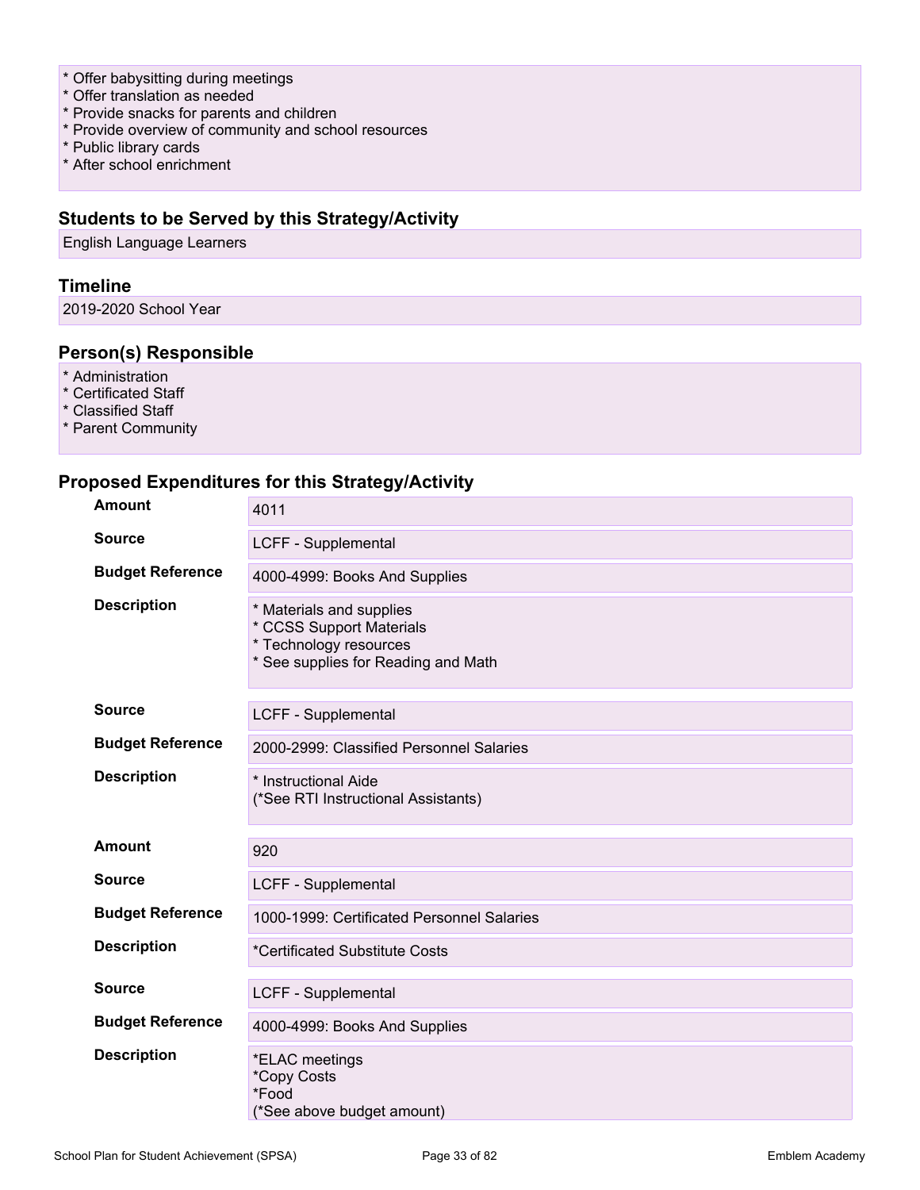* Offer babysitting during meetings
* Offer translation as needed
* Provide snacks for parents and children
* Provide overview of community and school resources
* Public library cards
* After school enrichment

### Students to be Served by this Strategy/Activity

English Language Learners

### Timeline

2019-2020 School Year

### Person(s) Responsible

* Administration
* Certificated Staff
* Classified Staff
* Parent Community

### Proposed Expenditures for this Strategy/Activity

| | |
|---|---|
| **Amount** | 4011 |
| **Source** | LCFF - Supplemental |
| **Budget Reference** | 4000-4999: Books And Supplies |
| **Description** | * Materials and supplies<br>* CCSS Support Materials<br>* Technology resources<br>* See supplies for Reading and Math |

| | |
|---|---|
| **Source** | LCFF - Supplemental |
| **Budget Reference** | 2000-2999: Classified Personnel Salaries |
| **Description** | * Instructional Aide<br>(*See RTI Instructional Assistants) |

| | |
|---|---|
| **Amount** | 920 |
| **Source** | LCFF - Supplemental |
| **Budget Reference** | 1000-1999: Certificated Personnel Salaries |
| **Description** | *Certificated Substitute Costs |

| | |
|---|---|
| **Source** | LCFF - Supplemental |
| **Budget Reference** | 4000-4999: Books And Supplies |
| **Description** | *ELAC meetings<br>*Copy Costs<br>*Food<br>(*See above budget amount) |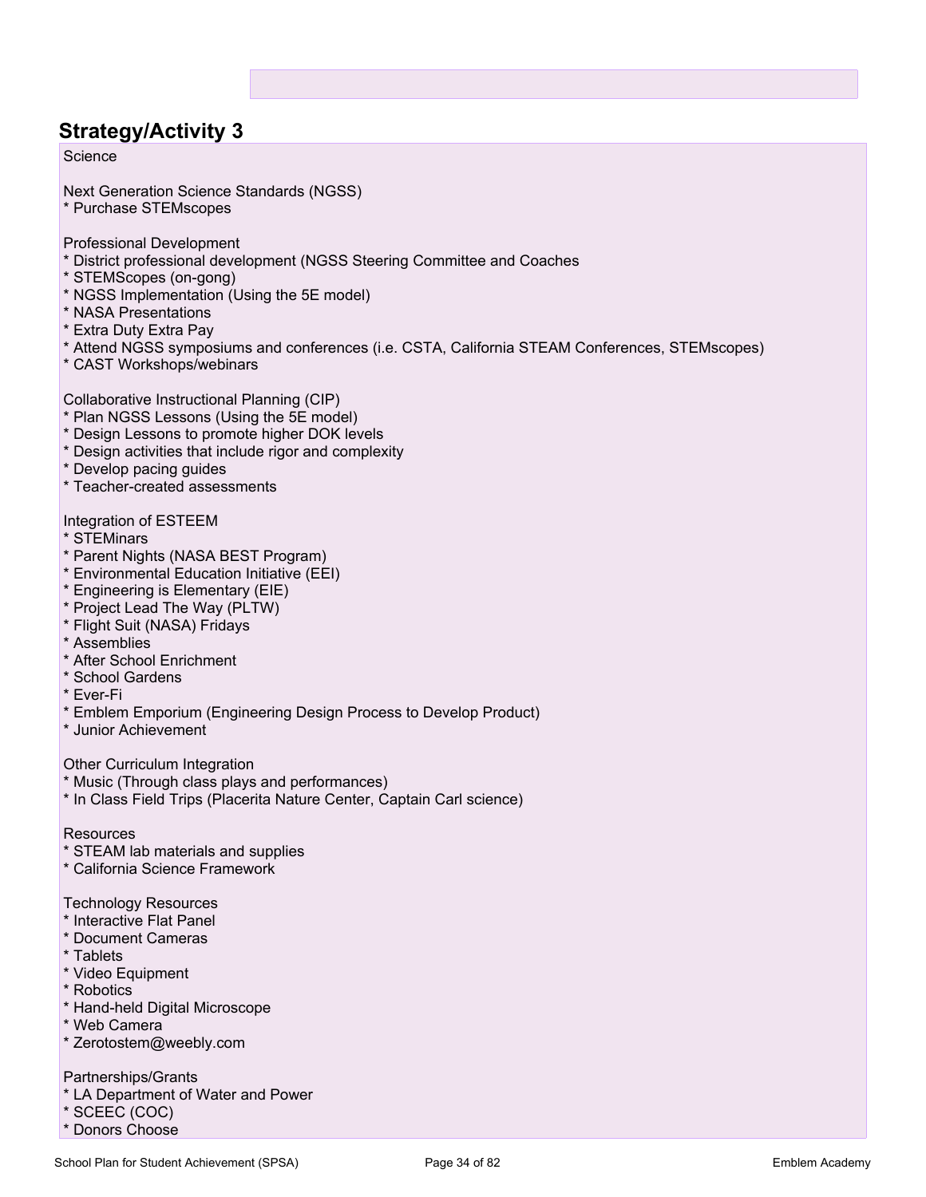## Strategy/Activity 3

Science

Next Generation Science Standards (NGSS)
* Purchase STEMscopes

Professional Development
* District professional development (NGSS Steering Committee and Coaches
* STEMScopes (on-gong)
* NGSS Implementation (Using the 5E model)
* NASA Presentations
* Extra Duty Extra Pay
* Attend NGSS symposiums and conferences (i.e. CSTA, California STEAM Conferences, STEMscopes)
* CAST Workshops/webinars

Collaborative Instructional Planning (CIP)
* Plan NGSS Lessons (Using the 5E model)
* Design Lessons to promote higher DOK levels
* Design activities that include rigor and complexity
* Develop pacing guides
* Teacher-created assessments

Integration of ESTEEM
* STEMinars
* Parent Nights (NASA BEST Program)
* Environmental Education Initiative (EEI)
* Engineering is Elementary (EIE)
* Project Lead The Way (PLTW)
* Flight Suit (NASA) Fridays
* Assemblies
* After School Enrichment
* School Gardens
* Ever-Fi
* Emblem Emporium (Engineering Design Process to Develop Product)
* Junior Achievement

Other Curriculum Integration
* Music (Through class plays and performances)
* In Class Field Trips (Placerita Nature Center, Captain Carl science)

Resources
* STEAM lab materials and supplies
* California Science Framework

Technology Resources
* Interactive Flat Panel
* Document Cameras
* Tablets
* Video Equipment
* Robotics
* Hand-held Digital Microscope
* Web Camera
* Zerotostem@weebly.com

Partnerships/Grants
* LA Department of Water and Power
* SCEEC (COC)
* Donors Choose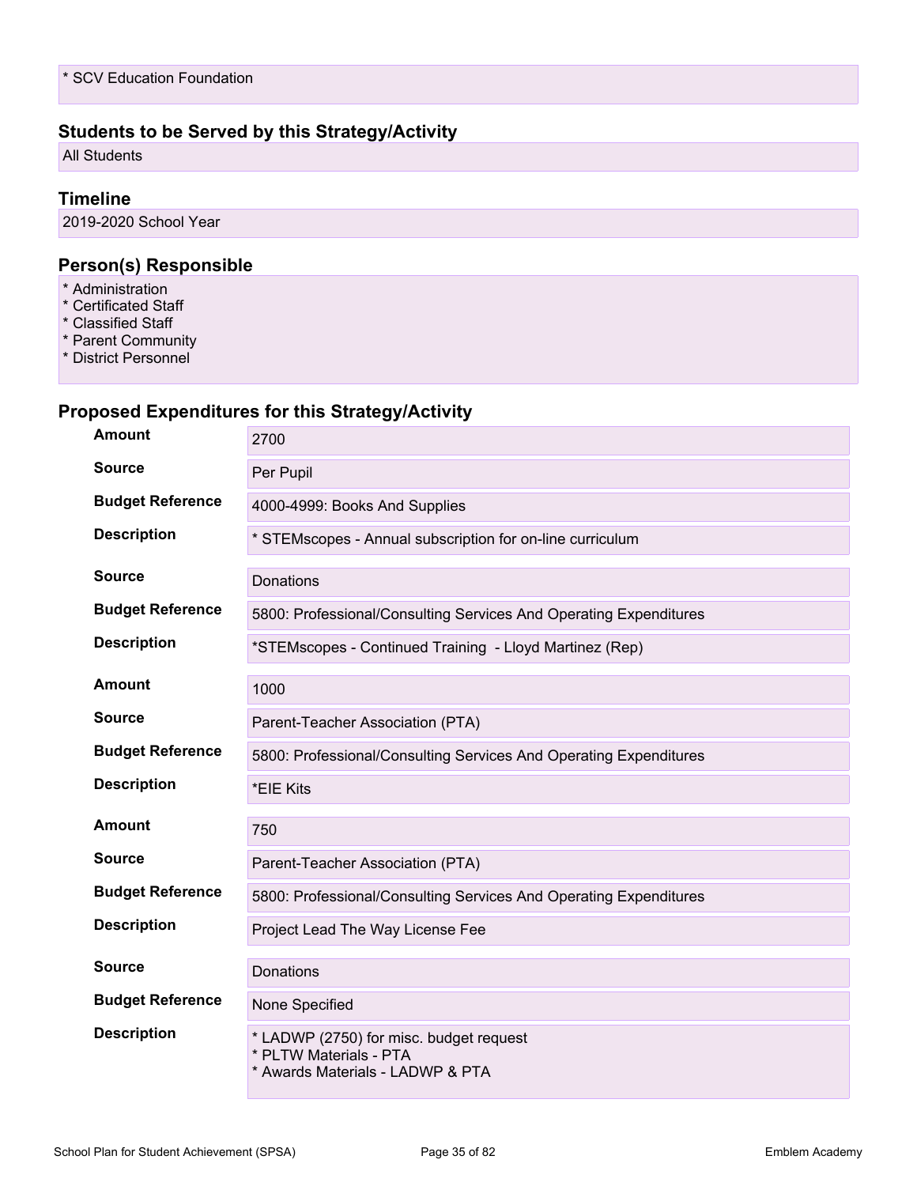* SCV Education Foundation

## Students to be Served by this Strategy/Activity

All Students

## Timeline

2019-2020 School Year

## Person(s) Responsible

* Administration
* Certificated Staff
* Classified Staff
* Parent Community
* District Personnel

## Proposed Expenditures for this Strategy/Activity

| | |
|---|---|
| **Amount** | 2700 |
| **Source** | Per Pupil |
| **Budget Reference** | 4000-4999: Books And Supplies |
| **Description** | * STEMscopes - Annual subscription for on-line curriculum |

| | |
|---|---|
| **Source** | Donations |
| **Budget Reference** | 5800: Professional/Consulting Services And Operating Expenditures |
| **Description** | *STEMscopes - Continued Training - Lloyd Martinez (Rep) |

| | |
|---|---|
| **Amount** | 1000 |
| **Source** | Parent-Teacher Association (PTA) |
| **Budget Reference** | 5800: Professional/Consulting Services And Operating Expenditures |
| **Description** | *EIE Kits |

| | |
|---|---|
| **Amount** | 750 |
| **Source** | Parent-Teacher Association (PTA) |
| **Budget Reference** | 5800: Professional/Consulting Services And Operating Expenditures |
| **Description** | Project Lead The Way License Fee |

| | |
|---|---|
| **Source** | Donations |
| **Budget Reference** | None Specified |
| **Description** | * LADWP (2750) for misc. budget request<br>* PLTW Materials - PTA<br>* Awards Materials - LADWP & PTA |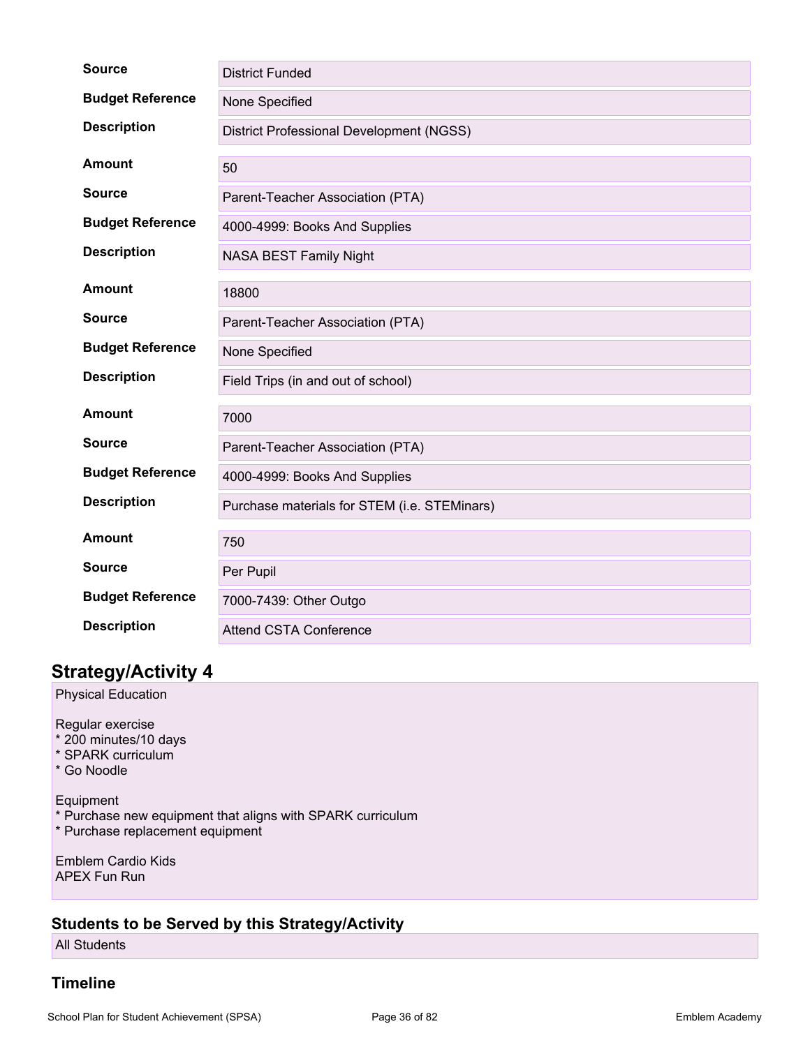| | |
|---|---|
| **Source** | District Funded |
| **Budget Reference** | None Specified |
| **Description** | District Professional Development (NGSS) |

| | |
|---|---|
| **Amount** | 50 |
| **Source** | Parent-Teacher Association (PTA) |
| **Budget Reference** | 4000-4999: Books And Supplies |
| **Description** | NASA BEST Family Night |

| | |
|---|---|
| **Amount** | 18800 |
| **Source** | Parent-Teacher Association (PTA) |
| **Budget Reference** | None Specified |
| **Description** | Field Trips (in and out of school) |

| | |
|---|---|
| **Amount** | 7000 |
| **Source** | Parent-Teacher Association (PTA) |
| **Budget Reference** | 4000-4999: Books And Supplies |
| **Description** | Purchase materials for STEM (i.e. STEMinars) |

| | |
|---|---|
| **Amount** | 750 |
| **Source** | Per Pupil |
| **Budget Reference** | 7000-7439: Other Outgo |
| **Description** | Attend CSTA Conference |

## Strategy/Activity 4

Physical Education

Regular exercise
* 200 minutes/10 days
* SPARK curriculum
* Go Noodle

Equipment
* Purchase new equipment that aligns with SPARK curriculum
* Purchase replacement equipment

Emblem Cardio Kids
APEX Fun Run

### Students to be Served by this Strategy/Activity

All Students

### Timeline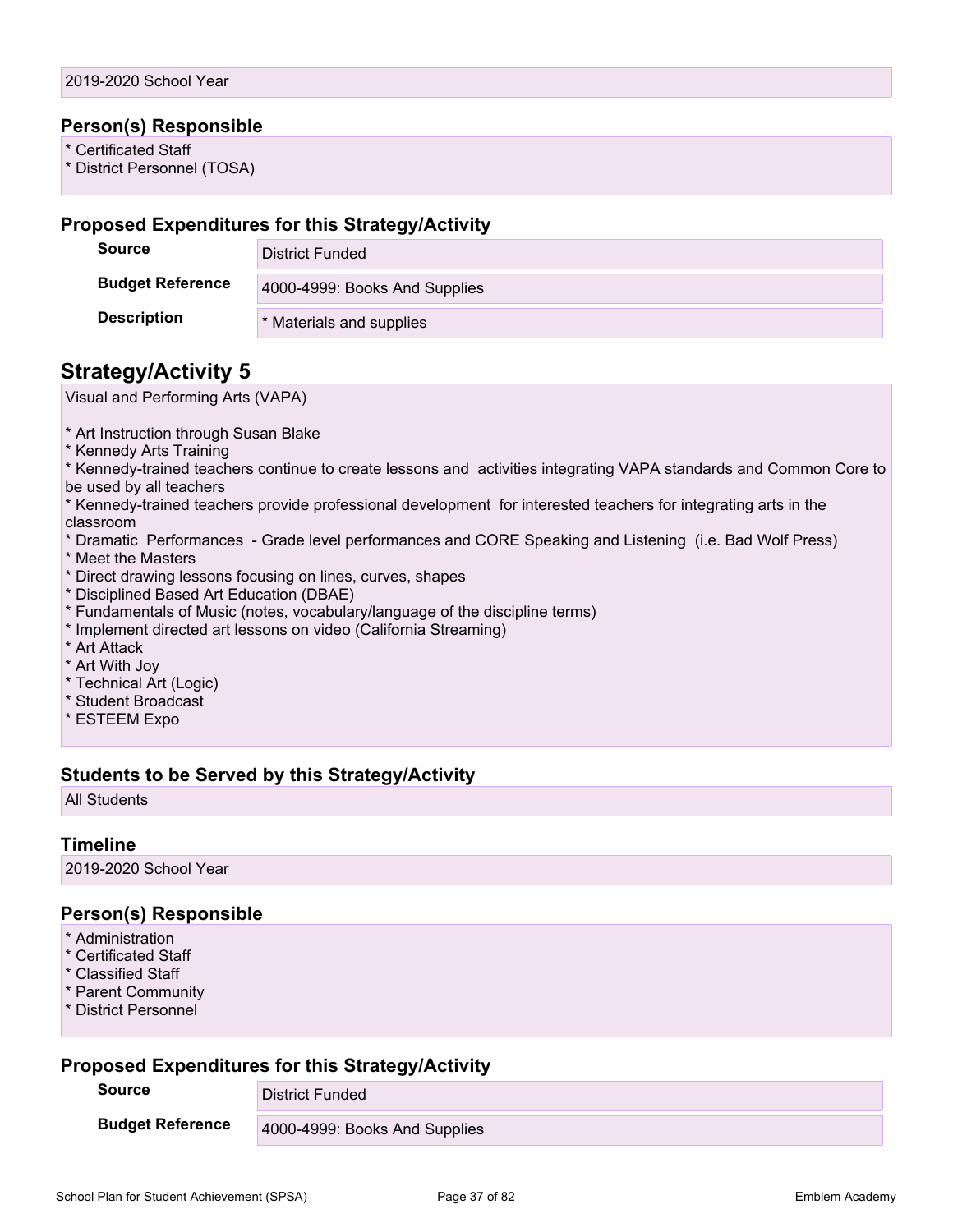2019-2020 School Year

### Person(s) Responsible

* Certificated Staff
* District Personnel (TOSA)

### Proposed Expenditures for this Strategy/Activity

| | |
|---|---|
| **Source** | District Funded |
| **Budget Reference** | 4000-4999: Books And Supplies |
| **Description** | * Materials and supplies |

## Strategy/Activity 5

Visual and Performing Arts (VAPA)

* Art Instruction through Susan Blake
* Kennedy Arts Training
* Kennedy-trained teachers continue to create lessons and activities integrating VAPA standards and Common Core to be used by all teachers
* Kennedy-trained teachers provide professional development for interested teachers for integrating arts in the classroom
* Dramatic Performances - Grade level performances and CORE Speaking and Listening (i.e. Bad Wolf Press)
* Meet the Masters
* Direct drawing lessons focusing on lines, curves, shapes
* Disciplined Based Art Education (DBAE)
* Fundamentals of Music (notes, vocabulary/language of the discipline terms)
* Implement directed art lessons on video (California Streaming)
* Art Attack
* Art With Joy
* Technical Art (Logic)
* Student Broadcast
* ESTEEM Expo

### Students to be Served by this Strategy/Activity

All Students

### Timeline

2019-2020 School Year

### Person(s) Responsible

* Administration
* Certificated Staff
* Classified Staff
* Parent Community
* District Personnel

### Proposed Expenditures for this Strategy/Activity

| | |
|---|---|
| **Source** | District Funded |
| **Budget Reference** | 4000-4999: Books And Supplies |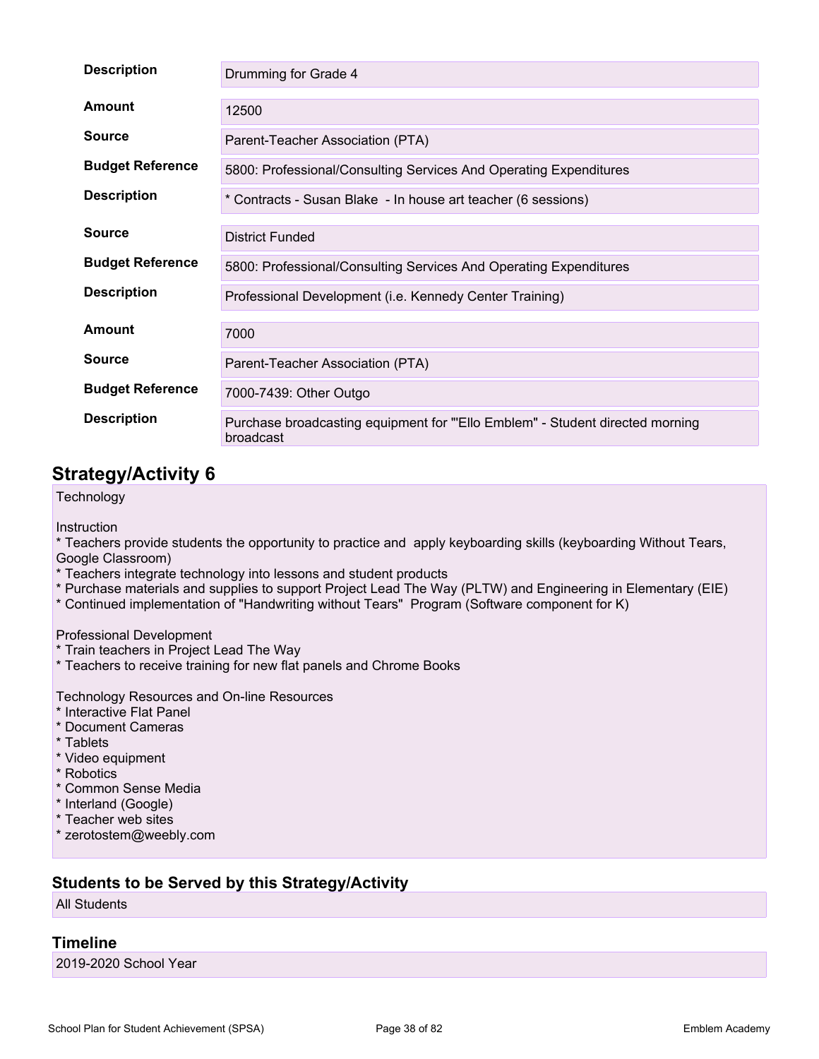| | |
|---|---|
| **Description** | Drumming for Grade 4 |
| **Amount** | 12500 |
| **Source** | Parent-Teacher Association (PTA) |
| **Budget Reference** | 5800: Professional/Consulting Services And Operating Expenditures |
| **Description** | * Contracts - Susan Blake - In house art teacher (6 sessions) |
| **Source** | District Funded |
| **Budget Reference** | 5800: Professional/Consulting Services And Operating Expenditures |
| **Description** | Professional Development (i.e. Kennedy Center Training) |
| **Amount** | 7000 |
| **Source** | Parent-Teacher Association (PTA) |
| **Budget Reference** | 7000-7439: Other Outgo |
| **Description** | Purchase broadcasting equipment for "'Ello Emblem" - Student directed morning broadcast |

## Strategy/Activity 6

Technology

Instruction
* Teachers provide students the opportunity to practice and apply keyboarding skills (keyboarding Without Tears, Google Classroom)
* Teachers integrate technology into lessons and student products
* Purchase materials and supplies to support Project Lead The Way (PLTW) and Engineering in Elementary (EIE)
* Continued implementation of "Handwriting without Tears" Program (Software component for K)

Professional Development
* Train teachers in Project Lead The Way
* Teachers to receive training for new flat panels and Chrome Books

Technology Resources and On-line Resources
* Interactive Flat Panel
* Document Cameras
* Tablets
* Video equipment
* Robotics
* Common Sense Media
* Interland (Google)
* Teacher web sites
* zerotostem@weebly.com

### Students to be Served by this Strategy/Activity

All Students

### Timeline

2019-2020 School Year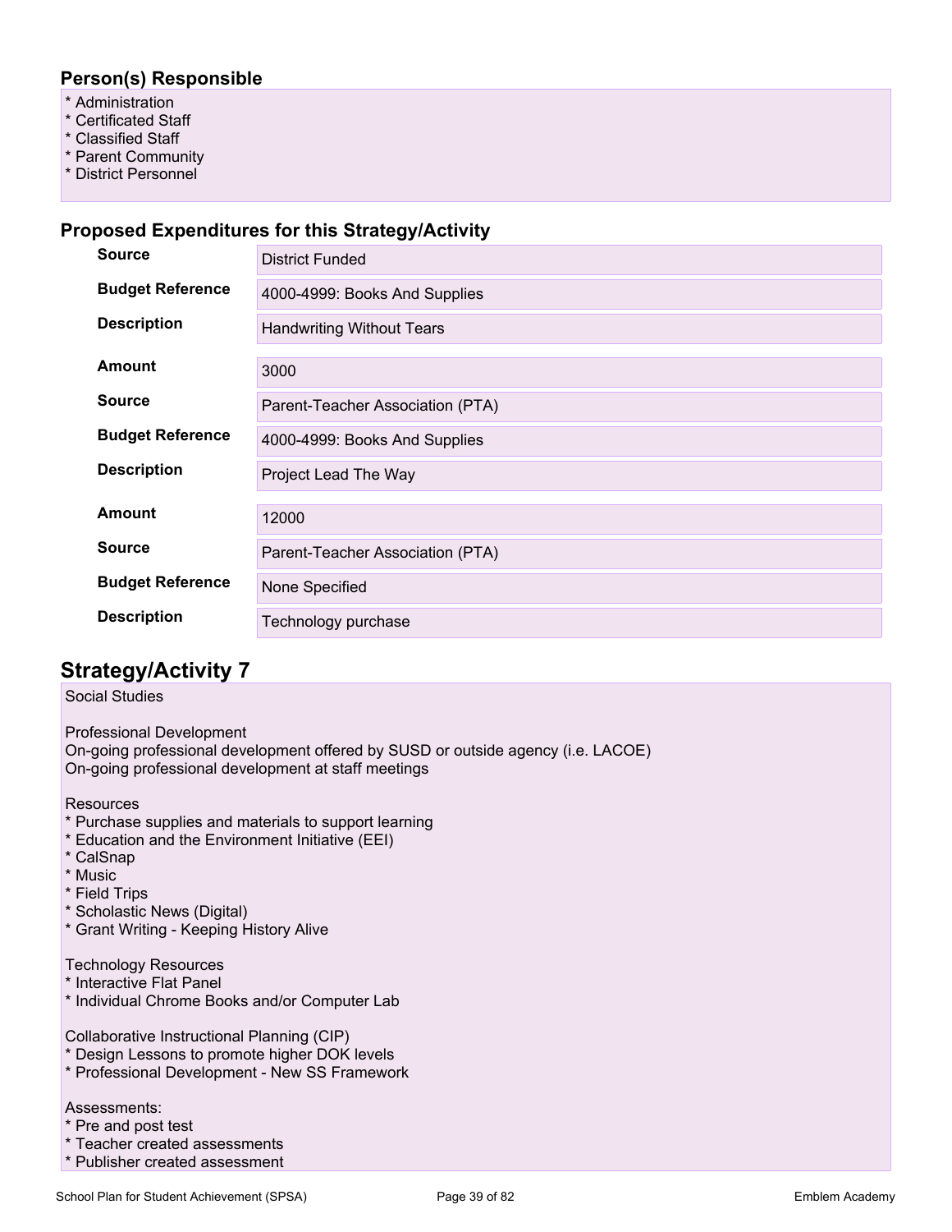### Person(s) Responsible

* Administration
* Certificated Staff
* Classified Staff
* Parent Community
* District Personnel

### Proposed Expenditures for this Strategy/Activity

| | |
|---|---|
| **Source** | District Funded |
| **Budget Reference** | 4000-4999: Books And Supplies |
| **Description** | Handwriting Without Tears |
| **Amount** | 3000 |
| **Source** | Parent-Teacher Association (PTA) |
| **Budget Reference** | 4000-4999: Books And Supplies |
| **Description** | Project Lead The Way |
| **Amount** | 12000 |
| **Source** | Parent-Teacher Association (PTA) |
| **Budget Reference** | None Specified |
| **Description** | Technology purchase |

## Strategy/Activity 7

Social Studies

Professional Development
On-going professional development offered by SUSD or outside agency (i.e. LACOE)
On-going professional development at staff meetings

Resources
* Purchase supplies and materials to support learning
* Education and the Environment Initiative (EEI)
* CalSnap
* Music
* Field Trips
* Scholastic News (Digital)
* Grant Writing - Keeping History Alive

Technology Resources
* Interactive Flat Panel
* Individual Chrome Books and/or Computer Lab

Collaborative Instructional Planning (CIP)
* Design Lessons to promote higher DOK levels
* Professional Development - New SS Framework

Assessments:
* Pre and post test
* Teacher created assessments
* Publisher created assessment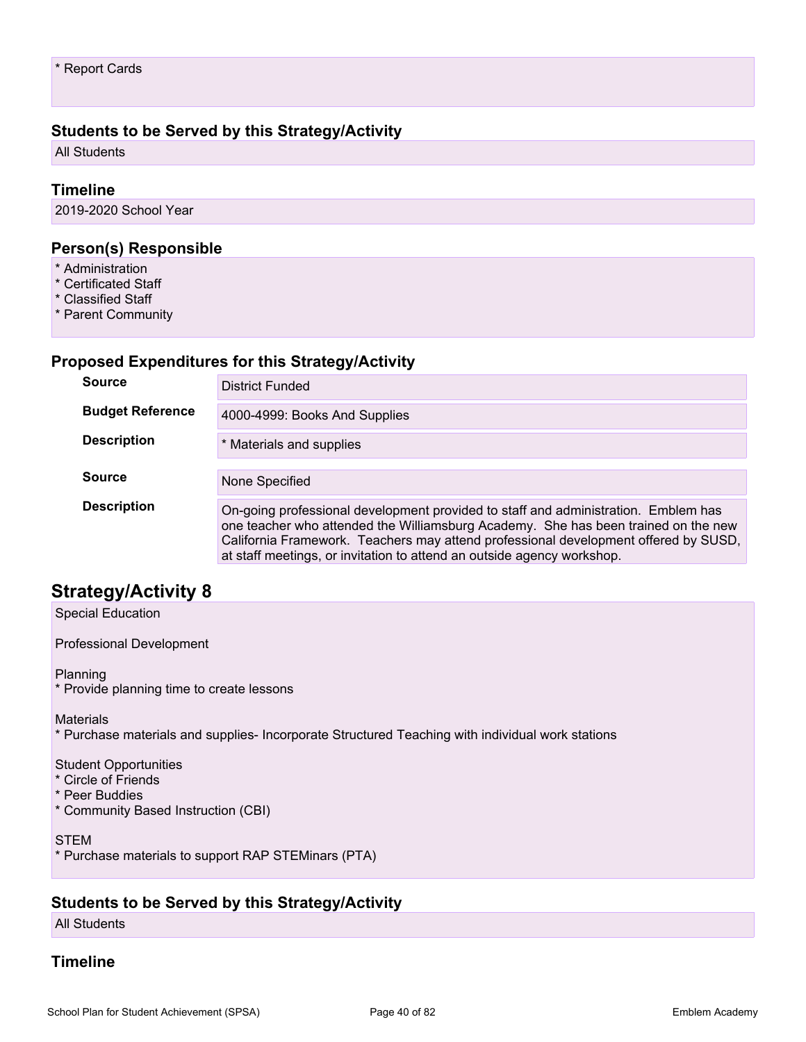* Report Cards

### Students to be Served by this Strategy/Activity

All Students

### Timeline

2019-2020 School Year

### Person(s) Responsible

* Administration
* Certificated Staff
* Classified Staff
* Parent Community

### Proposed Expenditures for this Strategy/Activity

| | |
|---|---|
| **Source** | District Funded |
| **Budget Reference** | 4000-4999: Books And Supplies |
| **Description** | * Materials and supplies |
| **Source** | None Specified |
| **Description** | On-going professional development provided to staff and administration. Emblem has one teacher who attended the Williamsburg Academy. She has been trained on the new California Framework. Teachers may attend professional development offered by SUSD, at staff meetings, or invitation to attend an outside agency workshop. |

## Strategy/Activity 8

Special Education

Professional Development

Planning
* Provide planning time to create lessons

Materials
* Purchase materials and supplies- Incorporate Structured Teaching with individual work stations

Student Opportunities
* Circle of Friends
* Peer Buddies
* Community Based Instruction (CBI)

STEM
* Purchase materials to support RAP STEMinars (PTA)

### Students to be Served by this Strategy/Activity

All Students

### Timeline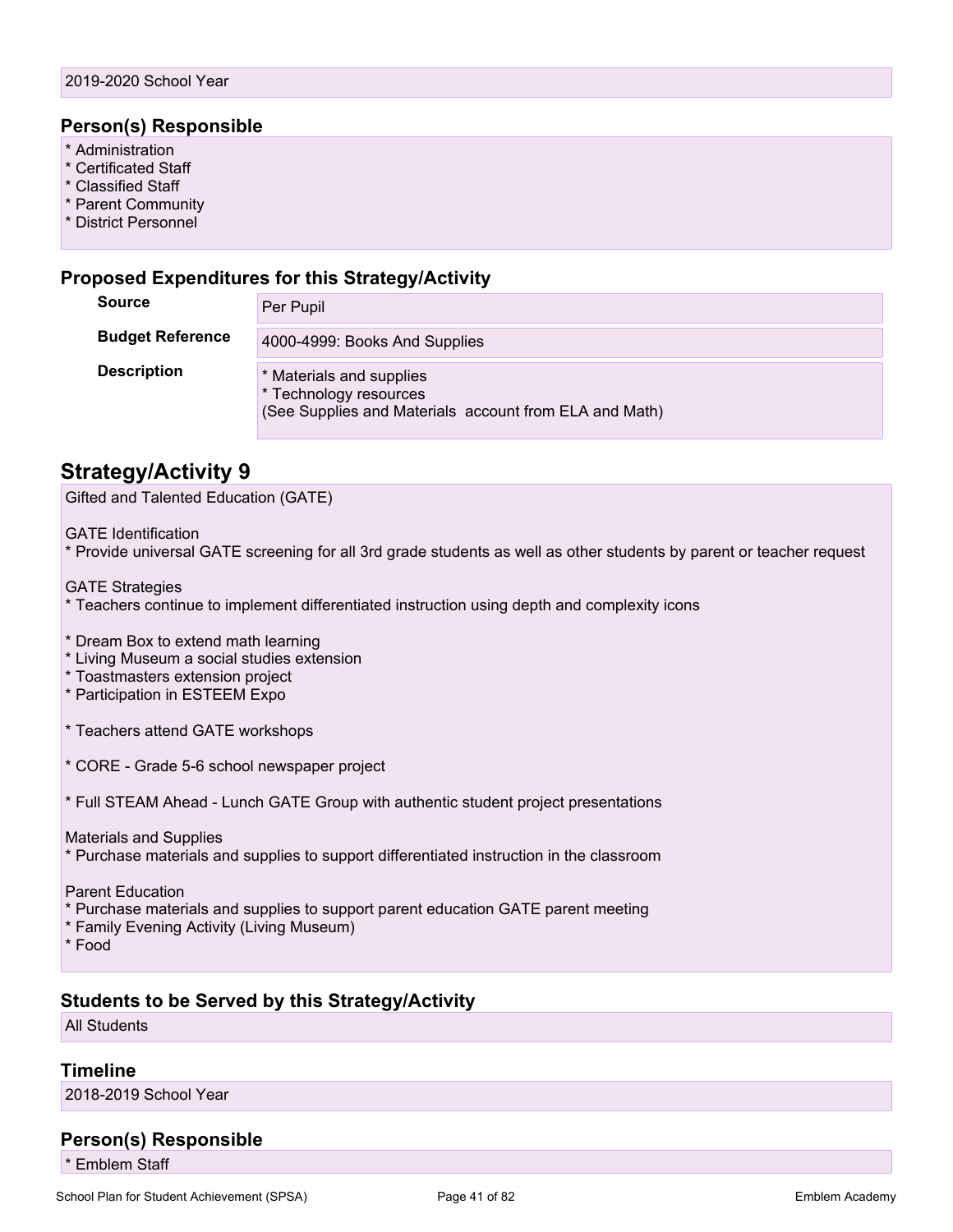2019-2020 School Year

### Person(s) Responsible

* Administration
* Certificated Staff
* Classified Staff
* Parent Community
* District Personnel

### Proposed Expenditures for this Strategy/Activity

| | |
|---|---|
| **Source** | Per Pupil |
| **Budget Reference** | 4000-4999: Books And Supplies |
| **Description** | * Materials and supplies<br>* Technology resources<br>(See Supplies and Materials account from ELA and Math) |

## Strategy/Activity 9

Gifted and Talented Education (GATE)

GATE Identification
* Provide universal GATE screening for all 3rd grade students as well as other students by parent or teacher request

GATE Strategies
* Teachers continue to implement differentiated instruction using depth and complexity icons

* Dream Box to extend math learning
* Living Museum a social studies extension
* Toastmasters extension project
* Participation in ESTEEM Expo

* Teachers attend GATE workshops

* CORE - Grade 5-6 school newspaper project

* Full STEAM Ahead - Lunch GATE Group with authentic student project presentations

Materials and Supplies
* Purchase materials and supplies to support differentiated instruction in the classroom

Parent Education
* Purchase materials and supplies to support parent education GATE parent meeting
* Family Evening Activity (Living Museum)
* Food

### Students to be Served by this Strategy/Activity

All Students

### Timeline

2018-2019 School Year

### Person(s) Responsible

* Emblem Staff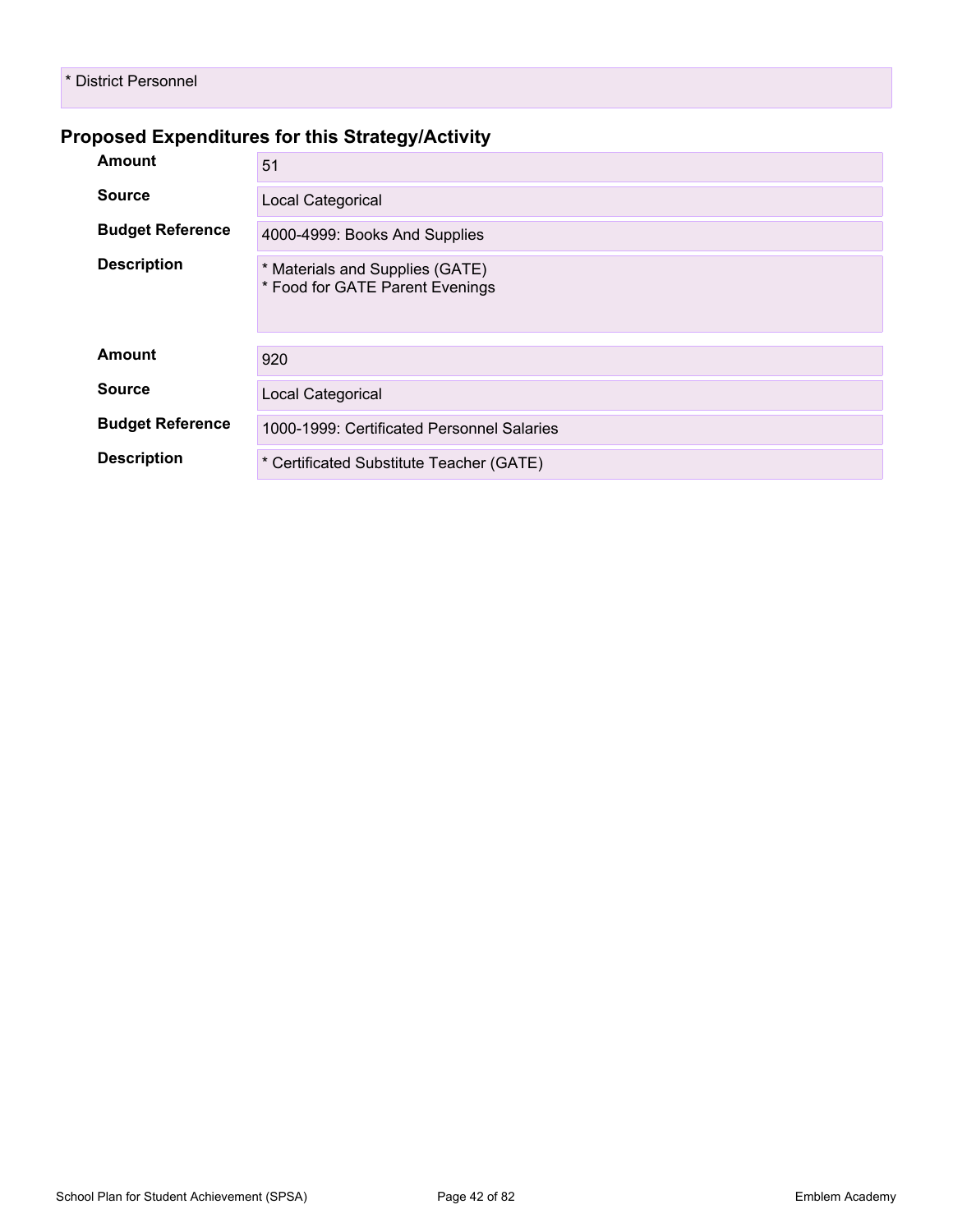* District Personnel

## Proposed Expenditures for this Strategy/Activity

| | |
|---|---|
| **Amount** | 51 |
| **Source** | Local Categorical |
| **Budget Reference** | 4000-4999: Books And Supplies |
| **Description** | * Materials and Supplies (GATE)<br>* Food for GATE Parent Evenings |

| | |
|---|---|
| **Amount** | 920 |
| **Source** | Local Categorical |
| **Budget Reference** | 1000-1999: Certificated Personnel Salaries |
| **Description** | * Certificated Substitute Teacher (GATE) |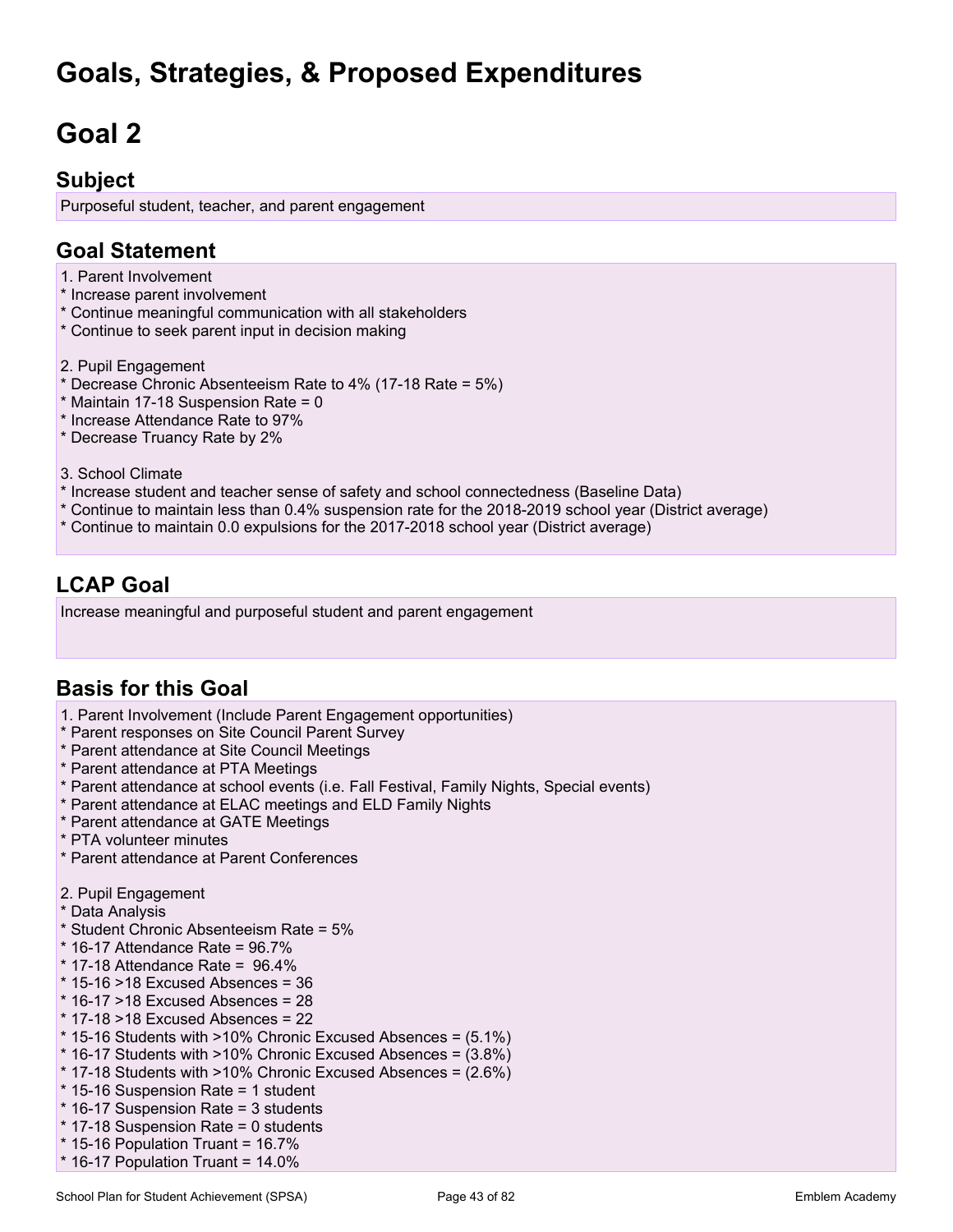# Goals, Strategies, & Proposed Expenditures

# Goal 2

## Subject

Purposeful student, teacher, and parent engagement

## Goal Statement

1. Parent Involvement
* Increase parent involvement
* Continue meaningful communication with all stakeholders
* Continue to seek parent input in decision making

2. Pupil Engagement
* Decrease Chronic Absenteeism Rate to 4% (17-18 Rate = 5%)
* Maintain 17-18 Suspension Rate = 0
* Increase Attendance Rate to 97%
* Decrease Truancy Rate by 2%

3. School Climate
* Increase student and teacher sense of safety and school connectedness (Baseline Data)
* Continue to maintain less than 0.4% suspension rate for the 2018-2019 school year (District average)
* Continue to maintain 0.0 expulsions for the 2017-2018 school year (District average)

## LCAP Goal

Increase meaningful and purposeful student and parent engagement

## Basis for this Goal

1. Parent Involvement (Include Parent Engagement opportunities)
* Parent responses on Site Council Parent Survey
* Parent attendance at Site Council Meetings
* Parent attendance at PTA Meetings
* Parent attendance at school events (i.e. Fall Festival, Family Nights, Special events)
* Parent attendance at ELAC meetings and ELD Family Nights
* Parent attendance at GATE Meetings
* PTA volunteer minutes
* Parent attendance at Parent Conferences

2. Pupil Engagement
* Data Analysis
* Student Chronic Absenteeism Rate = 5%
* 16-17 Attendance Rate = 96.7%
* 17-18 Attendance Rate = 96.4%
* 15-16 >18 Excused Absences = 36
* 16-17 >18 Excused Absences = 28
* 17-18 >18 Excused Absences = 22
* 15-16 Students with >10% Chronic Excused Absences = (5.1%)
* 16-17 Students with >10% Chronic Excused Absences = (3.8%)
* 17-18 Students with >10% Chronic Excused Absences = (2.6%)
* 15-16 Suspension Rate = 1 student
* 16-17 Suspension Rate = 3 students
* 17-18 Suspension Rate = 0 students
* 15-16 Population Truant = 16.7%
* 16-17 Population Truant = 14.0%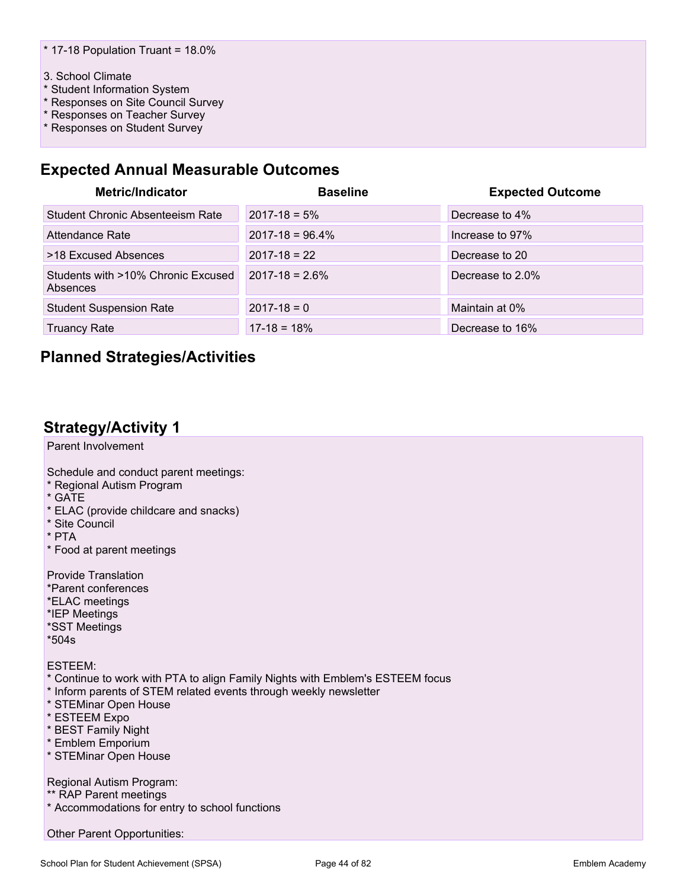* 17-18 Population Truant = 18.0%

3. School Climate
* Student Information System
* Responses on Site Council Survey
* Responses on Teacher Survey
* Responses on Student Survey

## Expected Annual Measurable Outcomes

| Metric/Indicator | Baseline | Expected Outcome |
|---|---|---|
| Student Chronic Absenteeism Rate | 2017-18 = 5% | Decrease to 4% |
| Attendance Rate | 2017-18 = 96.4% | Increase to 97% |
| >18 Excused Absences | 2017-18 = 22 | Decrease to 20 |
| Students with >10% Chronic Excused Absences | 2017-18 = 2.6% | Decrease to 2.0% |
| Student Suspension Rate | 2017-18 = 0 | Maintain at 0% |
| Truancy Rate | 17-18 = 18% | Decrease to 16% |

## Planned Strategies/Activities

## Strategy/Activity 1

Parent Involvement

Schedule and conduct parent meetings:
* Regional Autism Program
* GATE
* ELAC (provide childcare and snacks)
* Site Council
* PTA
* Food at parent meetings

Provide Translation
*Parent conferences
*ELAC meetings
*IEP Meetings
*SST Meetings
*504s

ESTEEM:
* Continue to work with PTA to align Family Nights with Emblem's ESTEEM focus
* Inform parents of STEM related events through weekly newsletter
* STEMinar Open House
* ESTEEM Expo
* BEST Family Night
* Emblem Emporium
* STEMinar Open House

Regional Autism Program:
** RAP Parent meetings
* Accommodations for entry to school functions

Other Parent Opportunities: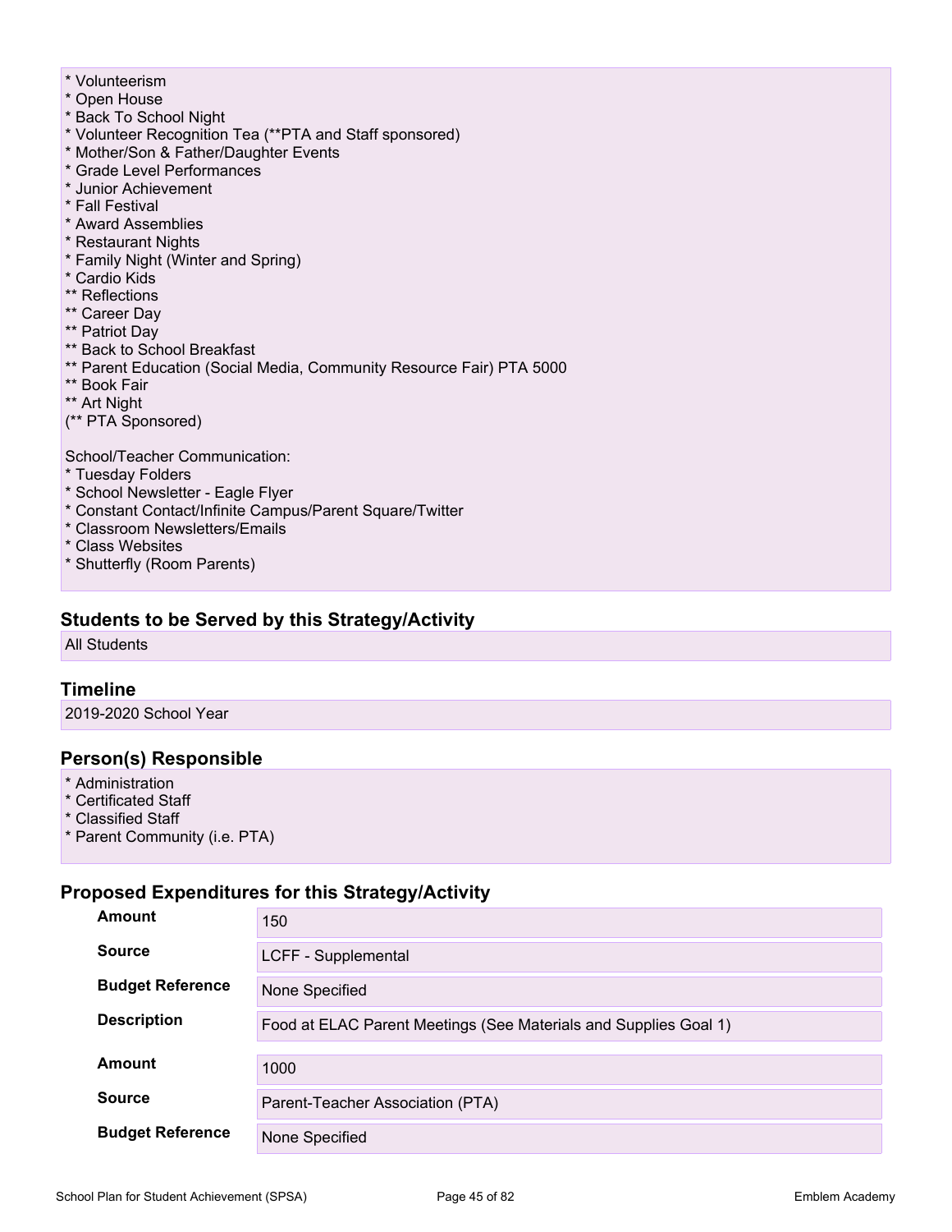* Volunteerism
* Open House
* Back To School Night
* Volunteer Recognition Tea (**PTA and Staff sponsored)
* Mother/Son & Father/Daughter Events
* Grade Level Performances
* Junior Achievement
* Fall Festival
* Award Assemblies
* Restaurant Nights
* Family Night (Winter and Spring)
* Cardio Kids
** Reflections
** Career Day
** Patriot Day
** Back to School Breakfast
** Parent Education (Social Media, Community Resource Fair) PTA 5000
** Book Fair
** Art Night
(** PTA Sponsored)

School/Teacher Communication:
* Tuesday Folders
* School Newsletter - Eagle Flyer
* Constant Contact/Infinite Campus/Parent Square/Twitter
* Classroom Newsletters/Emails
* Class Websites
* Shutterfly (Room Parents)

### Students to be Served by this Strategy/Activity

All Students

### Timeline

2019-2020 School Year

### Person(s) Responsible

* Administration
* Certificated Staff
* Classified Staff
* Parent Community (i.e. PTA)

### Proposed Expenditures for this Strategy/Activity

| | |
|---|---|
| **Amount** | 150 |
| **Source** | LCFF - Supplemental |
| **Budget Reference** | None Specified |
| **Description** | Food at ELAC Parent Meetings (See Materials and Supplies Goal 1) |

| | |
|---|---|
| **Amount** | 1000 |
| **Source** | Parent-Teacher Association (PTA) |
| **Budget Reference** | None Specified |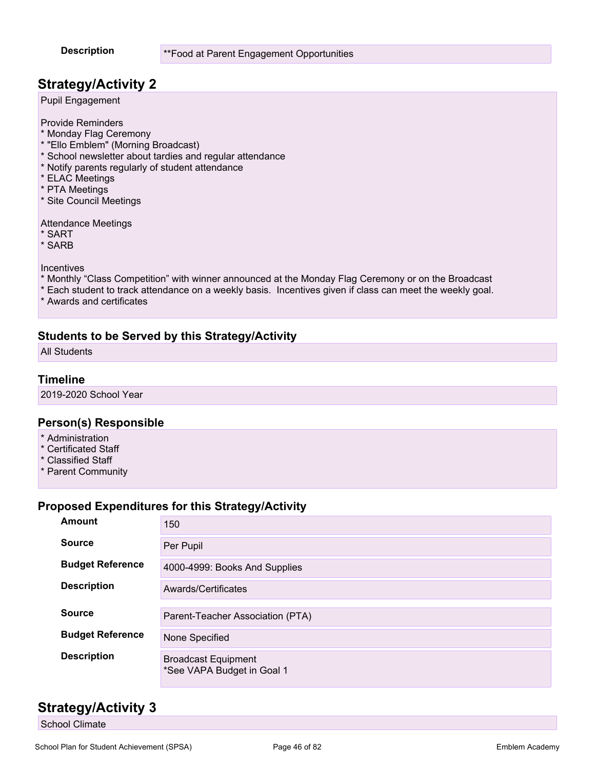| | |
|---|---|
| **Description** | **Food at Parent Engagement Opportunities |

## Strategy/Activity 2

Pupil Engagement

Provide Reminders
* Monday Flag Ceremony
* "Ello Emblem" (Morning Broadcast)
* School newsletter about tardies and regular attendance
* Notify parents regularly of student attendance
* ELAC Meetings
* PTA Meetings
* Site Council Meetings

Attendance Meetings
* SART
* SARB

Incentives
* Monthly "Class Competition" with winner announced at the Monday Flag Ceremony or on the Broadcast
* Each student to track attendance on a weekly basis. Incentives given if class can meet the weekly goal.
* Awards and certificates

### Students to be Served by this Strategy/Activity

All Students

### Timeline

2019-2020 School Year

### Person(s) Responsible

* Administration
* Certificated Staff
* Classified Staff
* Parent Community

### Proposed Expenditures for this Strategy/Activity

| | |
|---|---|
| **Amount** | 150 |
| **Source** | Per Pupil |
| **Budget Reference** | 4000-4999: Books And Supplies |
| **Description** | Awards/Certificates |

| | |
|---|---|
| **Source** | Parent-Teacher Association (PTA) |
| **Budget Reference** | None Specified |
| **Description** | Broadcast Equipment<br>*See VAPA Budget in Goal 1 |

## Strategy/Activity 3

School Climate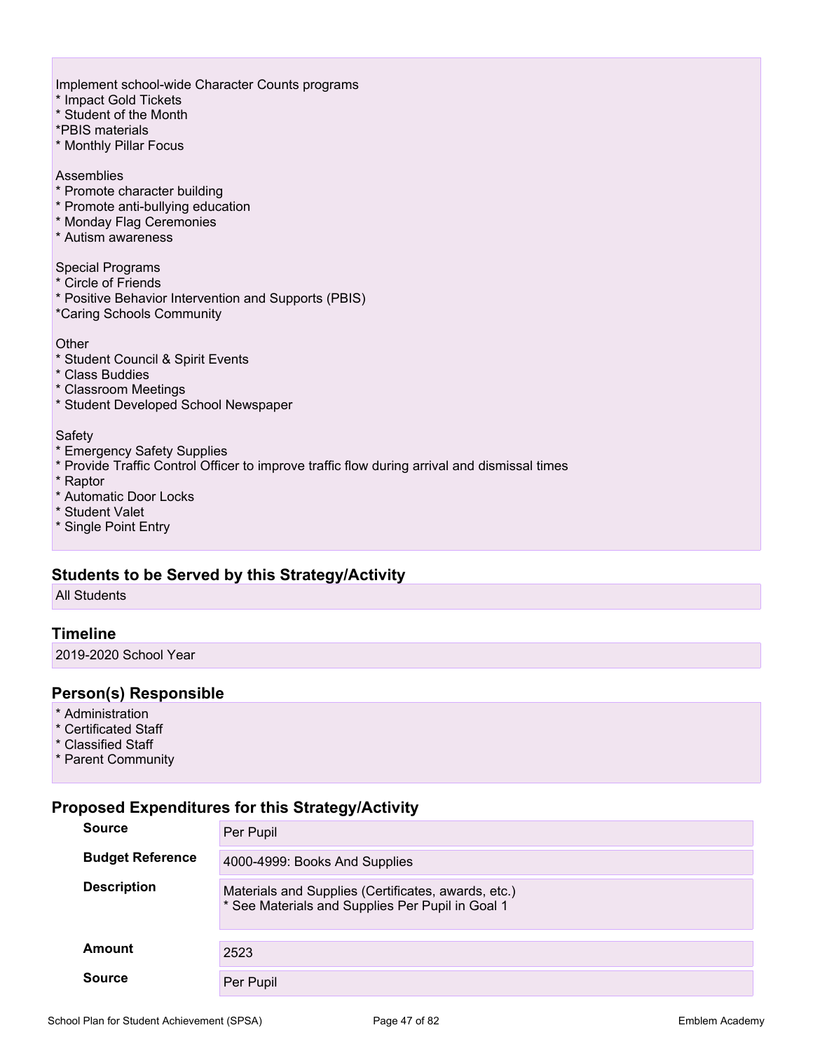Implement school-wide Character Counts programs
* Impact Gold Tickets
* Student of the Month
*PBIS materials
* Monthly Pillar Focus

Assemblies
* Promote character building
* Promote anti-bullying education
* Monday Flag Ceremonies
* Autism awareness

Special Programs
* Circle of Friends
* Positive Behavior Intervention and Supports (PBIS)
*Caring Schools Community

Other
* Student Council & Spirit Events
* Class Buddies
* Classroom Meetings
* Student Developed School Newspaper

Safety
* Emergency Safety Supplies
* Provide Traffic Control Officer to improve traffic flow during arrival and dismissal times
* Raptor
* Automatic Door Locks
* Student Valet
* Single Point Entry

### Students to be Served by this Strategy/Activity

All Students

### Timeline

2019-2020 School Year

### Person(s) Responsible

* Administration
* Certificated Staff
* Classified Staff
* Parent Community

### Proposed Expenditures for this Strategy/Activity

| | |
|---|---|
| **Source** | Per Pupil |
| **Budget Reference** | 4000-4999: Books And Supplies |
| **Description** | Materials and Supplies (Certificates, awards, etc.)<br>* See Materials and Supplies Per Pupil in Goal 1 |
| **Amount** | 2523 |
| **Source** | Per Pupil |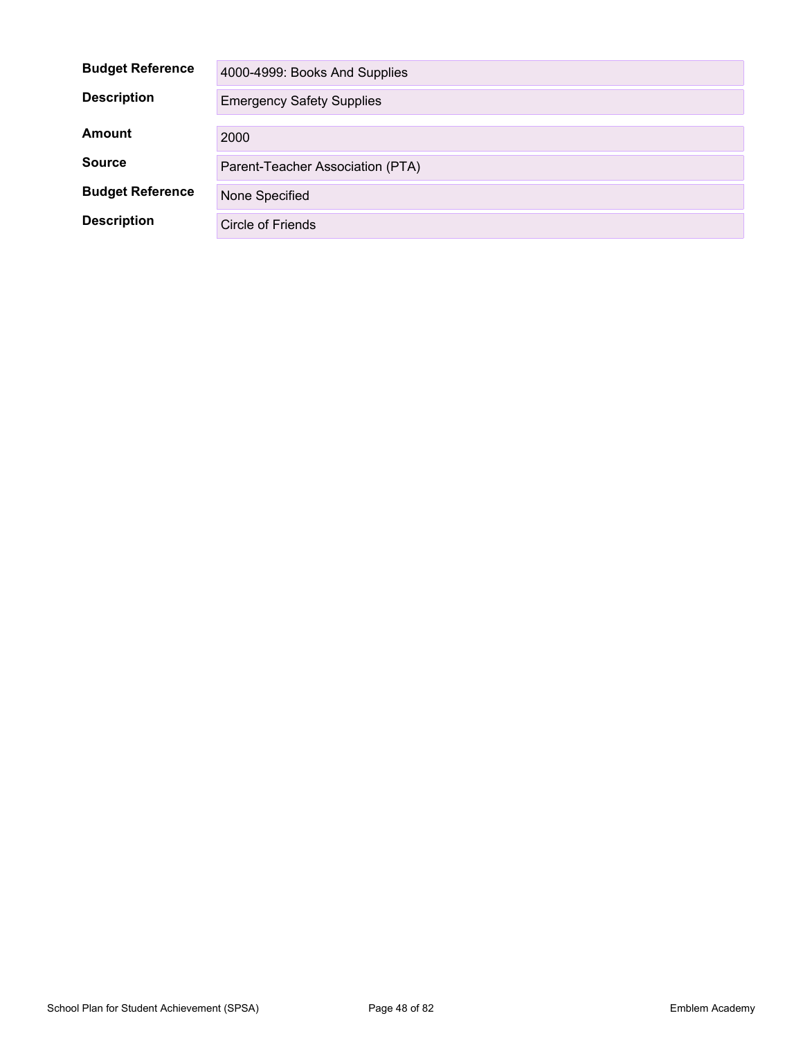| | |
|---|---|
| **Budget Reference** | 4000-4999: Books And Supplies |
| **Description** | Emergency Safety Supplies |
| **Amount** | 2000 |
| **Source** | Parent-Teacher Association (PTA) |
| **Budget Reference** | None Specified |
| **Description** | Circle of Friends |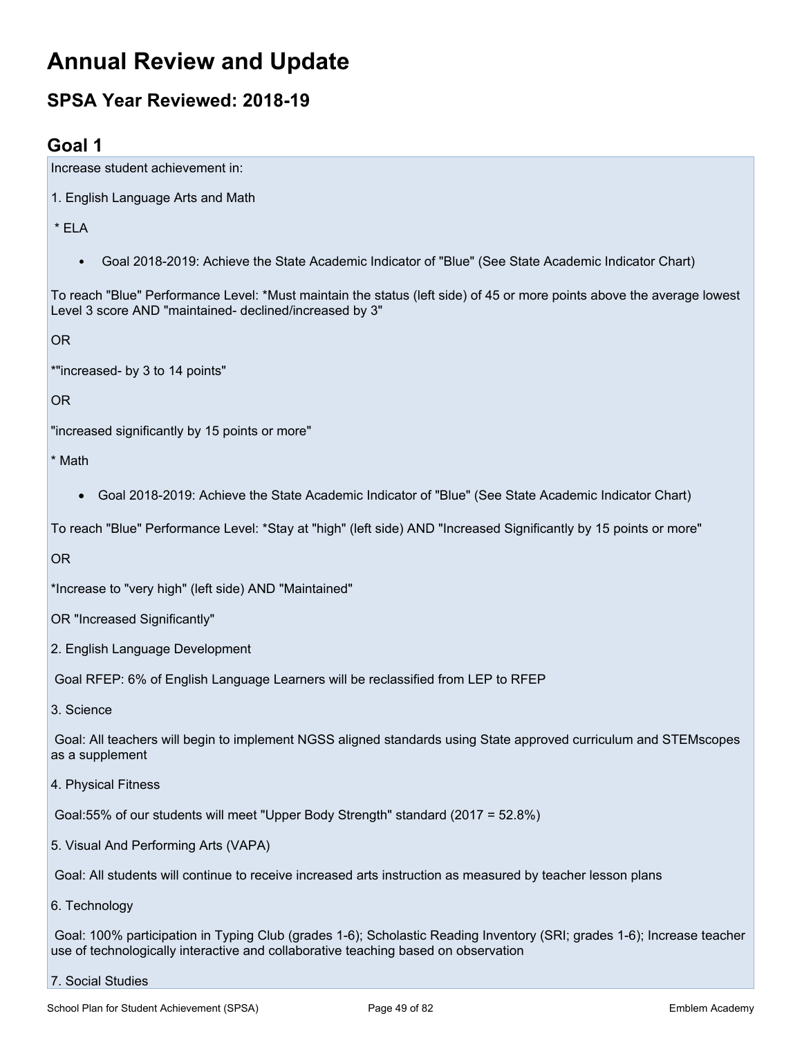# Annual Review and Update

## SPSA Year Reviewed: 2018-19

## Goal 1

Increase student achievement in:

1. English Language Arts and Math

* ELA

- Goal 2018-2019: Achieve the State Academic Indicator of "Blue" (See State Academic Indicator Chart)

To reach "Blue" Performance Level: *Must maintain the status (left side) of 45 or more points above the average lowest Level 3 score AND "maintained- declined/increased by 3"

OR

*"increased- by 3 to 14 points"

OR

"increased significantly by 15 points or more"

* Math

- Goal 2018-2019: Achieve the State Academic Indicator of "Blue" (See State Academic Indicator Chart)

To reach "Blue" Performance Level: *Stay at "high" (left side) AND "Increased Significantly by 15 points or more"

OR

*Increase to "very high" (left side) AND "Maintained"

OR "Increased Significantly"

2. English Language Development

Goal RFEP: 6% of English Language Learners will be reclassified from LEP to RFEP

3. Science

Goal: All teachers will begin to implement NGSS aligned standards using State approved curriculum and STEMscopes as a supplement

4. Physical Fitness

Goal:55% of our students will meet "Upper Body Strength" standard (2017 = 52.8%)

5. Visual And Performing Arts (VAPA)

Goal: All students will continue to receive increased arts instruction as measured by teacher lesson plans

6. Technology

Goal: 100% participation in Typing Club (grades 1-6); Scholastic Reading Inventory (SRI; grades 1-6); Increase teacher use of technologically interactive and collaborative teaching based on observation

7. Social Studies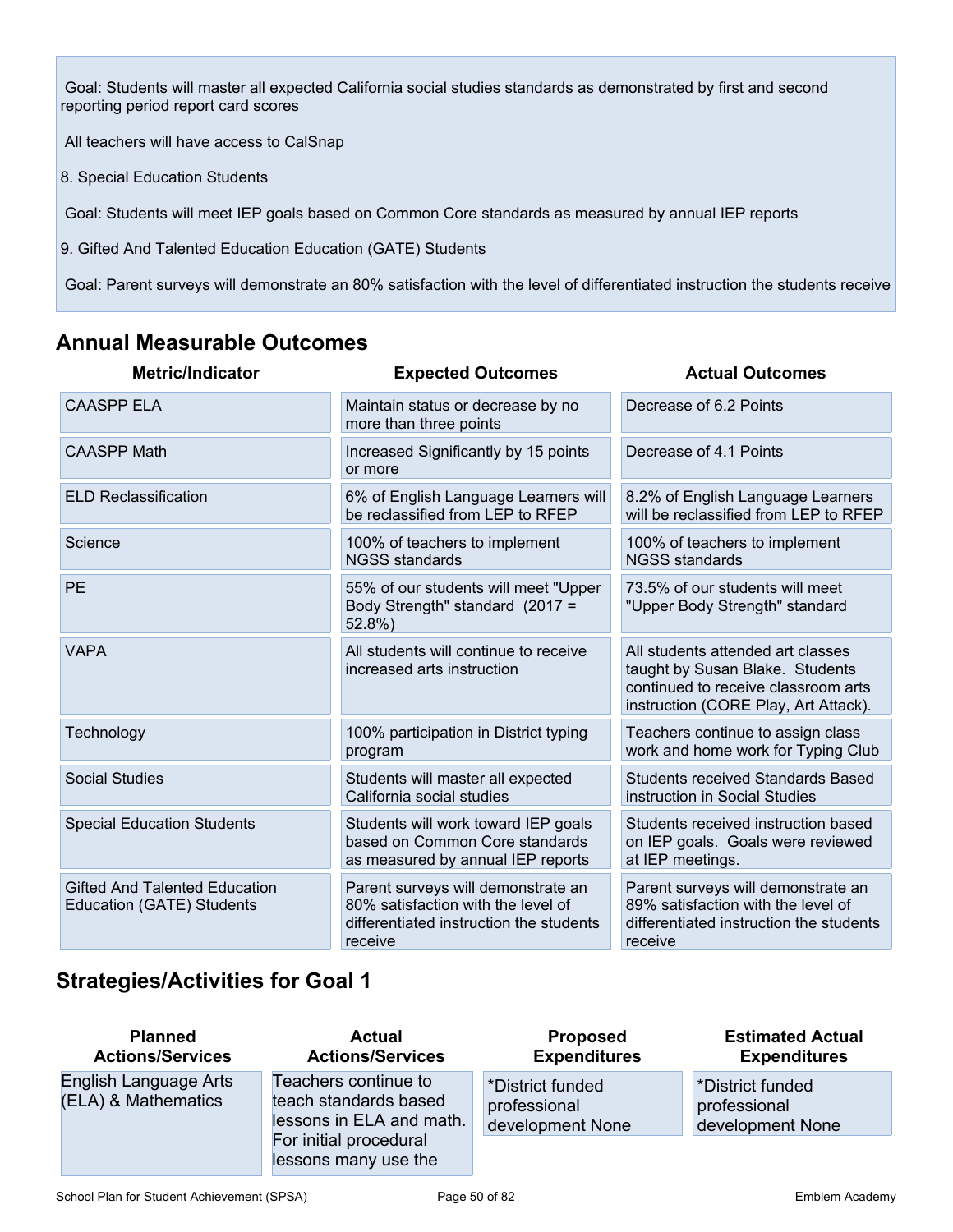Goal: Students will master all expected California social studies standards as demonstrated by first and second reporting period report card scores

All teachers will have access to CalSnap

8. Special Education Students

Goal: Students will meet IEP goals based on Common Core standards as measured by annual IEP reports

9. Gifted And Talented Education Education (GATE) Students

Goal: Parent surveys will demonstrate an 80% satisfaction with the level of differentiated instruction the students receive

## Annual Measurable Outcomes

| Metric/Indicator | Expected Outcomes | Actual Outcomes |
|---|---|---|
| CAASPP ELA | Maintain status or decrease by no more than three points | Decrease of 6.2 Points |
| CAASPP Math | Increased Significantly by 15 points or more | Decrease of 4.1 Points |
| ELD Reclassification | 6% of English Language Learners will be reclassified from LEP to RFEP | 8.2% of English Language Learners will be reclassified from LEP to RFEP |
| Science | 100% of teachers to implement NGSS standards | 100% of teachers to implement NGSS standards |
| PE | 55% of our students will meet "Upper Body Strength" standard (2017 = 52.8%) | 73.5% of our students will meet "Upper Body Strength" standard |
| VAPA | All students will continue to receive increased arts instruction | All students attended art classes taught by Susan Blake. Students continued to receive classroom arts instruction (CORE Play, Art Attack). |
| Technology | 100% participation in District typing program | Teachers continue to assign class work and home work for Typing Club |
| Social Studies | Students will master all expected California social studies | Students received Standards Based instruction in Social Studies |
| Special Education Students | Students will work toward IEP goals based on Common Core standards as measured by annual IEP reports | Students received instruction based on IEP goals. Goals were reviewed at IEP meetings. |
| Gifted And Talented Education Education (GATE) Students | Parent surveys will demonstrate an 80% satisfaction with the level of differentiated instruction the students receive | Parent surveys will demonstrate an 89% satisfaction with the level of differentiated instruction the students receive |

## Strategies/Activities for Goal 1

| Planned Actions/Services | Actual Actions/Services | Proposed Expenditures | Estimated Actual Expenditures |
|---|---|---|---|
| English Language Arts (ELA) & Mathematics | Teachers continue to teach standards based lessons in ELA and math. For initial procedural lessons many use the | *District funded professional development None | *District funded professional development None |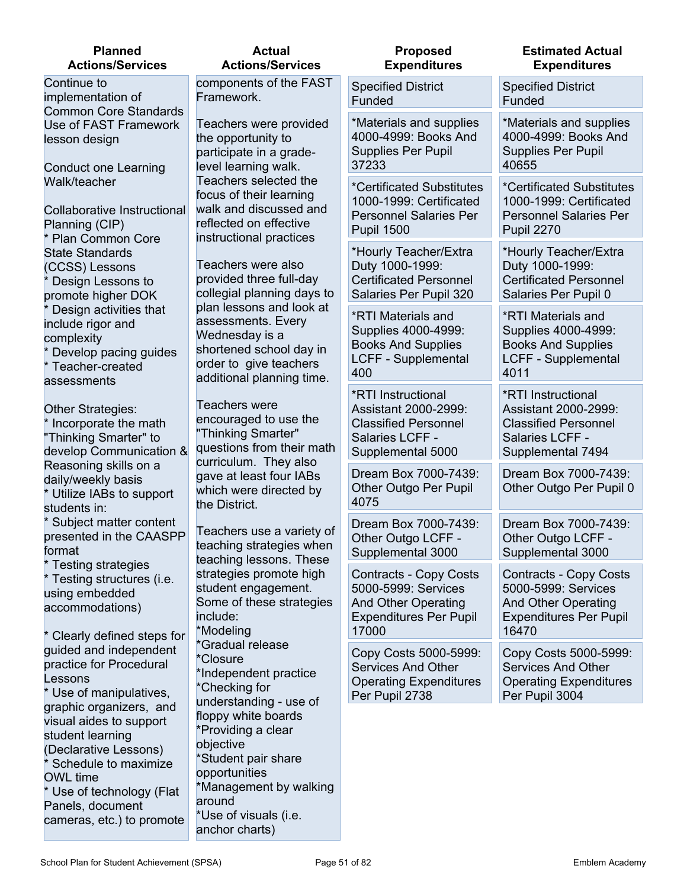| Planned Actions/Services | Actual Actions/Services | Proposed Expenditures | Estimated Actual Expenditures |
|---|---|---|---|
| Continue to implementation of Common Core Standards<br>Use of FAST Framework lesson design<br><br>Conduct one Learning Walk/teacher<br><br>Collaborative Instructional Planning (CIP)<br>* Plan Common Core State Standards (CCSS) Lessons<br>* Design Lessons to promote higher DOK<br>* Design activities that include rigor and complexity<br>* Develop pacing guides<br>* Teacher-created assessments<br><br>Other Strategies:<br>* Incorporate the math "Thinking Smarter" to develop Communication & Reasoning skills on a daily/weekly basis<br>* Utilize IABs to support students in:<br>* Subject matter content presented in the CAASPP format<br>* Testing strategies<br>* Testing structures (i.e. using embedded accommodations)<br><br>* Clearly defined steps for guided and independent practice for Procedural Lessons<br>* Use of manipulatives, graphic organizers, and visual aides to support student learning (Declarative Lessons)<br>* Schedule to maximize OWL time<br>* Use of technology (Flat Panels, document cameras, etc.) to promote | components of the FAST Framework.<br><br>Teachers were provided the opportunity to participate in a grade-level learning walk. Teachers selected the focus of their learning walk and discussed and reflected on effective instructional practices<br><br>Teachers were also provided three full-day collegial planning days to plan lessons and look at assessments. Every Wednesday is a shortened school day in order to give teachers additional planning time.<br><br>Teachers were encouraged to use the "Thinking Smarter" questions from their math curriculum. They also gave at least four IABs which were directed by the District.<br><br>Teachers use a variety of teaching strategies when teaching lessons. These strategies promote high student engagement. Some of these strategies include:<br>*Modeling<br>*Gradual release<br>*Closure<br>*Independent practice<br>*Checking for understanding - use of floppy white boards<br>*Providing a clear objective<br>*Student pair share opportunities<br>*Management by walking around<br>*Use of visuals (i.e. anchor charts) | Specified District Funded<br><br>*Materials and supplies 4000-4999: Books And Supplies Per Pupil 37233<br><br>*Certificated Substitutes 1000-1999: Certificated Personnel Salaries Per Pupil 1500<br><br>*Hourly Teacher/Extra Duty 1000-1999: Certificated Personnel Salaries Per Pupil 320<br><br>*RTI Materials and Supplies 4000-4999: Books And Supplies LCFF - Supplemental 400<br><br>*RTI Instructional Assistant 2000-2999: Classified Personnel Salaries LCFF - Supplemental 5000<br><br>Dream Box 7000-7439: Other Outgo Per Pupil 4075<br><br>Dream Box 7000-7439: Other Outgo LCFF - Supplemental 3000<br><br>Contracts - Copy Costs 5000-5999: Services And Other Operating Expenditures Per Pupil 17000<br><br>Copy Costs 5000-5999: Services And Other Operating Expenditures Per Pupil 2738 | Specified District Funded<br><br>*Materials and supplies 4000-4999: Books And Supplies Per Pupil 40655<br><br>*Certificated Substitutes 1000-1999: Certificated Personnel Salaries Per Pupil 2270<br><br>*Hourly Teacher/Extra Duty 1000-1999: Certificated Personnel Salaries Per Pupil 0<br><br>*RTI Materials and Supplies 4000-4999: Books And Supplies LCFF - Supplemental 4011<br><br>*RTI Instructional Assistant 2000-2999: Classified Personnel Salaries LCFF - Supplemental 7494<br><br>Dream Box 7000-7439: Other Outgo Per Pupil 0<br><br>Dream Box 7000-7439: Other Outgo LCFF - Supplemental 3000<br><br>Contracts - Copy Costs 5000-5999: Services And Other Operating Expenditures Per Pupil 16470<br><br>Copy Costs 5000-5999: Services And Other Operating Expenditures Per Pupil 3004 |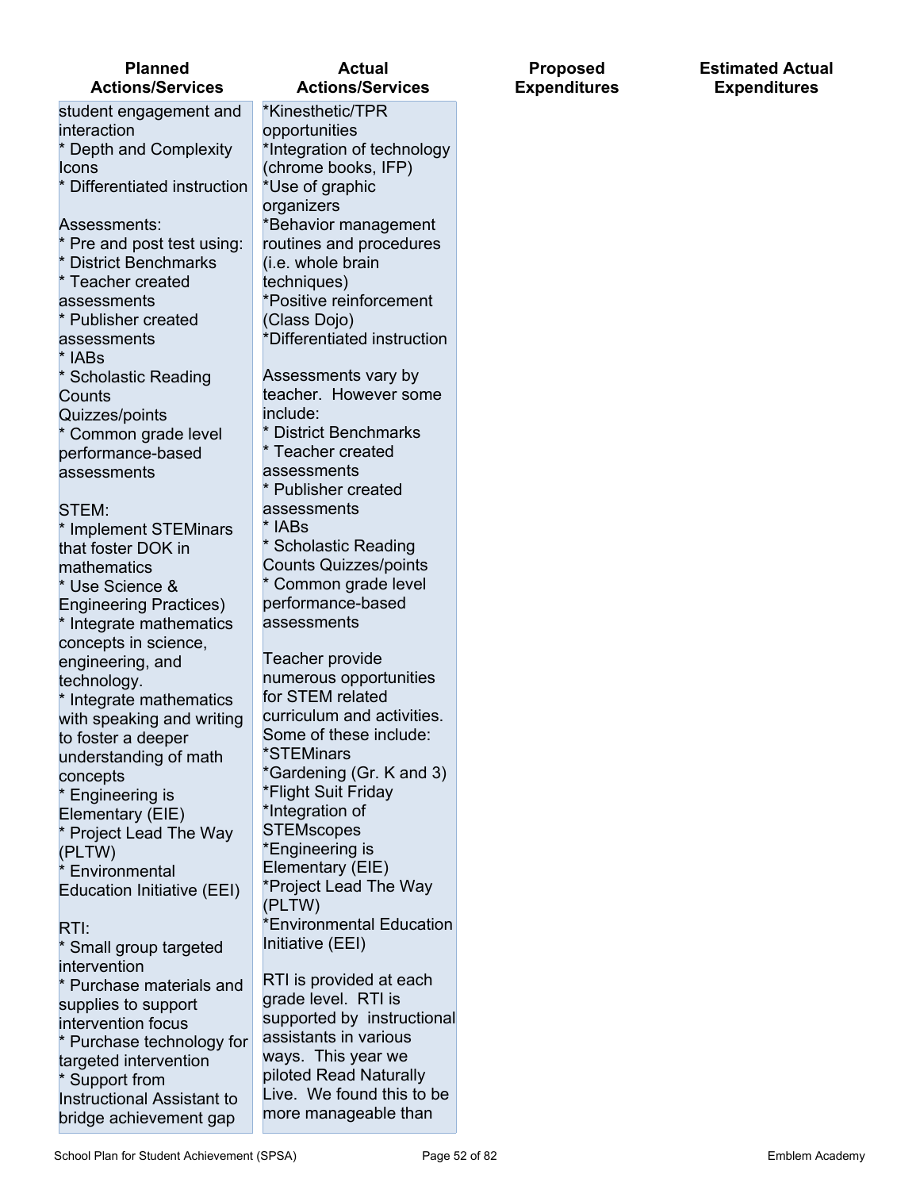| Planned Actions/Services | Actual Actions/Services | Proposed Expenditures | Estimated Actual Expenditures |
|---|---|---|---|
| student engagement and interaction<br>* Depth and Complexity Icons<br>* Differentiated instruction<br><br>Assessments:<br>* Pre and post test using:<br>* District Benchmarks<br>* Teacher created assessments<br>* Publisher created assessments<br>* IABs<br>* Scholastic Reading Counts Quizzes/points<br>* Common grade level performance-based assessments<br><br>STEM:<br>* Implement STEMinars that foster DOK in mathematics<br>* Use Science & Engineering Practices)<br>* Integrate mathematics concepts in science, engineering, and technology.<br>* Integrate mathematics with speaking and writing to foster a deeper understanding of math concepts<br>* Engineering is Elementary (EIE)<br>* Project Lead The Way (PLTW)<br>* Environmental Education Initiative (EEI)<br><br>RTI:<br>* Small group targeted intervention<br>* Purchase materials and supplies to support intervention focus<br>* Purchase technology for targeted intervention<br>* Support from Instructional Assistant to bridge achievement gap | *Kinesthetic/TPR opportunities<br>*Integration of technology (chrome books, IFP)<br>*Use of graphic organizers<br>*Behavior management routines and procedures (i.e. whole brain techniques)<br>*Positive reinforcement (Class Dojo)<br>*Differentiated instruction<br><br>Assessments vary by teacher. However some include:<br>* District Benchmarks<br>* Teacher created assessments<br>* Publisher created assessments<br>* IABs<br>* Scholastic Reading Counts Quizzes/points<br>* Common grade level performance-based assessments<br><br>Teacher provide numerous opportunities for STEM related curriculum and activities. Some of these include:<br>*STEMinars<br>*Gardening (Gr. K and 3)<br>*Flight Suit Friday<br>*Integration of STEMscopes<br>*Engineering is Elementary (EIE)<br>*Project Lead The Way (PLTW)<br>*Environmental Education Initiative (EEI)<br><br>RTI is provided at each grade level. RTI is supported by instructional assistants in various ways. This year we piloted Read Naturally Live. We found this to be more manageable than | | |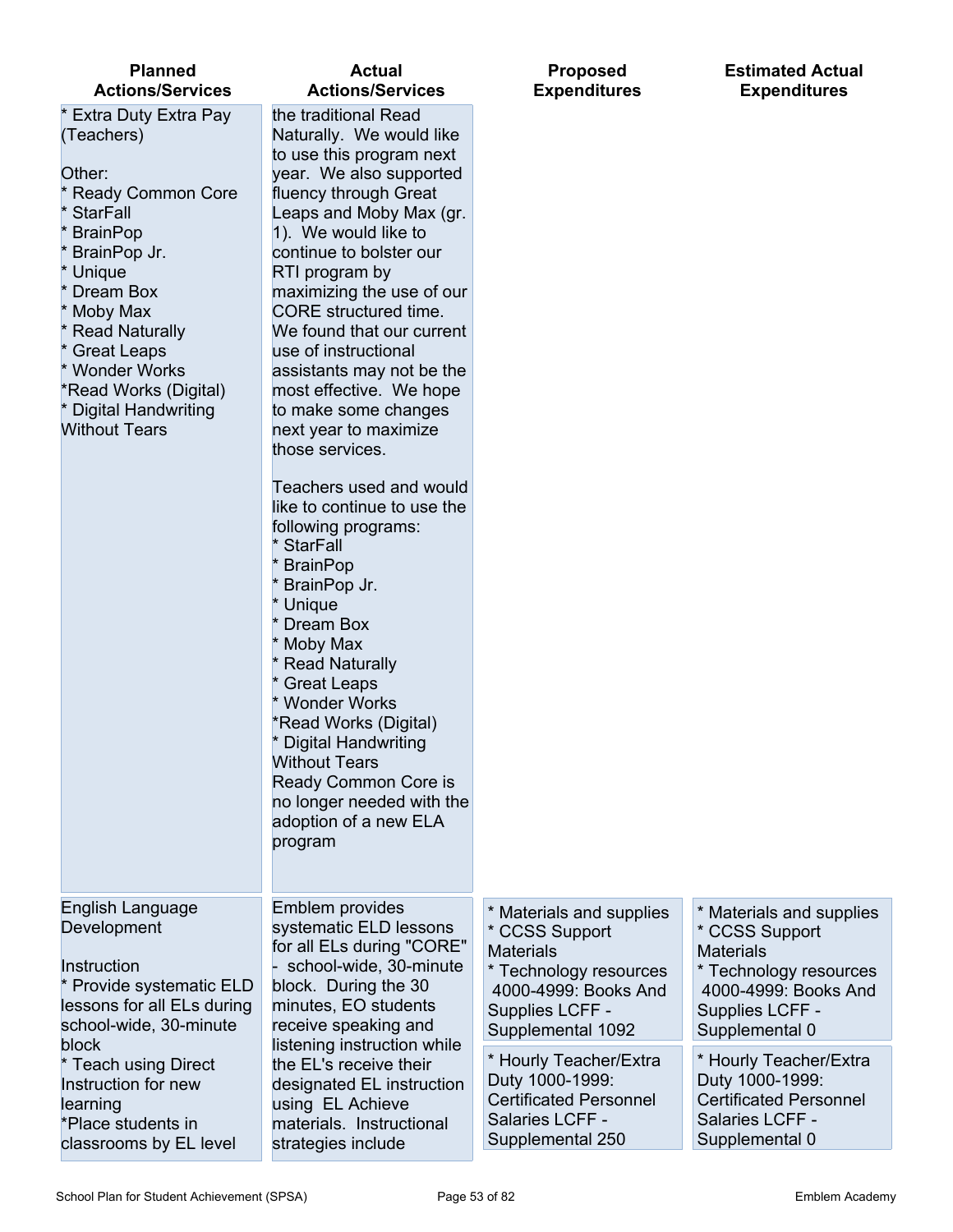| Planned Actions/Services | Actual Actions/Services | Proposed Expenditures | Estimated Actual Expenditures |
|---|---|---|---|
| * Extra Duty Extra Pay (Teachers)<br><br>Other:<br>* Ready Common Core<br>* StarFall<br>* BrainPop<br>* BrainPop Jr.<br>* Unique<br>* Dream Box<br>* Moby Max<br>* Read Naturally<br>* Great Leaps<br>* Wonder Works<br>*Read Works (Digital)<br>* Digital Handwriting Without Tears | the traditional Read Naturally. We would like to use this program next year. We also supported fluency through Great Leaps and Moby Max (gr. 1). We would like to continue to bolster our RTI program by maximizing the use of our CORE structured time. We found that our current use of instructional assistants may not be the most effective. We hope to make some changes next year to maximize those services.<br><br>Teachers used and would like to continue to use the following programs:<br>* StarFall<br>* BrainPop<br>* BrainPop Jr.<br>* Unique<br>* Dream Box<br>* Moby Max<br>* Read Naturally<br>* Great Leaps<br>* Wonder Works<br>*Read Works (Digital)<br>* Digital Handwriting Without Tears<br>Ready Common Core is no longer needed with the adoption of a new ELA program | | |
| English Language Development<br><br>Instruction<br>* Provide systematic ELD lessons for all ELs during school-wide, 30-minute block<br>* Teach using Direct Instruction for new learning<br>*Place students in classrooms by EL level | Emblem provides systematic ELD lessons for all ELs during "CORE" - school-wide, 30-minute block. During the 30 minutes, EO students receive speaking and listening instruction while the EL's receive their designated EL instruction using EL Achieve materials. Instructional strategies include | * Materials and supplies<br>* CCSS Support Materials<br>* Technology resources 4000-4999: Books And Supplies LCFF - Supplemental 1092<br><br>* Hourly Teacher/Extra Duty 1000-1999: Certificated Personnel Salaries LCFF - Supplemental 250 | * Materials and supplies<br>* CCSS Support Materials<br>* Technology resources 4000-4999: Books And Supplies LCFF - Supplemental 0<br><br>* Hourly Teacher/Extra Duty 1000-1999: Certificated Personnel Salaries LCFF - Supplemental 0 |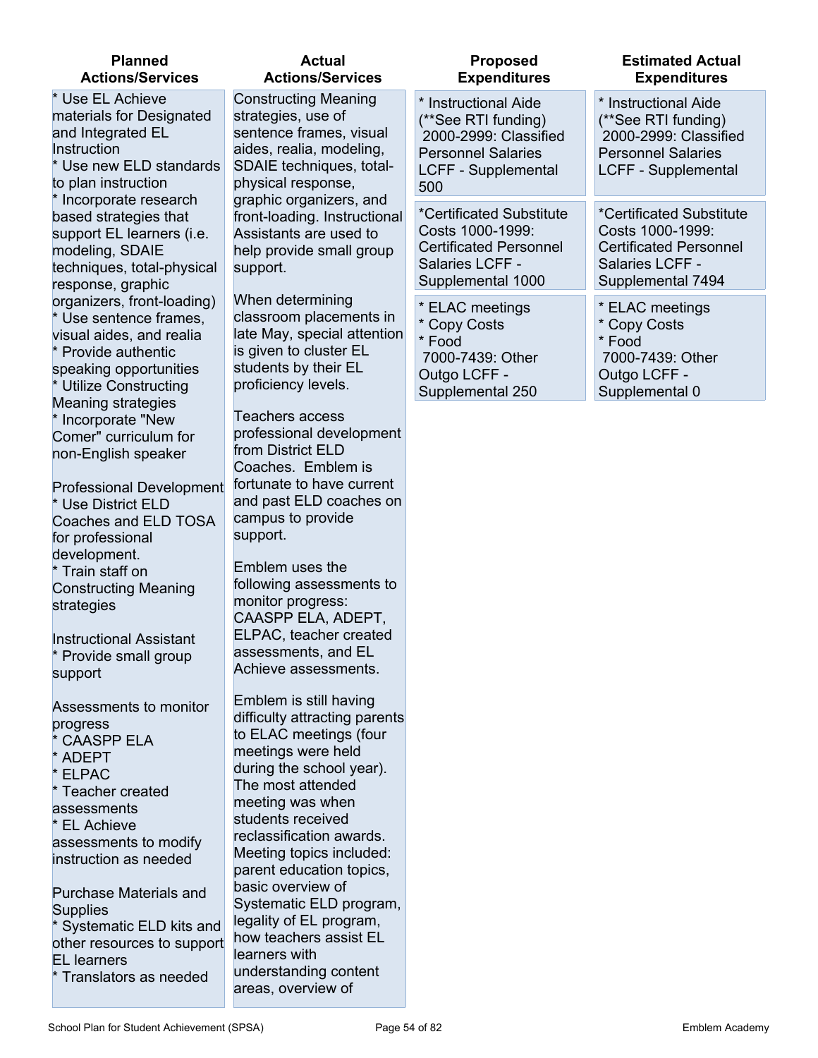| Planned Actions/Services | Actual Actions/Services | Proposed Expenditures | Estimated Actual Expenditures |
|---|---|---|---|
| * Use EL Achieve materials for Designated and Integrated EL Instruction<br>* Use new ELD standards to plan instruction<br>* Incorporate research based strategies that support EL learners (i.e. modeling, SDAIE techniques, total-physical response, graphic organizers, front-loading)<br>* Use sentence frames, visual aides, and realia<br>* Provide authentic speaking opportunities<br>* Utilize Constructing Meaning strategies<br>* Incorporate "New Comer" curriculum for non-English speaker<br><br>Professional Development<br>* Use District ELD Coaches and ELD TOSA for professional development.<br>* Train staff on Constructing Meaning strategies<br><br>Instructional Assistant<br>* Provide small group support<br><br>Assessments to monitor progress<br>* CAASPP ELA<br>* ADEPT<br>* ELPAC<br>* Teacher created assessments<br>* EL Achieve assessments to modify instruction as needed<br><br>Purchase Materials and Supplies<br>* Systematic ELD kits and other resources to support EL learners<br>* Translators as needed | Constructing Meaning strategies, use of sentence frames, visual aides, realia, modeling, SDAIE techniques, total-physical response, graphic organizers, and front-loading. Instructional Assistants are used to help provide small group support.<br><br>When determining classroom placements in late May, special attention is given to cluster EL students by their EL proficiency levels.<br><br>Teachers access professional development from District ELD Coaches. Emblem is fortunate to have current and past ELD coaches on campus to provide support.<br><br>Emblem uses the following assessments to monitor progress: CAASPP ELA, ADEPT, ELPAC, teacher created assessments, and EL Achieve assessments.<br><br>Emblem is still having difficulty attracting parents to ELAC meetings (four meetings were held during the school year). The most attended meeting was when students received reclassification awards. Meeting topics included: parent education topics, basic overview of Systematic ELD program, legality of EL program, how teachers assist EL learners with understanding content areas, overview of | * Instructional Aide (**See RTI funding)<br>2000-2999: Classified Personnel Salaries LCFF - Supplemental 500<br><br>*Certificated Substitute Costs 1000-1999: Certificated Personnel Salaries LCFF - Supplemental 1000<br><br>* ELAC meetings<br>* Copy Costs<br>* Food<br>7000-7439: Other Outgo LCFF - Supplemental 250 | * Instructional Aide (**See RTI funding)<br>2000-2999: Classified Personnel Salaries LCFF - Supplemental<br><br>*Certificated Substitute Costs 1000-1999: Certificated Personnel Salaries LCFF - Supplemental 7494<br><br>* ELAC meetings<br>* Copy Costs<br>* Food<br>7000-7439: Other Outgo LCFF - Supplemental 0 |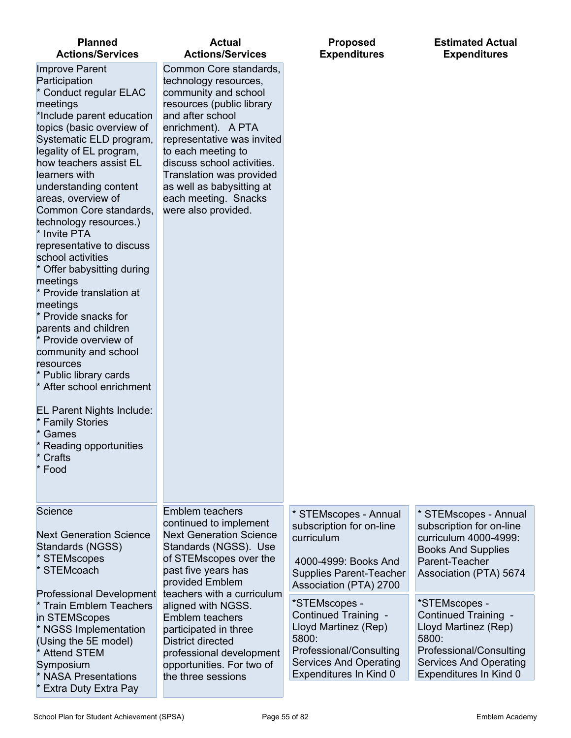| Planned Actions/Services | Actual Actions/Services | Proposed Expenditures | Estimated Actual Expenditures |
|---|---|---|---|
| Improve Parent Participation<br>* Conduct regular ELAC meetings<br>*Include parent education topics (basic overview of Systematic ELD program, legality of EL program, how teachers assist EL learners with understanding content areas, overview of Common Core standards, technology resources.)<br>* Invite PTA representative to discuss school activities<br>* Offer babysitting during meetings<br>* Provide translation at meetings<br>* Provide snacks for parents and children<br>* Provide overview of community and school resources<br>* Public library cards<br>* After school enrichment<br><br>EL Parent Nights Include:<br>* Family Stories<br>* Games<br>* Reading opportunities<br>* Crafts<br>* Food | Common Core standards, technology resources, community and school resources (public library and after school enrichment). A PTA representative was invited to each meeting to discuss school activities. Translation was provided as well as babysitting at each meeting. Snacks were also provided. | | |
| Science<br><br>Next Generation Science Standards (NGSS)<br>* STEMscopes<br>* STEMcoach<br><br>Professional Development<br>* Train Emblem Teachers in STEMScopes<br>* NGSS Implementation (Using the 5E model)<br>* Attend STEM Symposium<br>* NASA Presentations<br>* Extra Duty Extra Pay | Emblem teachers continued to implement Next Generation Science Standards (NGSS). Use of STEMscopes over the past five years has provided Emblem teachers with a curriculum aligned with NGSS. Emblem teachers participated in three District directed professional development opportunities. For two of the three sessions | * STEMscopes - Annual subscription for on-line curriculum<br><br>4000-4999: Books And Supplies Parent-Teacher Association (PTA) 2700<br><br>*STEMscopes - Continued Training - Lloyd Martinez (Rep) 5800: Professional/Consulting Services And Operating Expenditures In Kind 0 | * STEMscopes - Annual subscription for on-line curriculum 4000-4999: Books And Supplies Parent-Teacher Association (PTA) 5674<br><br>*STEMscopes - Continued Training - Lloyd Martinez (Rep) 5800: Professional/Consulting Services And Operating Expenditures In Kind 0 |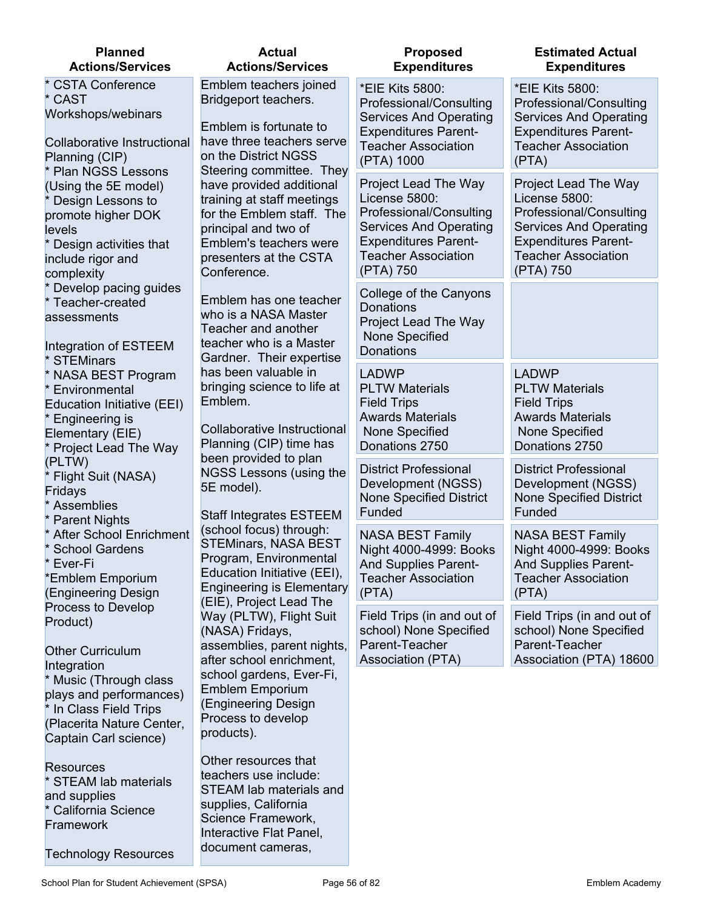| Planned Actions/Services | Actual Actions/Services | Proposed Expenditures | Estimated Actual Expenditures |
|---|---|---|---|
| * CSTA Conference<br>* CAST Workshops/webinars<br><br>Collaborative Instructional Planning (CIP)<br>* Plan NGSS Lessons (Using the 5E model)<br>* Design Lessons to promote higher DOK levels<br>* Design activities that include rigor and complexity<br>* Develop pacing guides<br>* Teacher-created assessments<br><br>Integration of ESTEEM<br>* STEMinars<br>* NASA BEST Program<br>* Environmental Education Initiative (EEI)<br>* Engineering is Elementary (EIE)<br>* Project Lead The Way (PLTW)<br>* Flight Suit (NASA) Fridays<br>* Assemblies<br>* Parent Nights<br>* After School Enrichment<br>* School Gardens<br>* Ever-Fi<br>*Emblem Emporium (Engineering Design Process to Develop Product)<br><br>Other Curriculum Integration<br>* Music (Through class plays and performances)<br>* In Class Field Trips (Placerita Nature Center, Captain Carl science)<br><br>Resources<br>* STEAM lab materials and supplies<br>* California Science Framework<br><br>Technology Resources | Emblem teachers joined Bridgeport teachers.<br><br>Emblem is fortunate to have three teachers serve on the District NGSS Steering committee. They have provided additional training at staff meetings for the Emblem staff. The principal and two of Emblem's teachers were presenters at the CSTA Conference.<br><br>Emblem has one teacher who is a NASA Master Teacher and another teacher who is a Master Gardner. Their expertise has been valuable in bringing science to life at Emblem.<br><br>Collaborative Instructional Planning (CIP) time has been provided to plan NGSS Lessons (using the 5E model).<br><br>Staff Integrates ESTEEM (school focus) through: STEMinars, NASA BEST Program, Environmental Education Initiative (EEI), Engineering is Elementary (EIE), Project Lead The Way (PLTW), Flight Suit (NASA) Fridays, assemblies, parent nights, after school enrichment, school gardens, Ever-Fi, Emblem Emporium (Engineering Design Process to develop products).<br><br>Other resources that teachers use include: STEAM lab materials and supplies, California Science Framework, Interactive Flat Panel, document cameras, | *EIE Kits 5800: Professional/Consulting Services And Operating Expenditures Parent-Teacher Association (PTA) 1000 | *EIE Kits 5800: Professional/Consulting Services And Operating Expenditures Parent-Teacher Association (PTA) |
| | | Project Lead The Way License 5800: Professional/Consulting Services And Operating Expenditures Parent-Teacher Association (PTA) 750 | Project Lead The Way License 5800: Professional/Consulting Services And Operating Expenditures Parent-Teacher Association (PTA) 750 |
| | | College of the Canyons Donations<br>Project Lead The Way None Specified Donations | |
| | | LADWP<br>PLTW Materials<br>Field Trips<br>Awards Materials<br>None Specified Donations 2750 | LADWP<br>PLTW Materials<br>Field Trips<br>Awards Materials<br>None Specified Donations 2750 |
| | | District Professional Development (NGSS) None Specified District Funded | District Professional Development (NGSS) None Specified District Funded |
| | | NASA BEST Family Night 4000-4999: Books And Supplies Parent-Teacher Association (PTA) | NASA BEST Family Night 4000-4999: Books And Supplies Parent-Teacher Association (PTA) |
| | | Field Trips (in and out of school) None Specified Parent-Teacher Association (PTA) | Field Trips (in and out of school) None Specified Parent-Teacher Association (PTA) 18600 |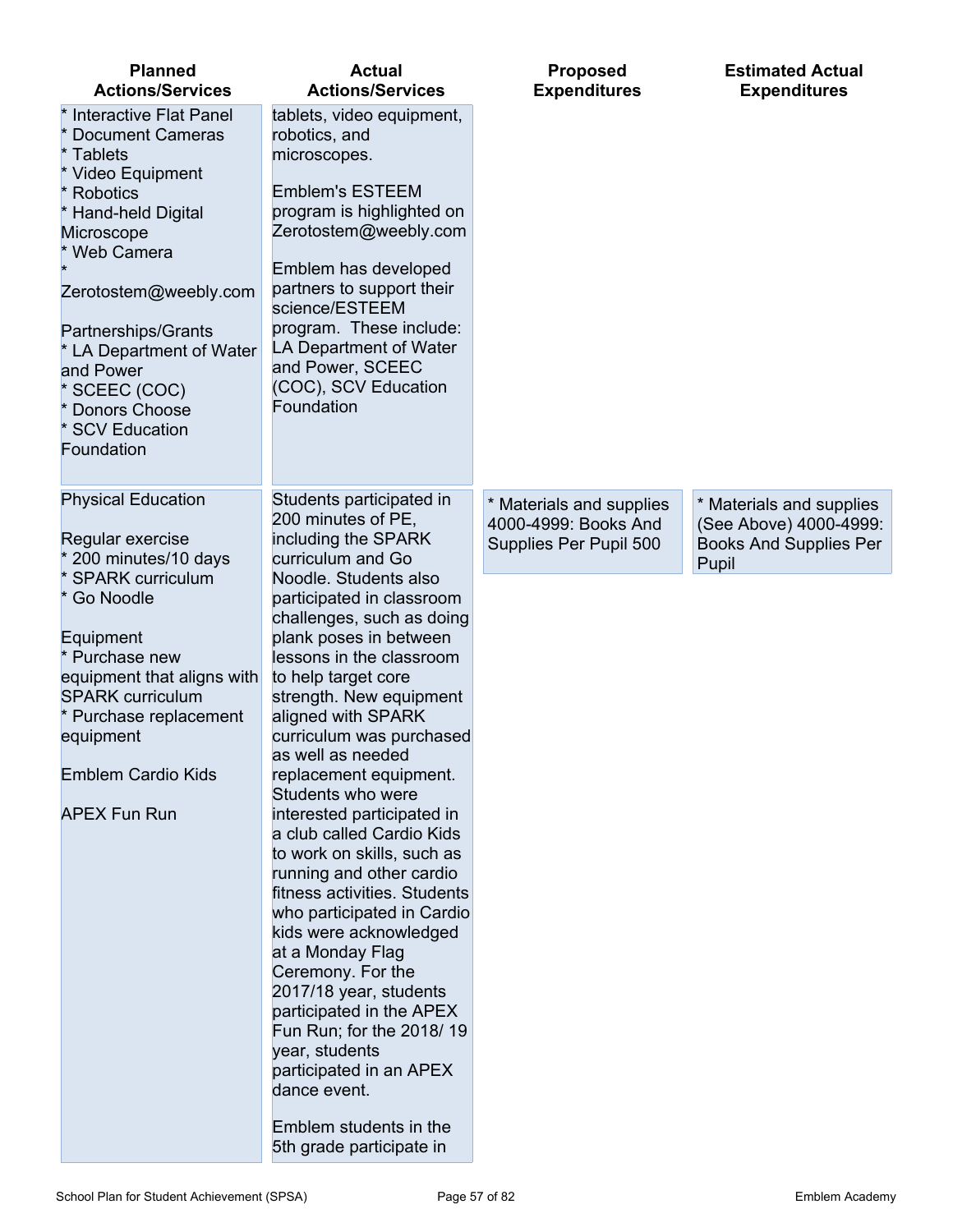| Planned Actions/Services | Actual Actions/Services | Proposed Expenditures | Estimated Actual Expenditures |
| --- | --- | --- | --- |
| * Interactive Flat Panel<br>* Document Cameras<br>* Tablets<br>* Video Equipment<br>* Robotics<br>* Hand-held Digital Microscope<br>* Web Camera<br>* Zerotostem@weebly.com<br><br>Partnerships/Grants<br>* LA Department of Water and Power<br>* SCEEC (COC)<br>* Donors Choose<br>* SCV Education Foundation | tablets, video equipment, robotics, and microscopes.<br><br>Emblem's ESTEEM program is highlighted on Zerotostem@weebly.com<br><br>Emblem has developed partners to support their science/ESTEEM program. These include: LA Department of Water and Power, SCEEC (COC), SCV Education Foundation | | |
| Physical Education<br><br>Regular exercise<br>* 200 minutes/10 days<br>* SPARK curriculum<br>* Go Noodle<br><br>Equipment<br>* Purchase new equipment that aligns with SPARK curriculum<br>* Purchase replacement equipment<br><br>Emblem Cardio Kids<br><br>APEX Fun Run | Students participated in 200 minutes of PE, including the SPARK curriculum and Go Noodle. Students also participated in classroom challenges, such as doing plank poses in between lessons in the classroom to help target core strength. New equipment aligned with SPARK curriculum was purchased as well as needed replacement equipment. Students who were interested participated in a club called Cardio Kids to work on skills, such as running and other cardio fitness activities. Students who participated in Cardio kids were acknowledged at a Monday Flag Ceremony. For the 2017/18 year, students participated in the APEX Fun Run; for the 2018/ 19 year, students participated in an APEX dance event.<br><br>Emblem students in the 5th grade participate in | * Materials and supplies 4000-4999: Books And Supplies Per Pupil 500 | * Materials and supplies (See Above) 4000-4999: Books And Supplies Per Pupil |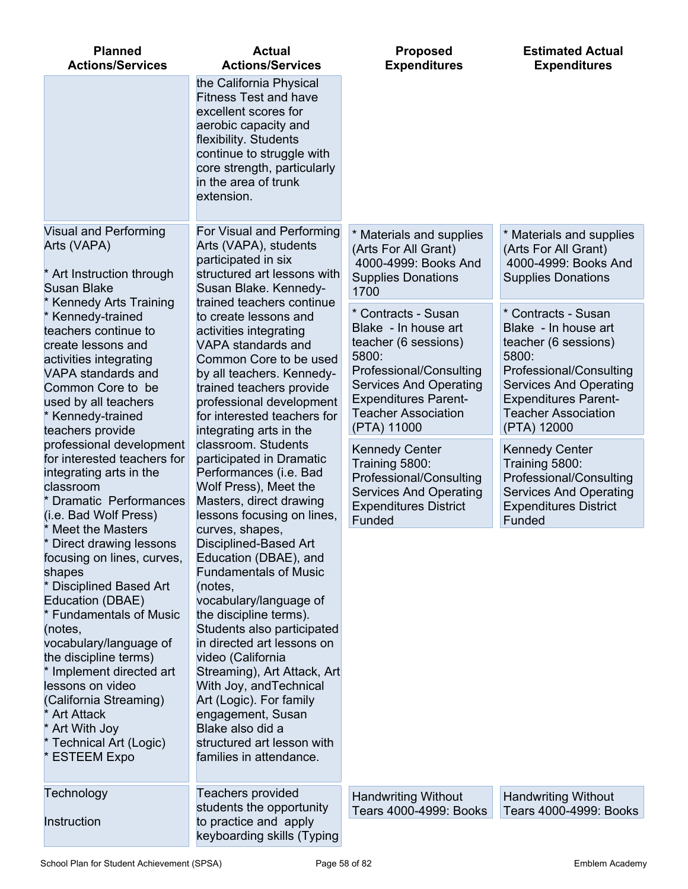| Planned Actions/Services | Actual Actions/Services | Proposed Expenditures | Estimated Actual Expenditures |
| --- | --- | --- | --- |
| | the California Physical Fitness Test and have excellent scores for aerobic capacity and flexibility. Students continue to struggle with core strength, particularly in the area of trunk extension. | | |
| Visual and Performing Arts (VAPA)<br><br>* Art Instruction through Susan Blake<br>* Kennedy Arts Training<br>* Kennedy-trained teachers continue to create lessons and activities integrating VAPA standards and Common Core to be used by all teachers<br>* Kennedy-trained teachers provide professional development for interested teachers for integrating arts in the classroom<br>* Dramatic Performances (i.e. Bad Wolf Press)<br>* Meet the Masters<br>* Direct drawing lessons focusing on lines, curves, shapes<br>* Disciplined Based Art Education (DBAE)<br>* Fundamentals of Music (notes, vocabulary/language of the discipline terms)<br>* Implement directed art lessons on video (California Streaming)<br>* Art Attack<br>* Art With Joy<br>* Technical Art (Logic)<br>* ESTEEM Expo | For Visual and Performing Arts (VAPA), students participated in six structured art lessons with Susan Blake. Kennedy-trained teachers continue to create lessons and activities integrating VAPA standards and Common Core to be used by all teachers. Kennedy-trained teachers provide professional development for interested teachers for integrating arts in the classroom. Students participated in Dramatic Performances (i.e. Bad Wolf Press), Meet the Masters, direct drawing lessons focusing on lines, curves, shapes, Disciplined-Based Art Education (DBAE), and Fundamentals of Music (notes, vocabulary/language of the discipline terms). Students also participated in directed art lessons on video (California Streaming), Art Attack, Art With Joy, andTechnical Art (Logic). For family engagement, Susan Blake also did a structured art lesson with families in attendance. | * Materials and supplies (Arts For All Grant) 4000-4999: Books And Supplies Donations 1700<br><br>* Contracts - Susan Blake - In house art teacher (6 sessions) 5800: Professional/Consulting Services And Operating Expenditures Parent-Teacher Association (PTA) 11000<br><br>Kennedy Center Training 5800: Professional/Consulting Services And Operating Expenditures District Funded | * Materials and supplies (Arts For All Grant) 4000-4999: Books And Supplies Donations<br><br>* Contracts - Susan Blake - In house art teacher (6 sessions) 5800: Professional/Consulting Services And Operating Expenditures Parent-Teacher Association (PTA) 12000<br><br>Kennedy Center Training 5800: Professional/Consulting Services And Operating Expenditures District Funded |
| Technology<br><br>Instruction | Teachers provided students the opportunity to practice and apply keyboarding skills (Typing | Handwriting Without Tears 4000-4999: Books | Handwriting Without Tears 4000-4999: Books |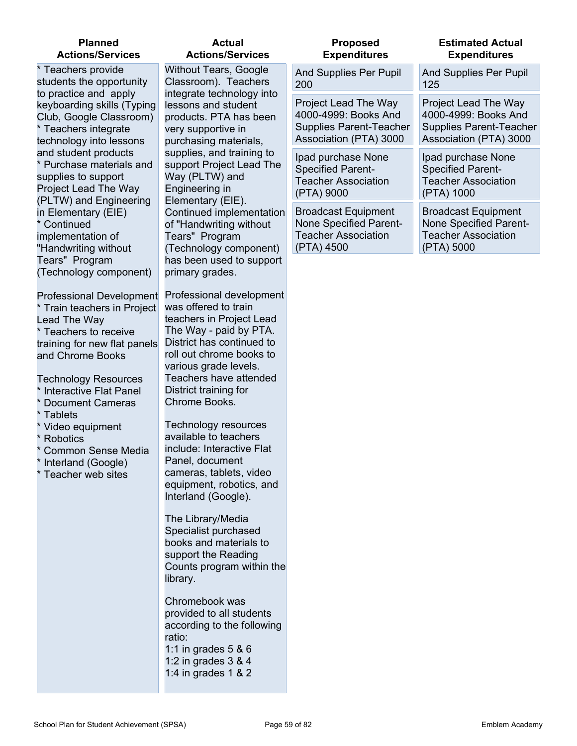| Planned Actions/Services | Actual Actions/Services | Proposed Expenditures | Estimated Actual Expenditures |
|---|---|---|---|
| * Teachers provide students the opportunity to practice and apply keyboarding skills (Typing Club, Google Classroom)<br>* Teachers integrate technology into lessons and student products<br>* Purchase materials and supplies to support Project Lead The Way (PLTW) and Engineering in Elementary (EIE)<br>* Continued implementation of "Handwriting without Tears" Program (Technology component)<br><br>Professional Development<br>* Train teachers in Project Lead The Way<br>* Teachers to receive training for new flat panels and Chrome Books<br><br>Technology Resources<br>* Interactive Flat Panel<br>* Document Cameras<br>* Tablets<br>* Video equipment<br>* Robotics<br>* Common Sense Media<br>* Interland (Google)<br>* Teacher web sites | Without Tears, Google Classroom). Teachers integrate technology into lessons and student products. PTA has been very supportive in purchasing materials, supplies, and training to support Project Lead The Way (PLTW) and Engineering in Elementary (EIE). Continued implementation of "Handwriting without Tears" Program (Technology component) has been used to support primary grades.<br><br>Professional development was offered to train teachers in Project Lead The Way - paid by PTA. District has continued to roll out chrome books to various grade levels. Teachers have attended District training for Chrome Books.<br><br>Technology resources available to teachers include: Interactive Flat Panel, document cameras, tablets, video equipment, robotics, and Interland (Google).<br><br>The Library/Media Specialist purchased books and materials to support the Reading Counts program within the library.<br><br>Chromebook was provided to all students according to the following ratio:<br>1:1 in grades 5 & 6<br>1:2 in grades 3 & 4<br>1:4 in grades 1 & 2 | And Supplies Per Pupil 200<br><br>Project Lead The Way 4000-4999: Books And Supplies Parent-Teacher Association (PTA) 3000<br><br>Ipad purchase None Specified Parent-Teacher Association (PTA) 9000<br><br>Broadcast Equipment None Specified Parent-Teacher Association (PTA) 4500 | And Supplies Per Pupil 125<br><br>Project Lead The Way 4000-4999: Books And Supplies Parent-Teacher Association (PTA) 3000<br><br>Ipad purchase None Specified Parent-Teacher Association (PTA) 1000<br><br>Broadcast Equipment None Specified Parent-Teacher Association (PTA) 5000 |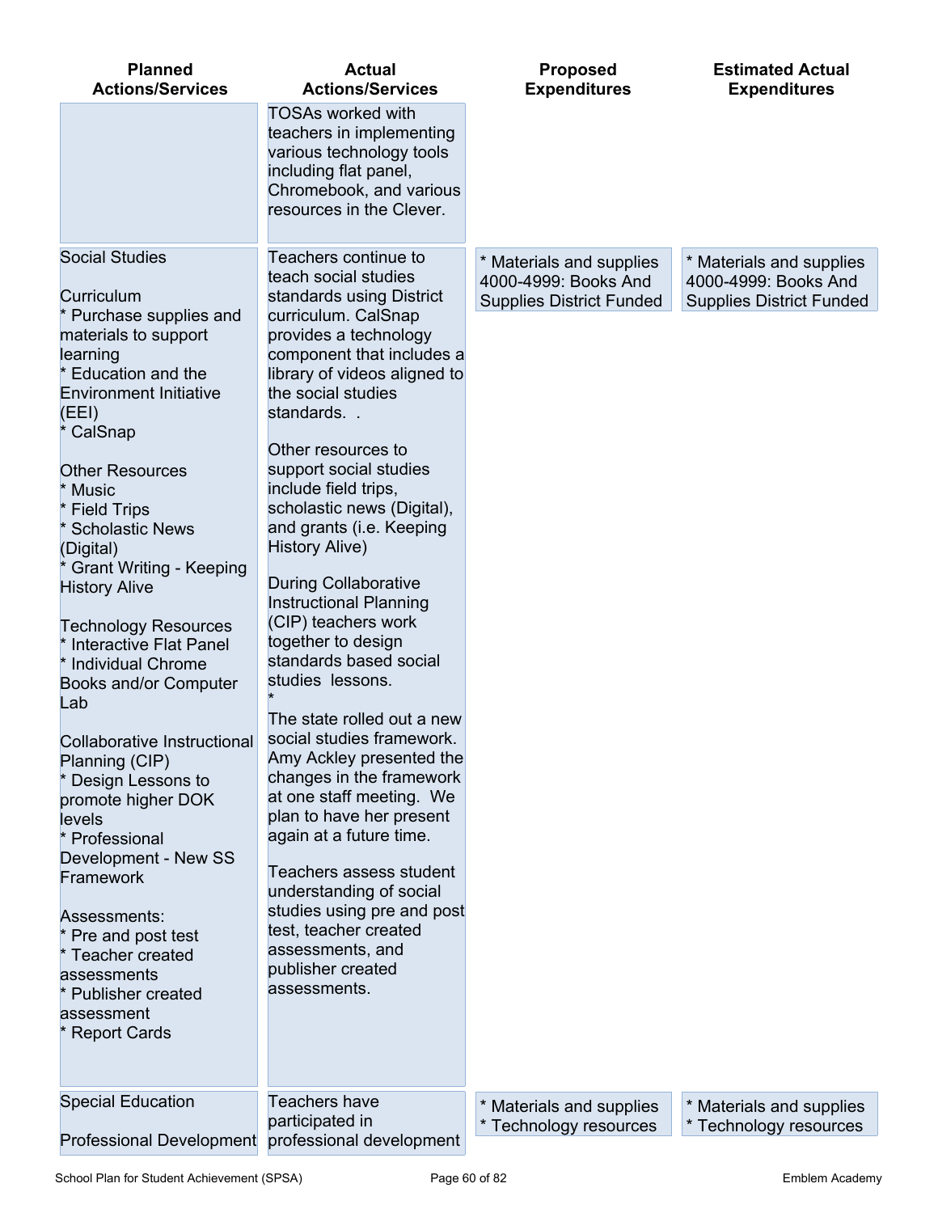| Planned Actions/Services | Actual Actions/Services | Proposed Expenditures | Estimated Actual Expenditures |
|---|---|---|---|
| | TOSAs worked with teachers in implementing various technology tools including flat panel, Chromebook, and various resources in the Clever. | | |
| Social Studies<br><br>Curriculum<br>* Purchase supplies and materials to support learning<br>* Education and the Environment Initiative (EEI)<br>* CalSnap<br><br>Other Resources<br>* Music<br>* Field Trips<br>* Scholastic News (Digital)<br>* Grant Writing - Keeping History Alive<br><br>Technology Resources<br>* Interactive Flat Panel<br>* Individual Chrome Books and/or Computer Lab<br><br>Collaborative Instructional Planning (CIP)<br>* Design Lessons to promote higher DOK levels<br>* Professional Development - New SS Framework<br><br>Assessments:<br>* Pre and post test<br>* Teacher created assessments<br>* Publisher created assessment<br>* Report Cards | Teachers continue to teach social studies standards using District curriculum. CalSnap provides a technology component that includes a library of videos aligned to the social studies standards. .<br><br>Other resources to support social studies include field trips, scholastic news (Digital), and grants (i.e. Keeping History Alive)<br><br>During Collaborative Instructional Planning (CIP) teachers work together to design standards based social studies lessons.<br>*<br>The state rolled out a new social studies framework. Amy Ackley presented the changes in the framework at one staff meeting. We plan to have her present again at a future time.<br><br>Teachers assess student understanding of social studies using pre and post test, teacher created assessments, and publisher created assessments. | * Materials and supplies 4000-4999: Books And Supplies District Funded | * Materials and supplies 4000-4999: Books And Supplies District Funded |
| Special Education<br><br>Professional Development | Teachers have participated in professional development | * Materials and supplies<br>* Technology resources | * Materials and supplies<br>* Technology resources |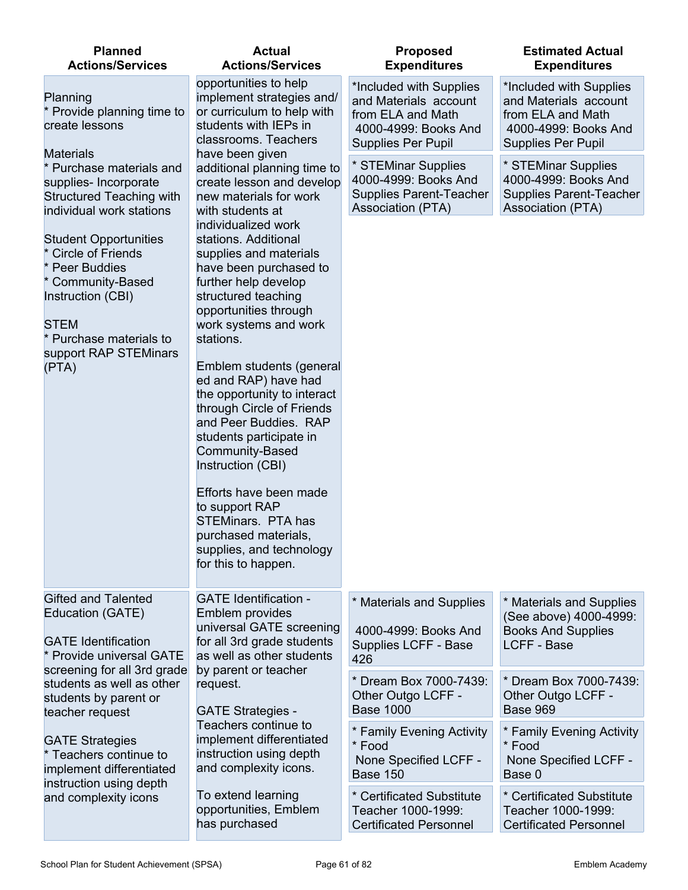| Planned Actions/Services | Actual Actions/Services | Proposed Expenditures | Estimated Actual Expenditures |
|---|---|---|---|
| Planning<br>* Provide planning time to create lessons<br><br>Materials<br>* Purchase materials and supplies- Incorporate Structured Teaching with individual work stations<br><br>Student Opportunities<br>* Circle of Friends<br>* Peer Buddies<br>* Community-Based Instruction (CBI)<br><br>STEM<br>* Purchase materials to support RAP STEMinars (PTA) | opportunities to help implement strategies and/ or curriculum to help with students with IEPs in classrooms. Teachers have been given additional planning time to create lesson and develop new materials for work with students at individualized work stations. Additional supplies and materials have been purchased to further help develop structured teaching opportunities through work systems and work stations.<br><br>Emblem students (general ed and RAP) have had the opportunity to interact through Circle of Friends and Peer Buddies. RAP students participate in Community-Based Instruction (CBI)<br><br>Efforts have been made to support RAP STEMinars. PTA has purchased materials, supplies, and technology for this to happen. | *Included with Supplies and Materials account from ELA and Math 4000-4999: Books And Supplies Per Pupil<br><br>* STEMinar Supplies 4000-4999: Books And Supplies Parent-Teacher Association (PTA) | *Included with Supplies and Materials account from ELA and Math 4000-4999: Books And Supplies Per Pupil<br><br>* STEMinar Supplies 4000-4999: Books And Supplies Parent-Teacher Association (PTA) |
| Gifted and Talented Education (GATE)<br><br>GATE Identification<br>* Provide universal GATE screening for all 3rd grade students as well as other students by parent or teacher request<br><br>GATE Strategies<br>* Teachers continue to implement differentiated instruction using depth and complexity icons | GATE Identification - Emblem provides universal GATE screening for all 3rd grade students as well as other students by parent or teacher request.<br><br>GATE Strategies - Teachers continue to implement differentiated instruction using depth and complexity icons.<br><br>To extend learning opportunities, Emblem has purchased | * Materials and Supplies<br><br>4000-4999: Books And Supplies LCFF - Base 426<br><br>* Dream Box 7000-7439: Other Outgo LCFF - Base 1000<br><br>* Family Evening Activity<br>* Food<br>None Specified LCFF - Base 150<br><br>* Certificated Substitute Teacher 1000-1999: Certificated Personnel | * Materials and Supplies (See above) 4000-4999: Books And Supplies LCFF - Base<br><br>* Dream Box 7000-7439: Other Outgo LCFF - Base 969<br><br>* Family Evening Activity<br>* Food<br>None Specified LCFF - Base 0<br><br>* Certificated Substitute Teacher 1000-1999: Certificated Personnel |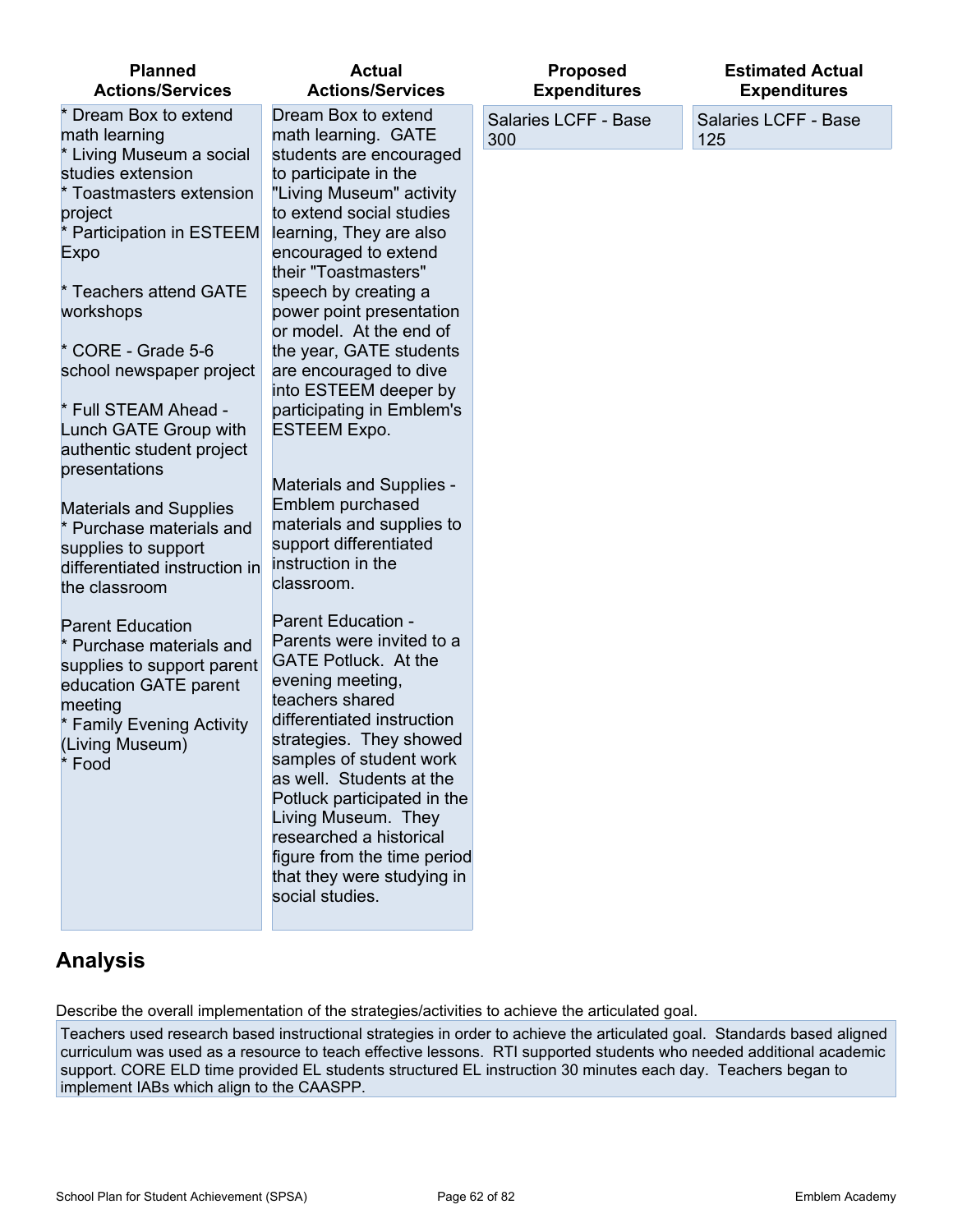| Planned Actions/Services | Actual Actions/Services | Proposed Expenditures | Estimated Actual Expenditures |
|---|---|---|---|
| * Dream Box to extend math learning<br>* Living Museum a social studies extension<br>* Toastmasters extension project<br>* Participation in ESTEEM Expo<br><br>* Teachers attend GATE workshops<br><br>* CORE - Grade 5-6 school newspaper project<br><br>* Full STEAM Ahead - Lunch GATE Group with authentic student project presentations<br><br>Materials and Supplies<br>* Purchase materials and supplies to support differentiated instruction in the classroom<br><br>Parent Education<br>* Purchase materials and supplies to support parent education GATE parent meeting<br>* Family Evening Activity (Living Museum)<br>* Food | Dream Box to extend math learning. GATE students are encouraged to participate in the "Living Museum" activity to extend social studies learning, They are also encouraged to extend their "Toastmasters" speech by creating a power point presentation or model. At the end of the year, GATE students are encouraged to dive into ESTEEM deeper by participating in Emblem's ESTEEM Expo.<br><br>Materials and Supplies - Emblem purchased materials and supplies to support differentiated instruction in the classroom.<br><br>Parent Education - Parents were invited to a GATE Potluck. At the evening meeting, teachers shared differentiated instruction strategies. They showed samples of student work as well. Students at the Potluck participated in the Living Museum. They researched a historical figure from the time period that they were studying in social studies. | Salaries LCFF - Base 300 | Salaries LCFF - Base 125 |

## Analysis

Describe the overall implementation of the strategies/activities to achieve the articulated goal.

Teachers used research based instructional strategies in order to achieve the articulated goal. Standards based aligned curriculum was used as a resource to teach effective lessons. RTI supported students who needed additional academic support. CORE ELD time provided EL students structured EL instruction 30 minutes each day. Teachers began to implement IABs which align to the CAASPP.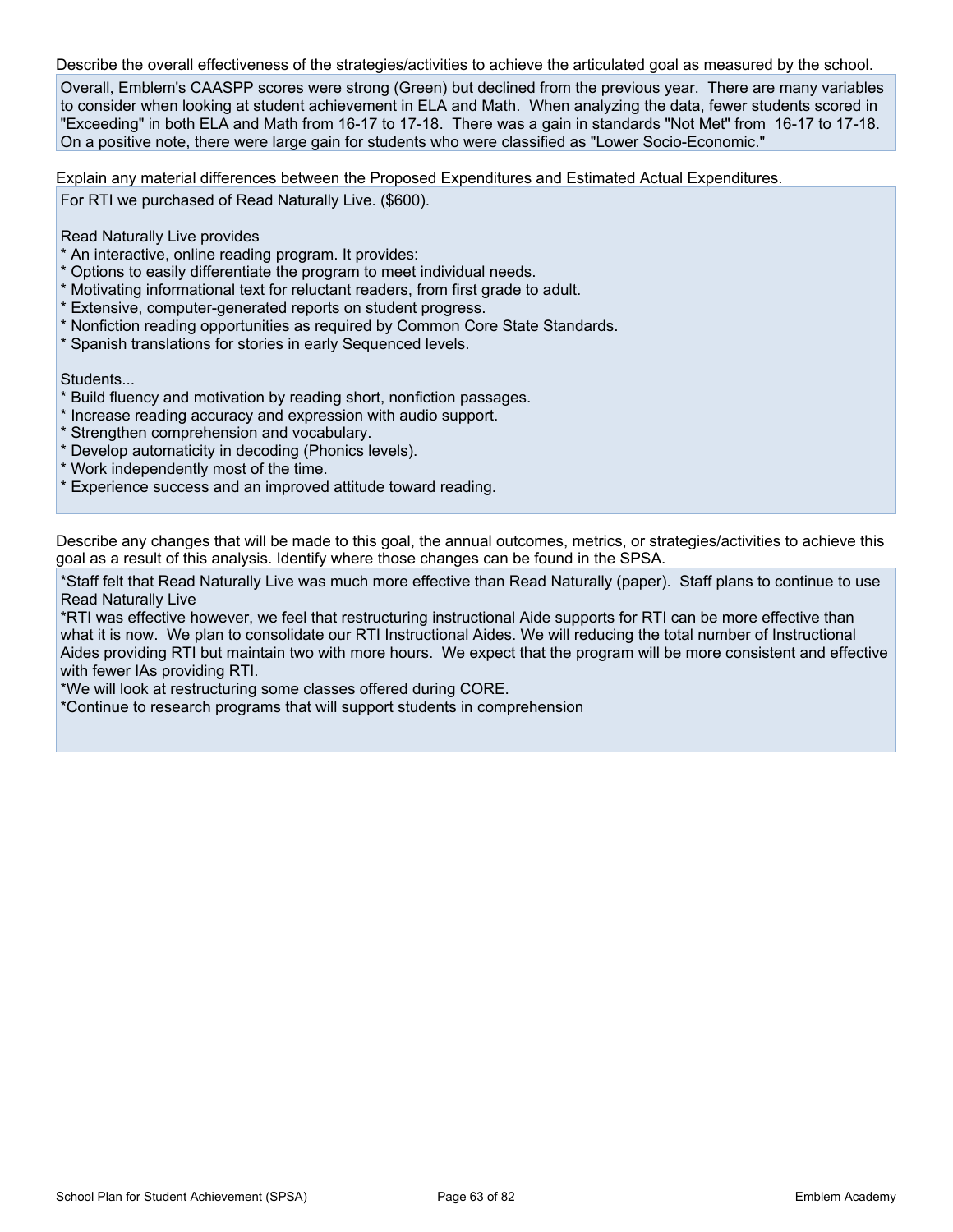Describe the overall effectiveness of the strategies/activities to achieve the articulated goal as measured by the school.

Overall, Emblem's CAASPP scores were strong (Green) but declined from the previous year. There are many variables to consider when looking at student achievement in ELA and Math. When analyzing the data, fewer students scored in "Exceeding" in both ELA and Math from 16-17 to 17-18. There was a gain in standards "Not Met" from 16-17 to 17-18. On a positive note, there were large gain for students who were classified as "Lower Socio-Economic."

Explain any material differences between the Proposed Expenditures and Estimated Actual Expenditures.

For RTI we purchased of Read Naturally Live. ($600).

Read Naturally Live provides
* An interactive, online reading program. It provides:
* Options to easily differentiate the program to meet individual needs.
* Motivating informational text for reluctant readers, from first grade to adult.
* Extensive, computer-generated reports on student progress.
* Nonfiction reading opportunities as required by Common Core State Standards.
* Spanish translations for stories in early Sequenced levels.

Students...
* Build fluency and motivation by reading short, nonfiction passages.
* Increase reading accuracy and expression with audio support.
* Strengthen comprehension and vocabulary.
* Develop automaticity in decoding (Phonics levels).
* Work independently most of the time.
* Experience success and an improved attitude toward reading.

Describe any changes that will be made to this goal, the annual outcomes, metrics, or strategies/activities to achieve this goal as a result of this analysis. Identify where those changes can be found in the SPSA.

*Staff felt that Read Naturally Live was much more effective than Read Naturally (paper). Staff plans to continue to use Read Naturally Live
*RTI was effective however, we feel that restructuring instructional Aide supports for RTI can be more effective than what it is now. We plan to consolidate our RTI Instructional Aides. We will reducing the total number of Instructional Aides providing RTI but maintain two with more hours. We expect that the program will be more consistent and effective with fewer IAs providing RTI.
*We will look at restructuring some classes offered during CORE.
*Continue to research programs that will support students in comprehension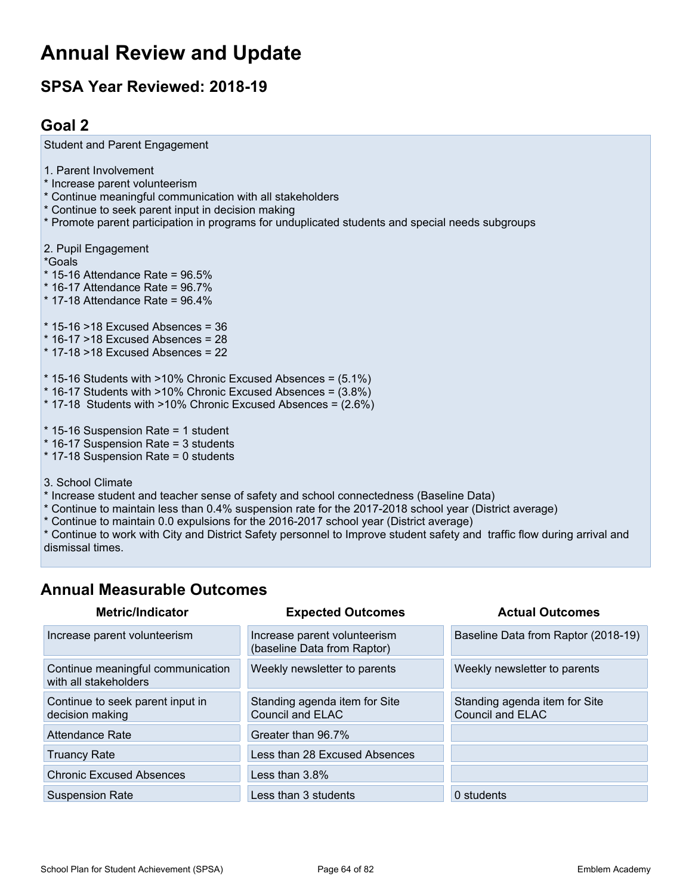# Annual Review and Update

## SPSA Year Reviewed: 2018-19

## Goal 2

Student and Parent Engagement

1. Parent Involvement
* Increase parent volunteerism
* Continue meaningful communication with all stakeholders
* Continue to seek parent input in decision making
* Promote parent participation in programs for unduplicated students and special needs subgroups

2. Pupil Engagement
*Goals
* 15-16 Attendance Rate = 96.5%
* 16-17 Attendance Rate = 96.7%
* 17-18 Attendance Rate = 96.4%

* 15-16 >18 Excused Absences = 36
* 16-17 >18 Excused Absences = 28
* 17-18 >18 Excused Absences = 22

* 15-16 Students with >10% Chronic Excused Absences = (5.1%)
* 16-17 Students with >10% Chronic Excused Absences = (3.8%)
* 17-18 Students with >10% Chronic Excused Absences = (2.6%)

* 15-16 Suspension Rate = 1 student
* 16-17 Suspension Rate = 3 students
* 17-18 Suspension Rate = 0 students

3. School Climate
* Increase student and teacher sense of safety and school connectedness (Baseline Data)
* Continue to maintain less than 0.4% suspension rate for the 2017-2018 school year (District average)
* Continue to maintain 0.0 expulsions for the 2016-2017 school year (District average)
* Continue to work with City and District Safety personnel to Improve student safety and traffic flow during arrival and dismissal times.

## Annual Measurable Outcomes

| Metric/Indicator | Expected Outcomes | Actual Outcomes |
|---|---|---|
| Increase parent volunteerism | Increase parent volunteerism (baseline Data from Raptor) | Baseline Data from Raptor (2018-19) |
| Continue meaningful communication with all stakeholders | Weekly newsletter to parents | Weekly newsletter to parents |
| Continue to seek parent input in decision making | Standing agenda item for Site Council and ELAC | Standing agenda item for Site Council and ELAC |
| Attendance Rate | Greater than 96.7% | |
| Truancy Rate | Less than 28 Excused Absences | |
| Chronic Excused Absences | Less than 3.8% | |
| Suspension Rate | Less than 3 students | 0 students |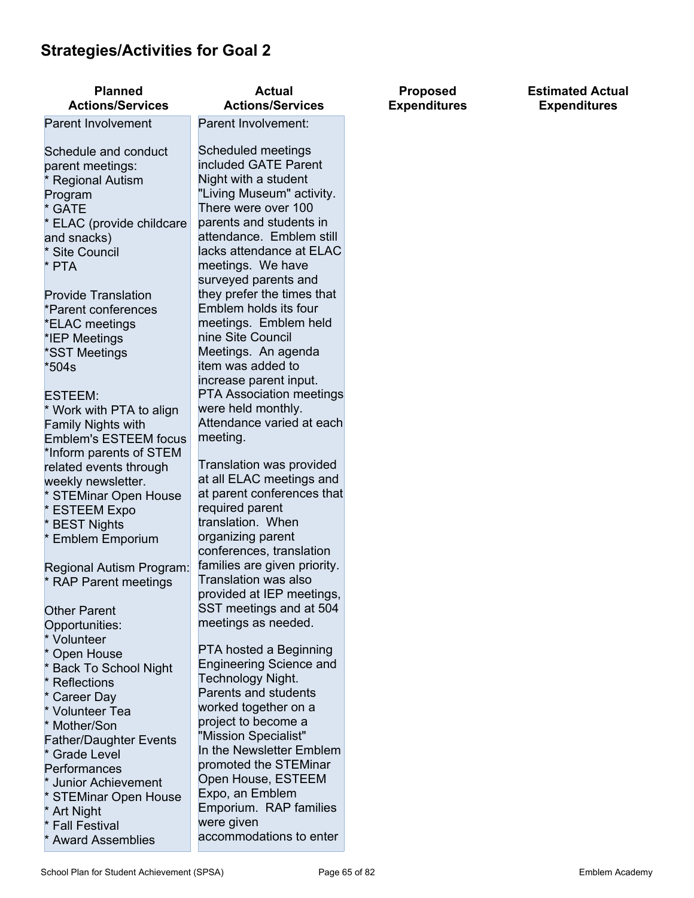## Strategies/Activities for Goal 2

| Planned Actions/Services | Actual Actions/Services | Proposed Expenditures | Estimated Actual Expenditures |
| --- | --- | --- | --- |
| Parent Involvement<br><br>Schedule and conduct parent meetings:<br>* Regional Autism Program<br>* GATE<br>* ELAC (provide childcare and snacks)<br>* Site Council<br>* PTA<br><br>Provide Translation<br>*Parent conferences<br>*ELAC meetings<br>*IEP Meetings<br>*SST Meetings<br>*504s<br><br>ESTEEM:<br>* Work with PTA to align Family Nights with Emblem's ESTEEM focus<br>*Inform parents of STEM related events through weekly newsletter.<br>* STEMinar Open House<br>* ESTEEM Expo<br>* BEST Nights<br>* Emblem Emporium<br><br>Regional Autism Program:<br>* RAP Parent meetings<br><br>Other Parent Opportunities:<br>* Volunteer<br>* Open House<br>* Back To School Night<br>* Reflections<br>* Career Day<br>* Volunteer Tea<br>* Mother/Son Father/Daughter Events<br>* Grade Level Performances<br>* Junior Achievement<br>* STEMinar Open House<br>* Art Night<br>* Fall Festival<br>* Award Assemblies | Parent Involvement:<br><br>Scheduled meetings included GATE Parent Night with a student "Living Museum" activity. There were over 100 parents and students in attendance. Emblem still lacks attendance at ELAC meetings. We have surveyed parents and they prefer the times that Emblem holds its four meetings. Emblem held nine Site Council Meetings. An agenda item was added to increase parent input. PTA Association meetings were held monthly. Attendance varied at each meeting.<br><br>Translation was provided at all ELAC meetings and at parent conferences that required parent translation. When organizing parent conferences, translation families are given priority. Translation was also provided at IEP meetings, SST meetings and at 504 meetings as needed.<br><br>PTA hosted a Beginning Engineering Science and Technology Night. Parents and students worked together on a project to become a "Mission Specialist"<br>In the Newsletter Emblem promoted the STEMinar Open House, ESTEEM Expo, an Emblem Emporium. RAP families were given accommodations to enter | | |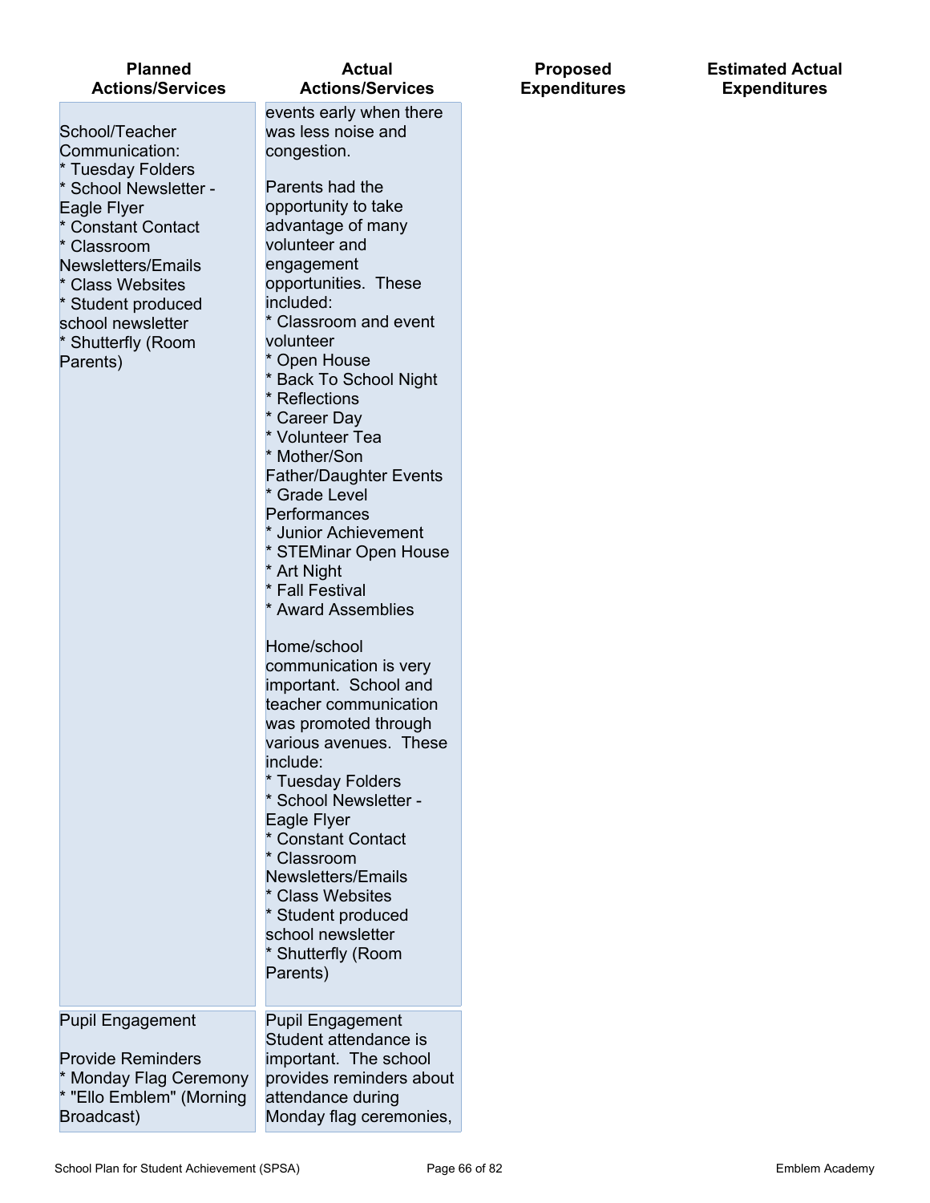| Planned Actions/Services | Actual Actions/Services | Proposed Expenditures | Estimated Actual Expenditures |
|---|---|---|---|
| School/Teacher Communication:<br>* Tuesday Folders<br>* School Newsletter - Eagle Flyer<br>* Constant Contact<br>* Classroom Newsletters/Emails<br>* Class Websites<br>* Student produced school newsletter<br>* Shutterfly (Room Parents) | events early when there was less noise and congestion.<br><br>Parents had the opportunity to take advantage of many volunteer and engagement opportunities. These included:<br>* Classroom and event volunteer<br>* Open House<br>* Back To School Night<br>* Reflections<br>* Career Day<br>* Volunteer Tea<br>* Mother/Son Father/Daughter Events<br>* Grade Level Performances<br>* Junior Achievement<br>* STEMinar Open House<br>* Art Night<br>* Fall Festival<br>* Award Assemblies<br><br>Home/school communication is very important. School and teacher communication was promoted through various avenues. These include:<br>* Tuesday Folders<br>* School Newsletter - Eagle Flyer<br>* Constant Contact<br>* Classroom Newsletters/Emails<br>* Class Websites<br>* Student produced school newsletter<br>* Shutterfly (Room Parents) | | |
| Pupil Engagement<br><br>Provide Reminders<br>* Monday Flag Ceremony<br>* "Ello Emblem" (Morning Broadcast) | Pupil Engagement<br>Student attendance is important. The school provides reminders about attendance during Monday flag ceremonies, | | |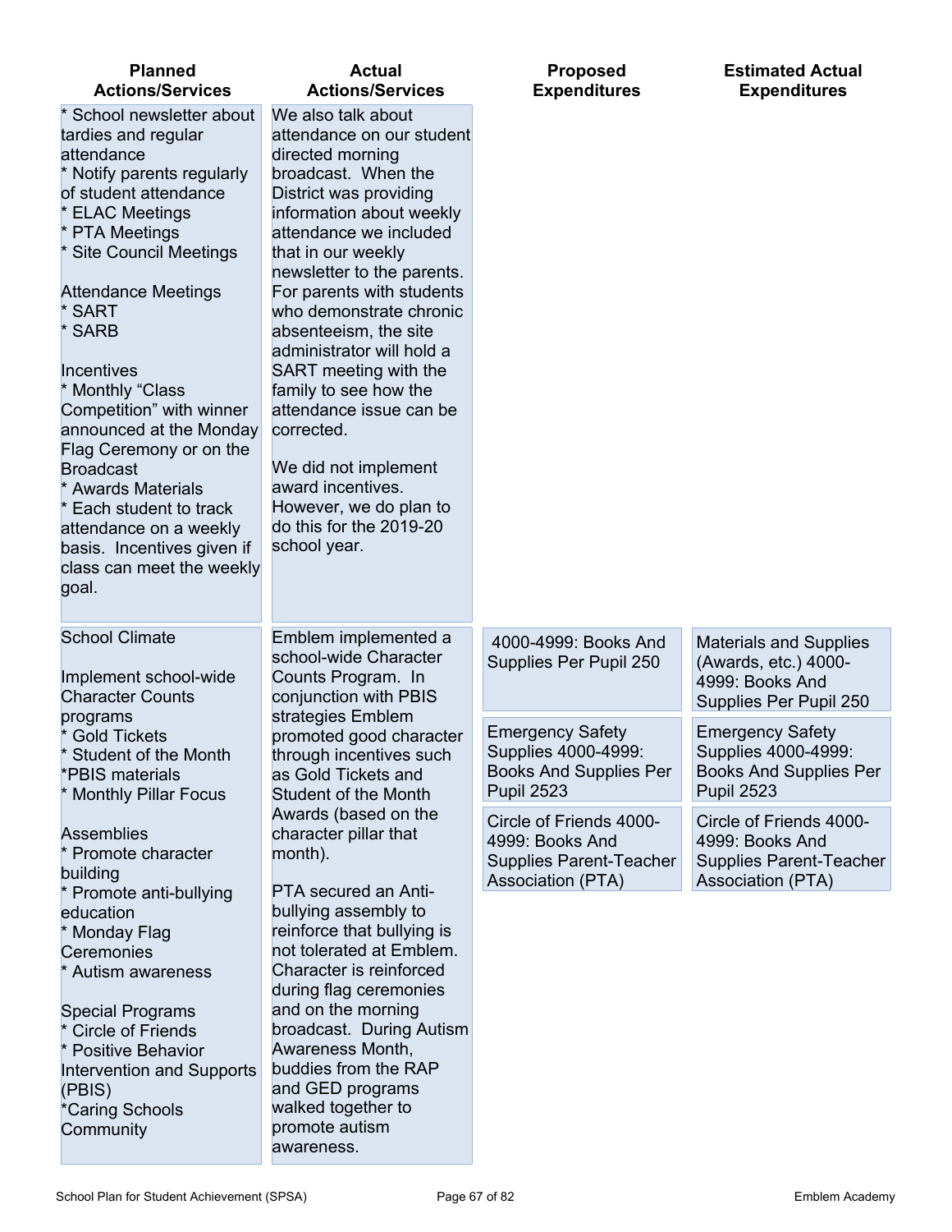| Planned Actions/Services | Actual Actions/Services | Proposed Expenditures | Estimated Actual Expenditures |
|---|---|---|---|
| * School newsletter about tardies and regular attendance<br>* Notify parents regularly of student attendance<br>* ELAC Meetings<br>* PTA Meetings<br>* Site Council Meetings<br><br>Attendance Meetings<br>* SART<br>* SARB<br><br>Incentives<br>* Monthly "Class Competition" with winner announced at the Monday Flag Ceremony or on the Broadcast<br>* Awards Materials<br>* Each student to track attendance on a weekly basis. Incentives given if class can meet the weekly goal. | We also talk about attendance on our student directed morning broadcast. When the District was providing information about weekly attendance we included that in our weekly newsletter to the parents. For parents with students who demonstrate chronic absenteeism, the site administrator will hold a SART meeting with the family to see how the attendance issue can be corrected.<br><br>We did not implement award incentives. However, we do plan to do this for the 2019-20 school year. | | |
| School Climate<br><br>Implement school-wide Character Counts programs<br>* Gold Tickets<br>* Student of the Month<br>*PBIS materials<br>* Monthly Pillar Focus<br><br>Assemblies<br>* Promote character building<br>* Promote anti-bullying education<br>* Monday Flag Ceremonies<br>* Autism awareness<br><br>Special Programs<br>* Circle of Friends<br>* Positive Behavior Intervention and Supports (PBIS)<br>*Caring Schools Community | Emblem implemented a school-wide Character Counts Program. In conjunction with PBIS strategies Emblem promoted good character through incentives such as Gold Tickets and Student of the Month Awards (based on the character pillar that month).<br><br>PTA secured an Anti-bullying assembly to reinforce that bullying is not tolerated at Emblem. Character is reinforced during flag ceremonies and on the morning broadcast. During Autism Awareness Month, buddies from the RAP and GED programs walked together to promote autism awareness. | 4000-4999: Books And Supplies Per Pupil 250<br><br>Emergency Safety Supplies 4000-4999: Books And Supplies Per Pupil 2523<br><br>Circle of Friends 4000-4999: Books And Supplies Parent-Teacher Association (PTA) | Materials and Supplies (Awards, etc.) 4000-4999: Books And Supplies Per Pupil 250<br><br>Emergency Safety Supplies 4000-4999: Books And Supplies Per Pupil 2523<br><br>Circle of Friends 4000-4999: Books And Supplies Parent-Teacher Association (PTA) |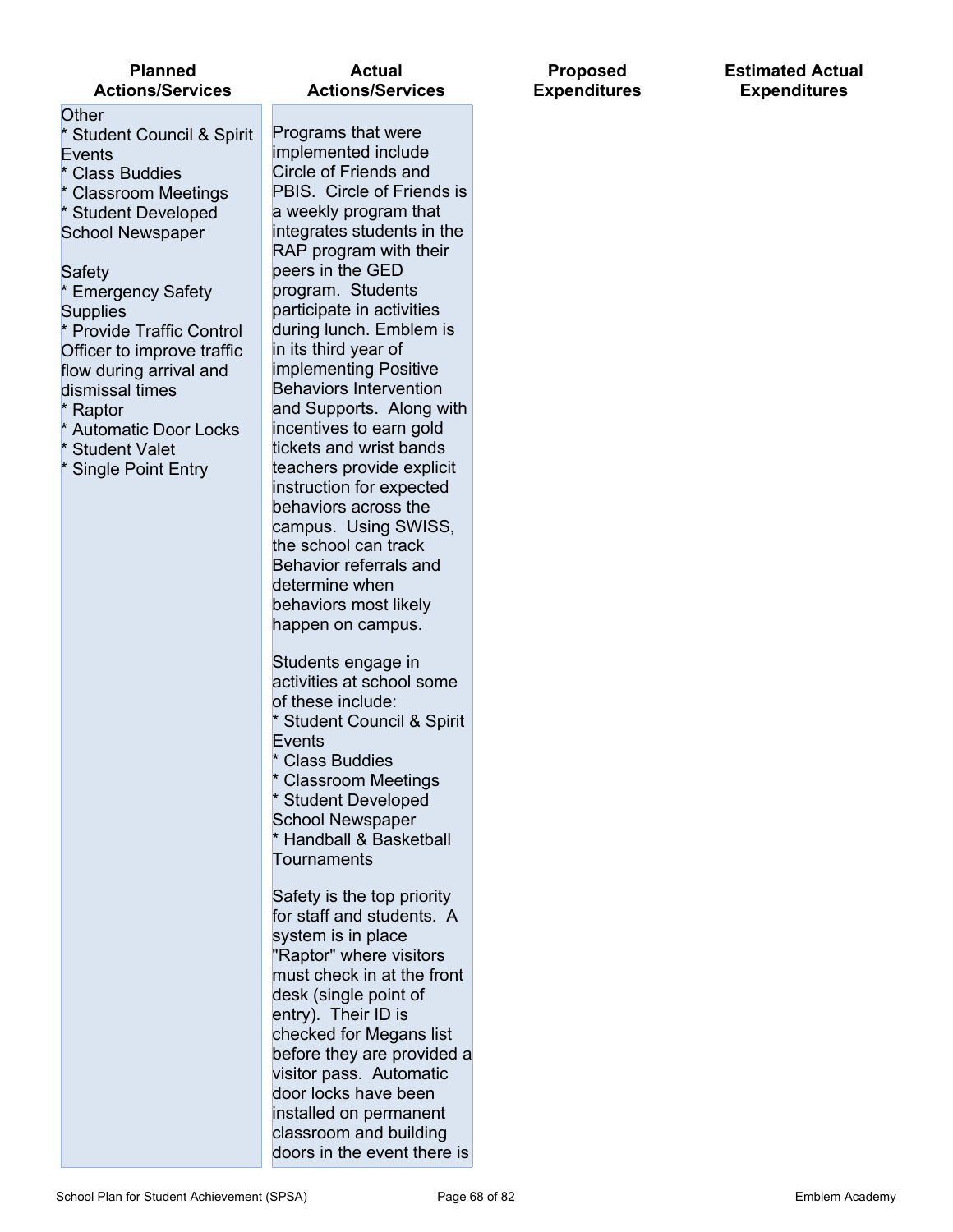| Planned Actions/Services | Actual Actions/Services | Proposed Expenditures | Estimated Actual Expenditures |
| --- | --- | --- | --- |
| Other<br>* Student Council & Spirit Events<br>* Class Buddies<br>* Classroom Meetings<br>* Student Developed School Newspaper<br><br>Safety<br>* Emergency Safety Supplies<br>* Provide Traffic Control Officer to improve traffic flow during arrival and dismissal times<br>* Raptor<br>* Automatic Door Locks<br>* Student Valet<br>* Single Point Entry | Programs that were implemented include Circle of Friends and PBIS. Circle of Friends is a weekly program that integrates students in the RAP program with their peers in the GED program. Students participate in activities during lunch. Emblem is in its third year of implementing Positive Behaviors Intervention and Supports. Along with incentives to earn gold tickets and wrist bands teachers provide explicit instruction for expected behaviors across the campus. Using SWISS, the school can track Behavior referrals and determine when behaviors most likely happen on campus.<br><br>Students engage in activities at school some of these include:<br>* Student Council & Spirit Events<br>* Class Buddies<br>* Classroom Meetings<br>* Student Developed School Newspaper<br>* Handball & Basketball Tournaments<br><br>Safety is the top priority for staff and students. A system is in place "Raptor" where visitors must check in at the front desk (single point of entry). Their ID is checked for Megans list before they are provided a visitor pass. Automatic door locks have been installed on permanent classroom and building doors in the event there is | | |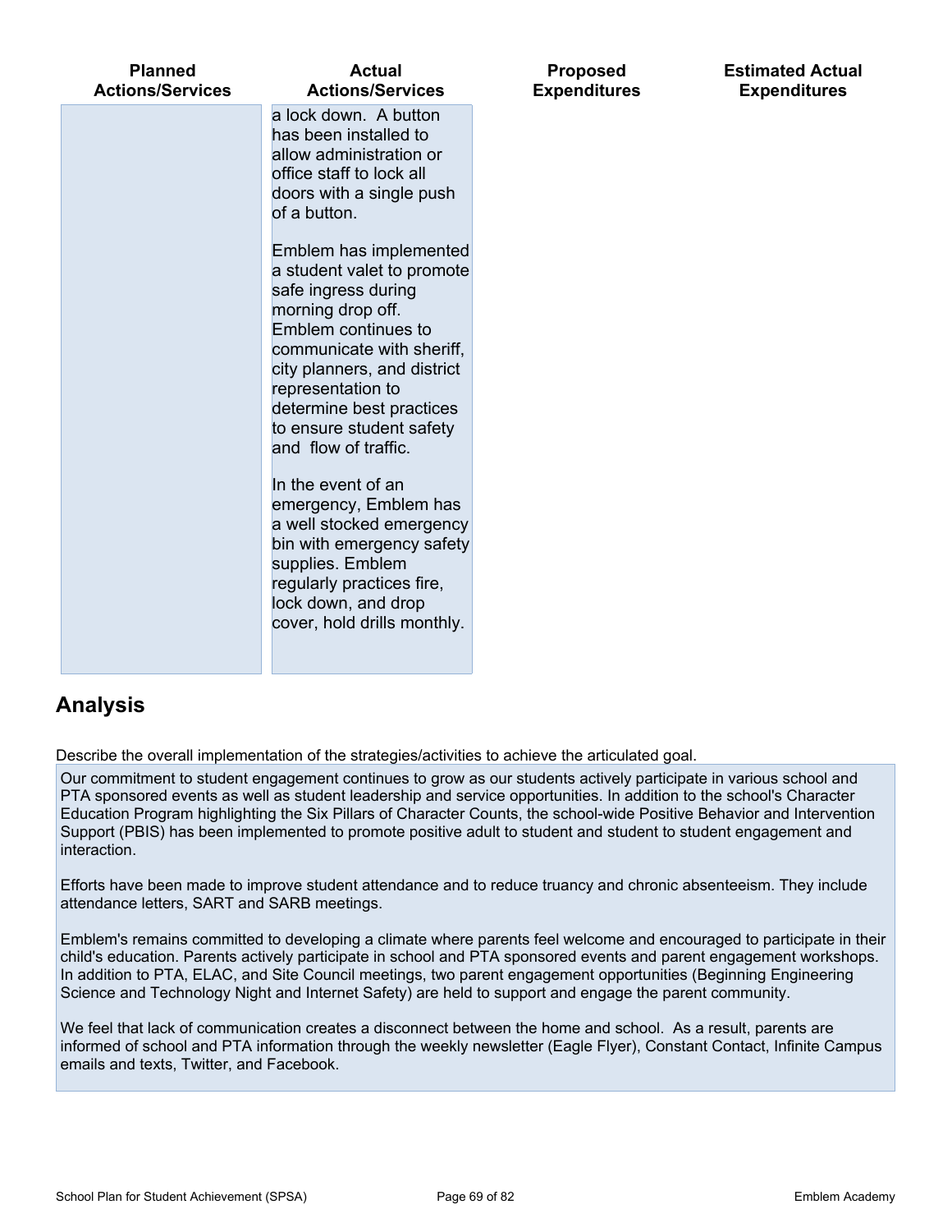| Planned Actions/Services | Actual Actions/Services | Proposed Expenditures | Estimated Actual Expenditures |
| --- | --- | --- | --- |
| | a lock down. A button has been installed to allow administration or office staff to lock all doors with a single push of a button.<br><br>Emblem has implemented a student valet to promote safe ingress during morning drop off. Emblem continues to communicate with sheriff, city planners, and district representation to determine best practices to ensure student safety and flow of traffic.<br><br>In the event of an emergency, Emblem has a well stocked emergency bin with emergency safety supplies. Emblem regularly practices fire, lock down, and drop cover, hold drills monthly. | | |

## Analysis

Describe the overall implementation of the strategies/activities to achieve the articulated goal.

Our commitment to student engagement continues to grow as our students actively participate in various school and PTA sponsored events as well as student leadership and service opportunities. In addition to the school's Character Education Program highlighting the Six Pillars of Character Counts, the school-wide Positive Behavior and Intervention Support (PBIS) has been implemented to promote positive adult to student and student to student engagement and interaction.

Efforts have been made to improve student attendance and to reduce truancy and chronic absenteeism. They include attendance letters, SART and SARB meetings.

Emblem's remains committed to developing a climate where parents feel welcome and encouraged to participate in their child's education. Parents actively participate in school and PTA sponsored events and parent engagement workshops. In addition to PTA, ELAC, and Site Council meetings, two parent engagement opportunities (Beginning Engineering Science and Technology Night and Internet Safety) are held to support and engage the parent community.

We feel that lack of communication creates a disconnect between the home and school. As a result, parents are informed of school and PTA information through the weekly newsletter (Eagle Flyer), Constant Contact, Infinite Campus emails and texts, Twitter, and Facebook.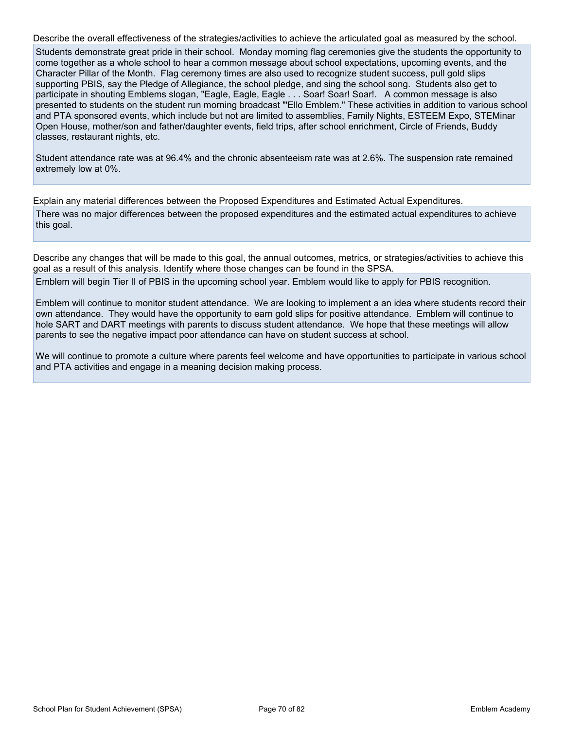Describe the overall effectiveness of the strategies/activities to achieve the articulated goal as measured by the school.

Students demonstrate great pride in their school. Monday morning flag ceremonies give the students the opportunity to come together as a whole school to hear a common message about school expectations, upcoming events, and the Character Pillar of the Month. Flag ceremony times are also used to recognize student success, pull gold slips supporting PBIS, say the Pledge of Allegiance, the school pledge, and sing the school song. Students also get to participate in shouting Emblems slogan, "Eagle, Eagle, Eagle . . . Soar! Soar! Soar!. A common message is also presented to students on the student run morning broadcast "'Ello Emblem." These activities in addition to various school and PTA sponsored events, which include but not are limited to assemblies, Family Nights, ESTEEM Expo, STEMinar Open House, mother/son and father/daughter events, field trips, after school enrichment, Circle of Friends, Buddy classes, restaurant nights, etc.

Student attendance rate was at 96.4% and the chronic absenteeism rate was at 2.6%. The suspension rate remained extremely low at 0%.

Explain any material differences between the Proposed Expenditures and Estimated Actual Expenditures.

There was no major differences between the proposed expenditures and the estimated actual expenditures to achieve this goal.

Describe any changes that will be made to this goal, the annual outcomes, metrics, or strategies/activities to achieve this goal as a result of this analysis. Identify where those changes can be found in the SPSA.

Emblem will begin Tier II of PBIS in the upcoming school year. Emblem would like to apply for PBIS recognition.

Emblem will continue to monitor student attendance. We are looking to implement a an idea where students record their own attendance. They would have the opportunity to earn gold slips for positive attendance. Emblem will continue to hole SART and DART meetings with parents to discuss student attendance. We hope that these meetings will allow parents to see the negative impact poor attendance can have on student success at school.

We will continue to promote a culture where parents feel welcome and have opportunities to participate in various school and PTA activities and engage in a meaning decision making process.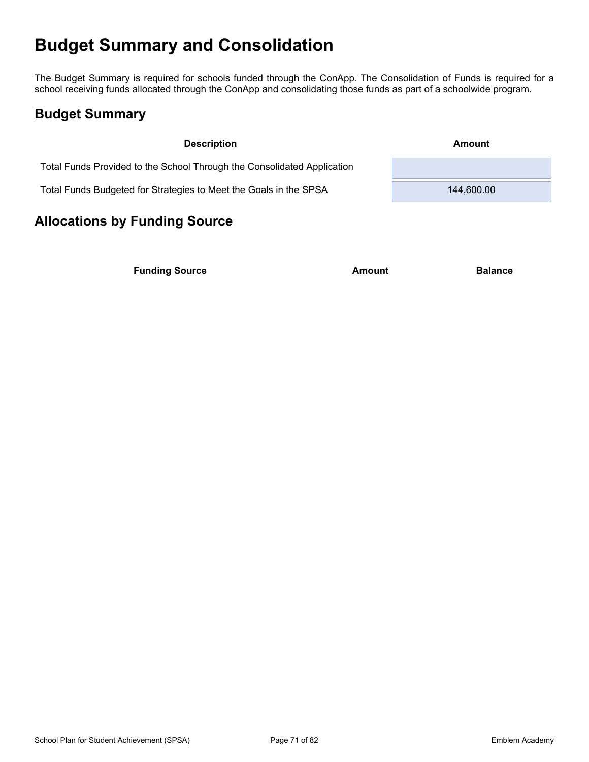# Budget Summary and Consolidation

The Budget Summary is required for schools funded through the ConApp. The Consolidation of Funds is required for a school receiving funds allocated through the ConApp and consolidating those funds as part of a schoolwide program.

## Budget Summary

| Description | Amount |
| --- | --- |
| Total Funds Provided to the School Through the Consolidated Application | |
| Total Funds Budgeted for Strategies to Meet the Goals in the SPSA | 144,600.00 |

## Allocations by Funding Source

| Funding Source | Amount | Balance |
| --- | --- | --- |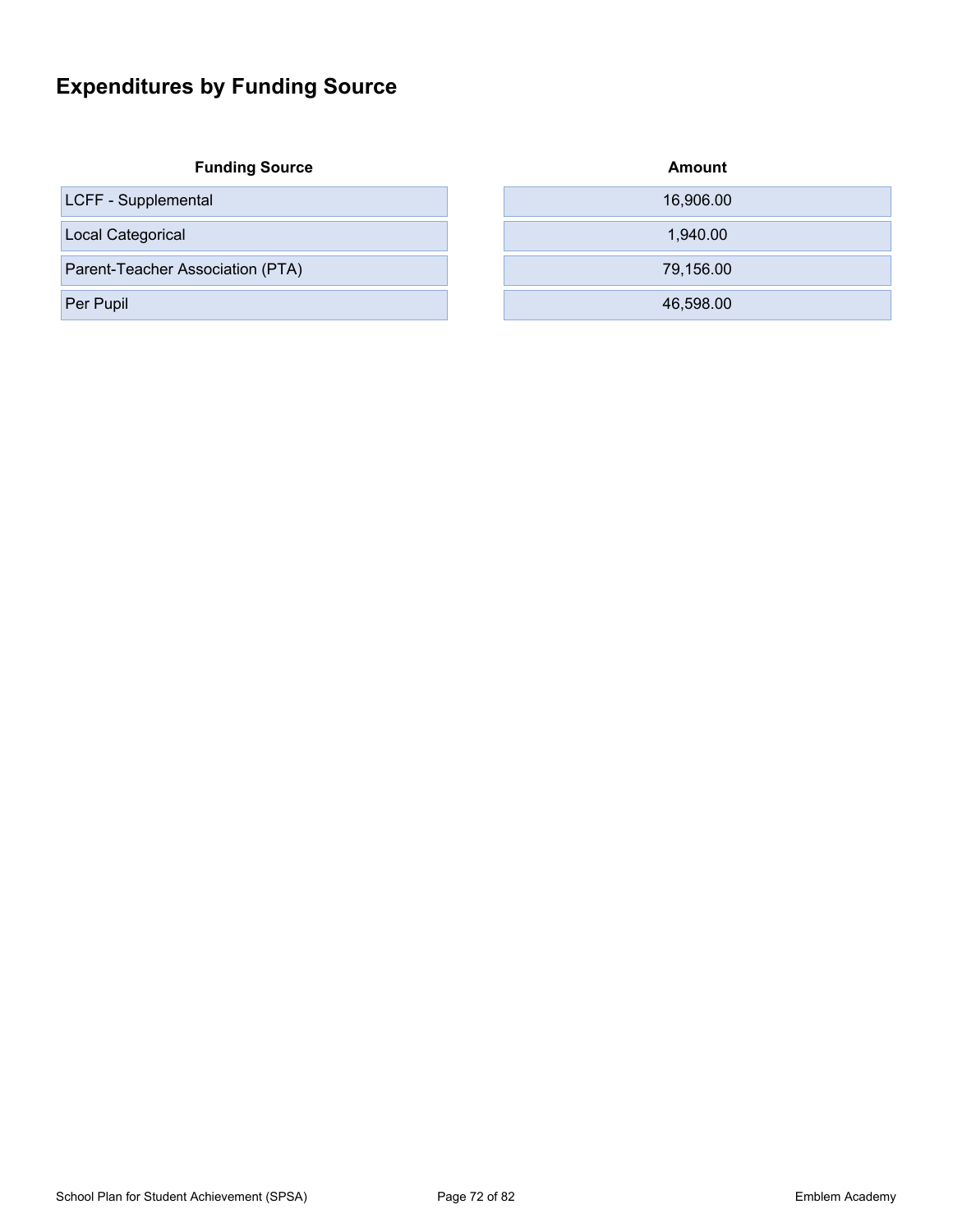# Expenditures by Funding Source

| Funding Source | Amount |
|---|---|
| LCFF - Supplemental | 16,906.00 |
| Local Categorical | 1,940.00 |
| Parent-Teacher Association (PTA) | 79,156.00 |
| Per Pupil | 46,598.00 |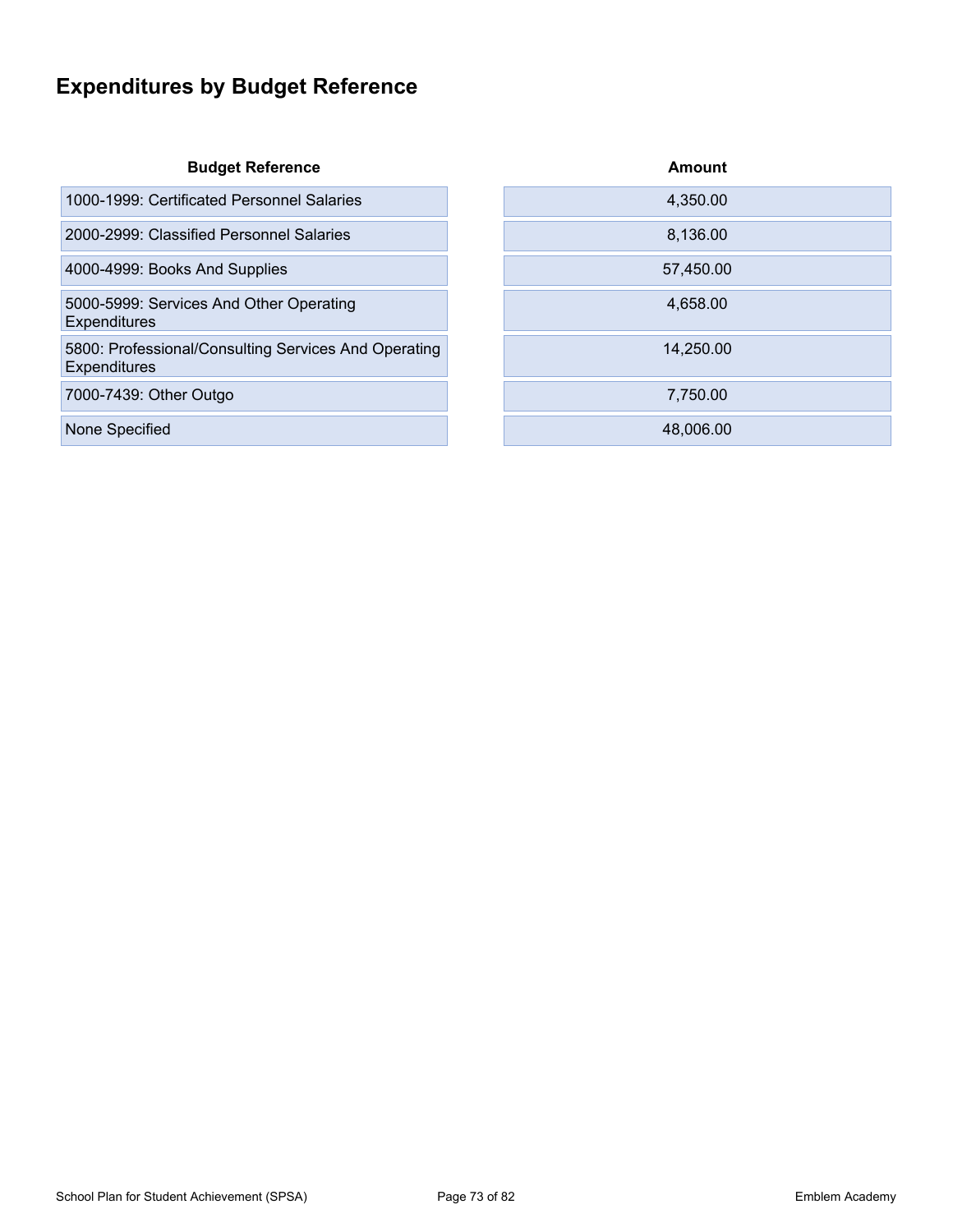# Expenditures by Budget Reference

| Budget Reference | Amount |
| --- | --- |
| 1000-1999: Certificated Personnel Salaries | 4,350.00 |
| 2000-2999: Classified Personnel Salaries | 8,136.00 |
| 4000-4999: Books And Supplies | 57,450.00 |
| 5000-5999: Services And Other Operating Expenditures | 4,658.00 |
| 5800: Professional/Consulting Services And Operating Expenditures | 14,250.00 |
| 7000-7439: Other Outgo | 7,750.00 |
| None Specified | 48,006.00 |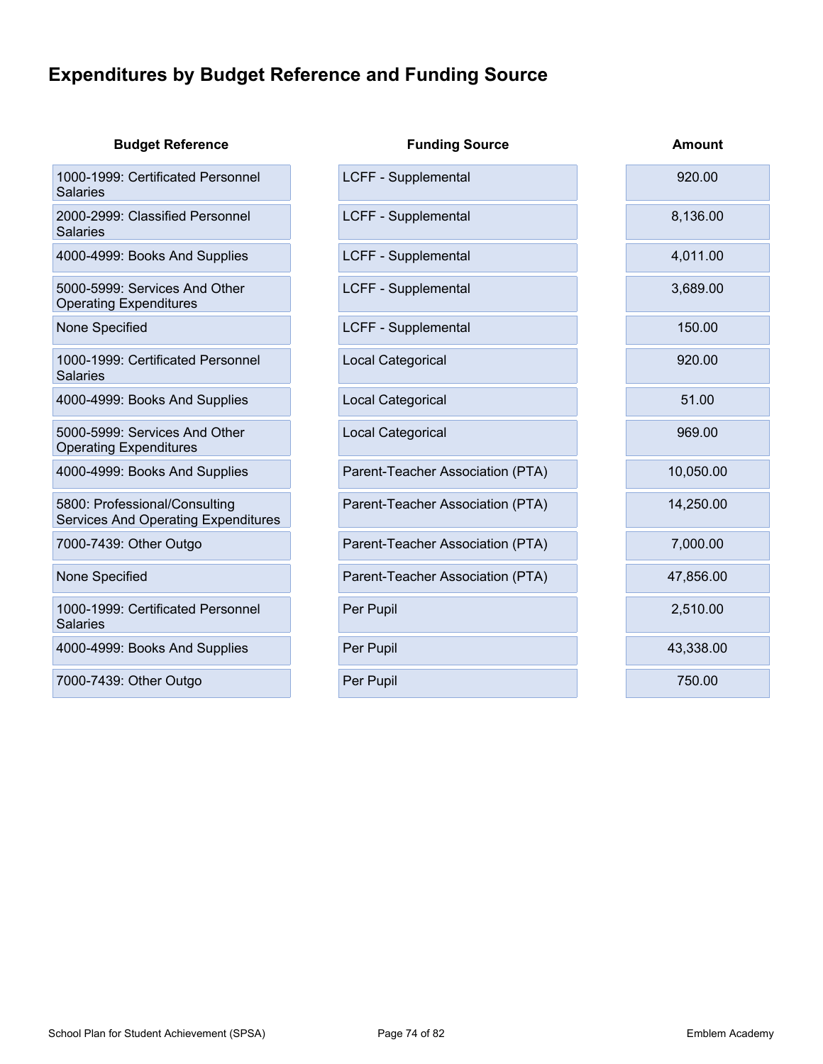## Expenditures by Budget Reference and Funding Source

| Budget Reference | Funding Source | Amount |
| --- | --- | --- |
| 1000-1999: Certificated Personnel Salaries | LCFF - Supplemental | 920.00 |
| 2000-2999: Classified Personnel Salaries | LCFF - Supplemental | 8,136.00 |
| 4000-4999: Books And Supplies | LCFF - Supplemental | 4,011.00 |
| 5000-5999: Services And Other Operating Expenditures | LCFF - Supplemental | 3,689.00 |
| None Specified | LCFF - Supplemental | 150.00 |
| 1000-1999: Certificated Personnel Salaries | Local Categorical | 920.00 |
| 4000-4999: Books And Supplies | Local Categorical | 51.00 |
| 5000-5999: Services And Other Operating Expenditures | Local Categorical | 969.00 |
| 4000-4999: Books And Supplies | Parent-Teacher Association (PTA) | 10,050.00 |
| 5800: Professional/Consulting Services And Operating Expenditures | Parent-Teacher Association (PTA) | 14,250.00 |
| 7000-7439: Other Outgo | Parent-Teacher Association (PTA) | 7,000.00 |
| None Specified | Parent-Teacher Association (PTA) | 47,856.00 |
| 1000-1999: Certificated Personnel Salaries | Per Pupil | 2,510.00 |
| 4000-4999: Books And Supplies | Per Pupil | 43,338.00 |
| 7000-7439: Other Outgo | Per Pupil | 750.00 |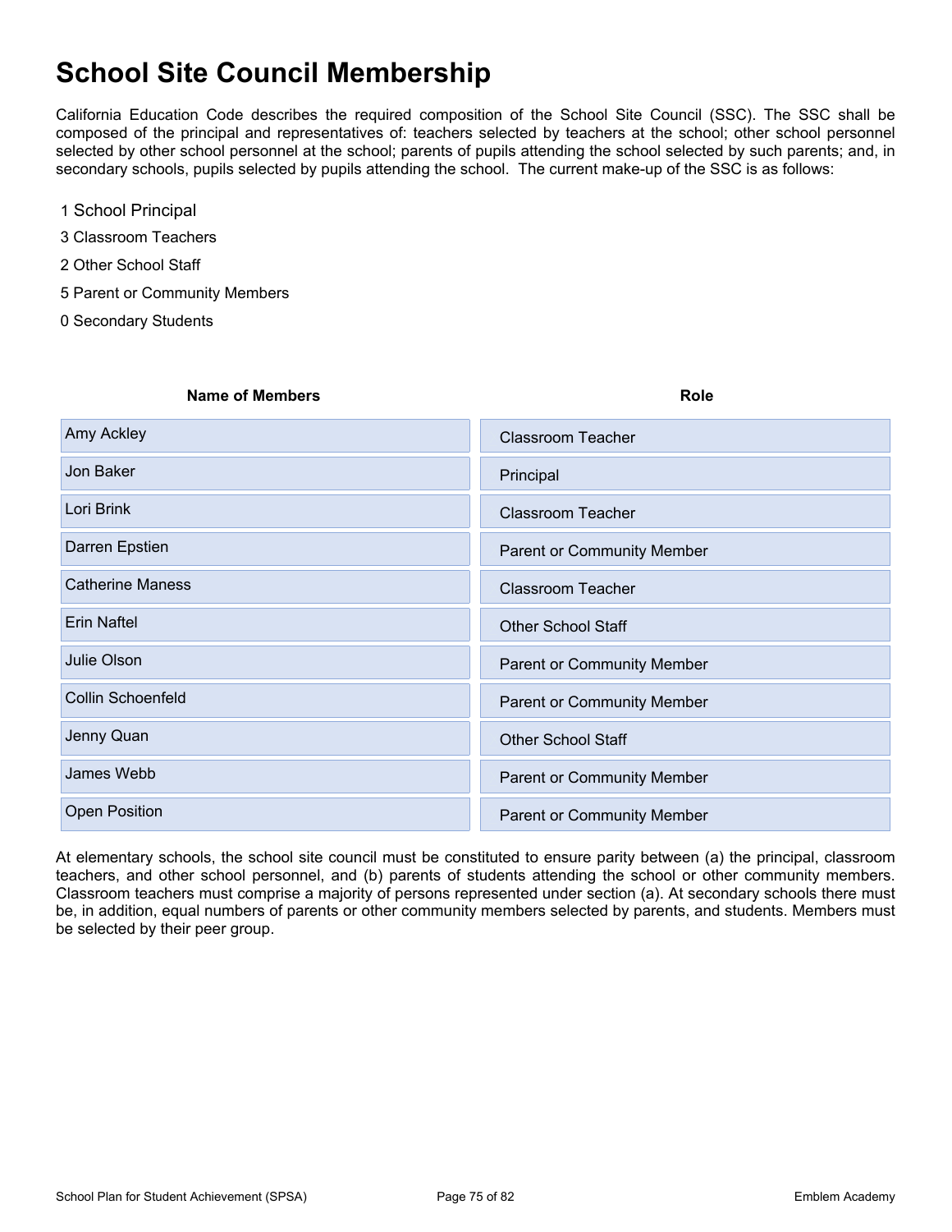# School Site Council Membership

California Education Code describes the required composition of the School Site Council (SSC). The SSC shall be composed of the principal and representatives of: teachers selected by teachers at the school; other school personnel selected by other school personnel at the school; parents of pupils attending the school selected by such parents; and, in secondary schools, pupils selected by pupils attending the school. The current make-up of the SSC is as follows:

- 1 School Principal
- 3 Classroom Teachers
- 2 Other School Staff
- 5 Parent or Community Members
- 0 Secondary Students

| Name of Members | Role |
|---|---|
| Amy Ackley | Classroom Teacher |
| Jon Baker | Principal |
| Lori Brink | Classroom Teacher |
| Darren Epstien | Parent or Community Member |
| Catherine Maness | Classroom Teacher |
| Erin Naftel | Other School Staff |
| Julie Olson | Parent or Community Member |
| Collin Schoenfeld | Parent or Community Member |
| Jenny Quan | Other School Staff |
| James Webb | Parent or Community Member |
| Open Position | Parent or Community Member |

At elementary schools, the school site council must be constituted to ensure parity between (a) the principal, classroom teachers, and other school personnel, and (b) parents of students attending the school or other community members. Classroom teachers must comprise a majority of persons represented under section (a). At secondary schools there must be, in addition, equal numbers of parents or other community members selected by parents, and students. Members must be selected by their peer group.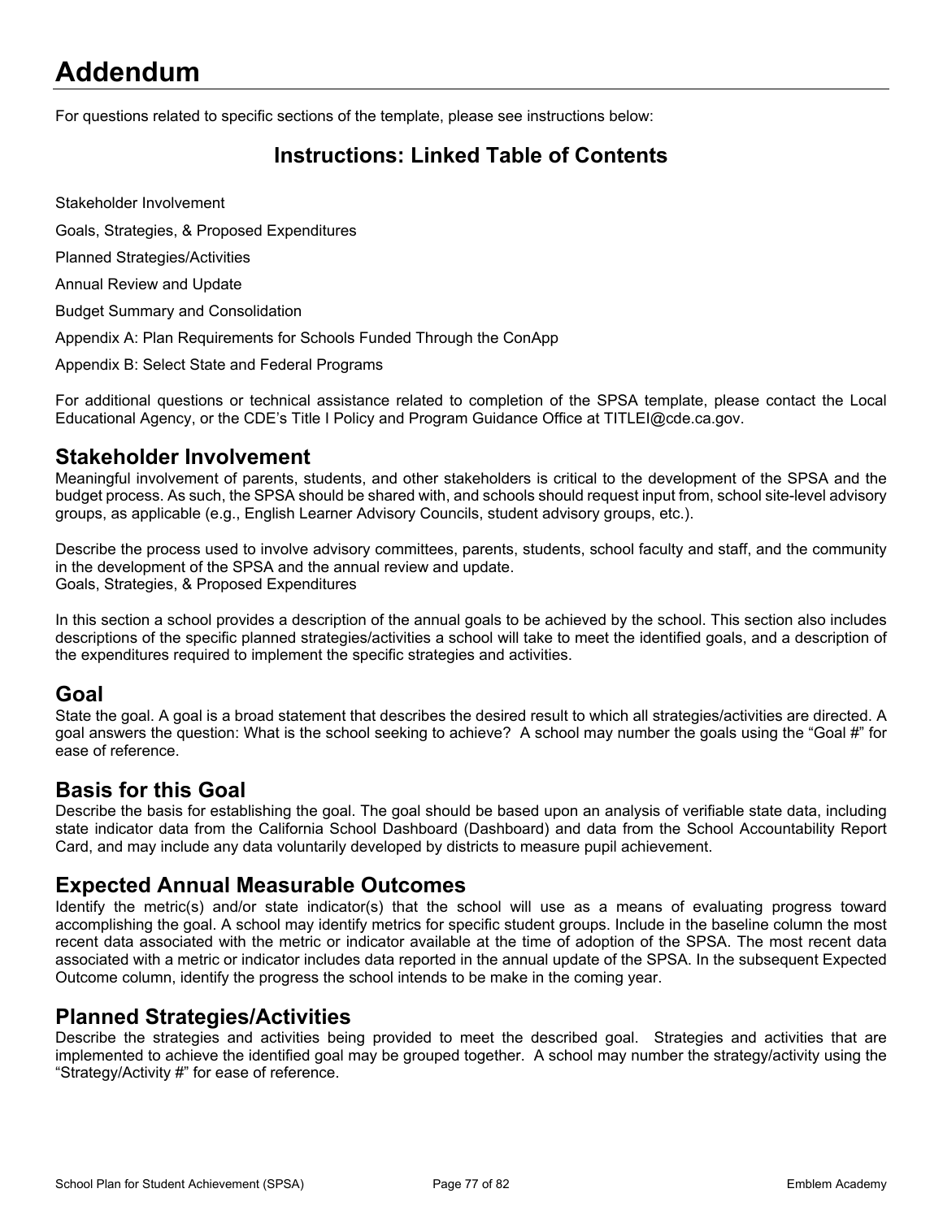# Addendum

For questions related to specific sections of the template, please see instructions below:

## Instructions: Linked Table of Contents

Stakeholder Involvement

Goals, Strategies, & Proposed Expenditures

Planned Strategies/Activities

Annual Review and Update

Budget Summary and Consolidation

Appendix A: Plan Requirements for Schools Funded Through the ConApp

Appendix B: Select State and Federal Programs

For additional questions or technical assistance related to completion of the SPSA template, please contact the Local Educational Agency, or the CDE's Title I Policy and Program Guidance Office at TITLEI@cde.ca.gov.

## Stakeholder Involvement

Meaningful involvement of parents, students, and other stakeholders is critical to the development of the SPSA and the budget process. As such, the SPSA should be shared with, and schools should request input from, school site-level advisory groups, as applicable (e.g., English Learner Advisory Councils, student advisory groups, etc.).

Describe the process used to involve advisory committees, parents, students, school faculty and staff, and the community in the development of the SPSA and the annual review and update.
Goals, Strategies, & Proposed Expenditures

In this section a school provides a description of the annual goals to be achieved by the school. This section also includes descriptions of the specific planned strategies/activities a school will take to meet the identified goals, and a description of the expenditures required to implement the specific strategies and activities.

## Goal

State the goal. A goal is a broad statement that describes the desired result to which all strategies/activities are directed. A goal answers the question: What is the school seeking to achieve? A school may number the goals using the "Goal #" for ease of reference.

## Basis for this Goal

Describe the basis for establishing the goal. The goal should be based upon an analysis of verifiable state data, including state indicator data from the California School Dashboard (Dashboard) and data from the School Accountability Report Card, and may include any data voluntarily developed by districts to measure pupil achievement.

## Expected Annual Measurable Outcomes

Identify the metric(s) and/or state indicator(s) that the school will use as a means of evaluating progress toward accomplishing the goal. A school may identify metrics for specific student groups. Include in the baseline column the most recent data associated with the metric or indicator available at the time of adoption of the SPSA. The most recent data associated with a metric or indicator includes data reported in the annual update of the SPSA. In the subsequent Expected Outcome column, identify the progress the school intends to be make in the coming year.

## Planned Strategies/Activities

Describe the strategies and activities being provided to meet the described goal. Strategies and activities that are implemented to achieve the identified goal may be grouped together. A school may number the strategy/activity using the "Strategy/Activity #" for ease of reference.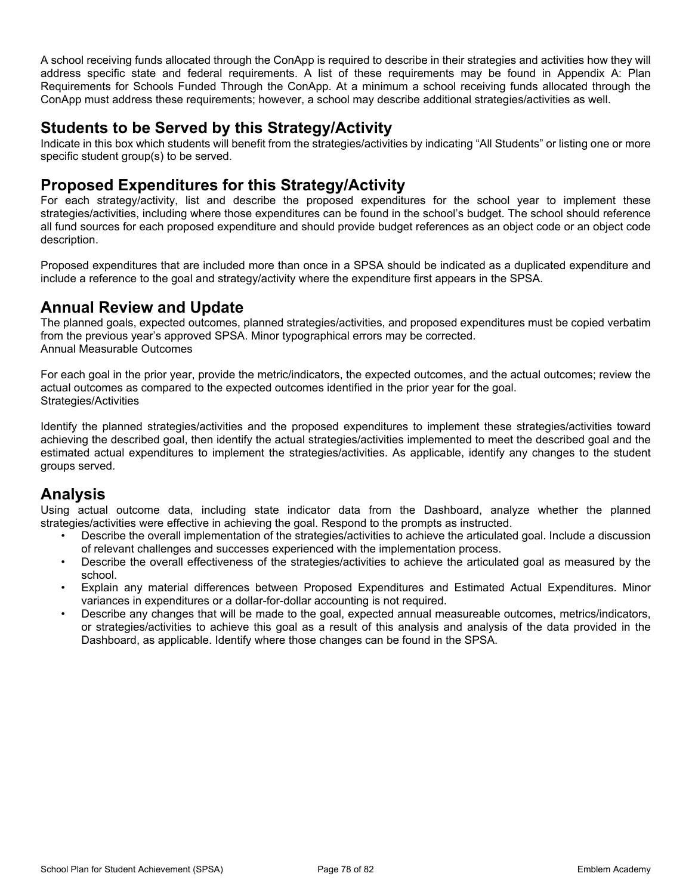A school receiving funds allocated through the ConApp is required to describe in their strategies and activities how they will address specific state and federal requirements. A list of these requirements may be found in Appendix A: Plan Requirements for Schools Funded Through the ConApp. At a minimum a school receiving funds allocated through the ConApp must address these requirements; however, a school may describe additional strategies/activities as well.

## Students to be Served by this Strategy/Activity

Indicate in this box which students will benefit from the strategies/activities by indicating "All Students" or listing one or more specific student group(s) to be served.

## Proposed Expenditures for this Strategy/Activity

For each strategy/activity, list and describe the proposed expenditures for the school year to implement these strategies/activities, including where those expenditures can be found in the school's budget. The school should reference all fund sources for each proposed expenditure and should provide budget references as an object code or an object code description.

Proposed expenditures that are included more than once in a SPSA should be indicated as a duplicated expenditure and include a reference to the goal and strategy/activity where the expenditure first appears in the SPSA.

## Annual Review and Update

The planned goals, expected outcomes, planned strategies/activities, and proposed expenditures must be copied verbatim from the previous year's approved SPSA. Minor typographical errors may be corrected.
Annual Measurable Outcomes

For each goal in the prior year, provide the metric/indicators, the expected outcomes, and the actual outcomes; review the actual outcomes as compared to the expected outcomes identified in the prior year for the goal.
Strategies/Activities

Identify the planned strategies/activities and the proposed expenditures to implement these strategies/activities toward achieving the described goal, then identify the actual strategies/activities implemented to meet the described goal and the estimated actual expenditures to implement the strategies/activities. As applicable, identify any changes to the student groups served.

## Analysis

Using actual outcome data, including state indicator data from the Dashboard, analyze whether the planned strategies/activities were effective in achieving the goal. Respond to the prompts as instructed.

- Describe the overall implementation of the strategies/activities to achieve the articulated goal. Include a discussion of relevant challenges and successes experienced with the implementation process.
- Describe the overall effectiveness of the strategies/activities to achieve the articulated goal as measured by the school.
- Explain any material differences between Proposed Expenditures and Estimated Actual Expenditures. Minor variances in expenditures or a dollar-for-dollar accounting is not required.
- Describe any changes that will be made to the goal, expected annual measureable outcomes, metrics/indicators, or strategies/activities to achieve this goal as a result of this analysis and analysis of the data provided in the Dashboard, as applicable. Identify where those changes can be found in the SPSA.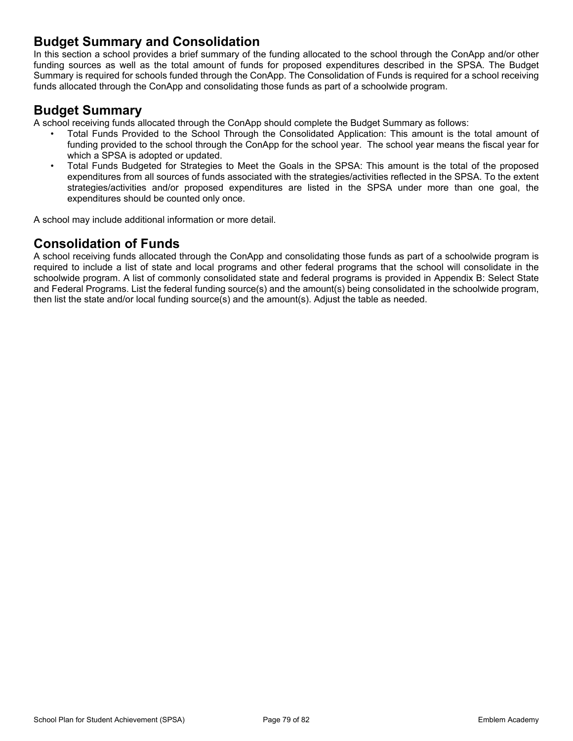## Budget Summary and Consolidation

In this section a school provides a brief summary of the funding allocated to the school through the ConApp and/or other funding sources as well as the total amount of funds for proposed expenditures described in the SPSA. The Budget Summary is required for schools funded through the ConApp. The Consolidation of Funds is required for a school receiving funds allocated through the ConApp and consolidating those funds as part of a schoolwide program.

## Budget Summary

A school receiving funds allocated through the ConApp should complete the Budget Summary as follows:

- Total Funds Provided to the School Through the Consolidated Application: This amount is the total amount of funding provided to the school through the ConApp for the school year. The school year means the fiscal year for which a SPSA is adopted or updated.
- Total Funds Budgeted for Strategies to Meet the Goals in the SPSA: This amount is the total of the proposed expenditures from all sources of funds associated with the strategies/activities reflected in the SPSA. To the extent strategies/activities and/or proposed expenditures are listed in the SPSA under more than one goal, the expenditures should be counted only once.

A school may include additional information or more detail.

## Consolidation of Funds

A school receiving funds allocated through the ConApp and consolidating those funds as part of a schoolwide program is required to include a list of state and local programs and other federal programs that the school will consolidate in the schoolwide program. A list of commonly consolidated state and federal programs is provided in Appendix B: Select State and Federal Programs. List the federal funding source(s) and the amount(s) being consolidated in the schoolwide program, then list the state and/or local funding source(s) and the amount(s). Adjust the table as needed.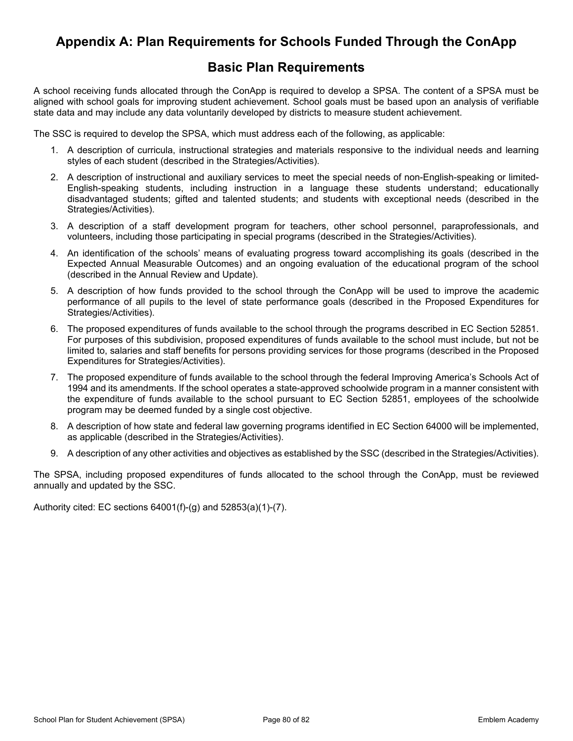# Appendix A: Plan Requirements for Schools Funded Through the ConApp

## Basic Plan Requirements

A school receiving funds allocated through the ConApp is required to develop a SPSA. The content of a SPSA must be aligned with school goals for improving student achievement. School goals must be based upon an analysis of verifiable state data and may include any data voluntarily developed by districts to measure student achievement.

The SSC is required to develop the SPSA, which must address each of the following, as applicable:

1. A description of curricula, instructional strategies and materials responsive to the individual needs and learning styles of each student (described in the Strategies/Activities).
2. A description of instructional and auxiliary services to meet the special needs of non-English-speaking or limited-English-speaking students, including instruction in a language these students understand; educationally disadvantaged students; gifted and talented students; and students with exceptional needs (described in the Strategies/Activities).
3. A description of a staff development program for teachers, other school personnel, paraprofessionals, and volunteers, including those participating in special programs (described in the Strategies/Activities).
4. An identification of the schools' means of evaluating progress toward accomplishing its goals (described in the Expected Annual Measurable Outcomes) and an ongoing evaluation of the educational program of the school (described in the Annual Review and Update).
5. A description of how funds provided to the school through the ConApp will be used to improve the academic performance of all pupils to the level of state performance goals (described in the Proposed Expenditures for Strategies/Activities).
6. The proposed expenditures of funds available to the school through the programs described in EC Section 52851. For purposes of this subdivision, proposed expenditures of funds available to the school must include, but not be limited to, salaries and staff benefits for persons providing services for those programs (described in the Proposed Expenditures for Strategies/Activities).
7. The proposed expenditure of funds available to the school through the federal Improving America's Schools Act of 1994 and its amendments. If the school operates a state-approved schoolwide program in a manner consistent with the expenditure of funds available to the school pursuant to EC Section 52851, employees of the schoolwide program may be deemed funded by a single cost objective.
8. A description of how state and federal law governing programs identified in EC Section 64000 will be implemented, as applicable (described in the Strategies/Activities).
9. A description of any other activities and objectives as established by the SSC (described in the Strategies/Activities).

The SPSA, including proposed expenditures of funds allocated to the school through the ConApp, must be reviewed annually and updated by the SSC.

Authority cited: EC sections 64001(f)-(g) and 52853(a)(1)-(7).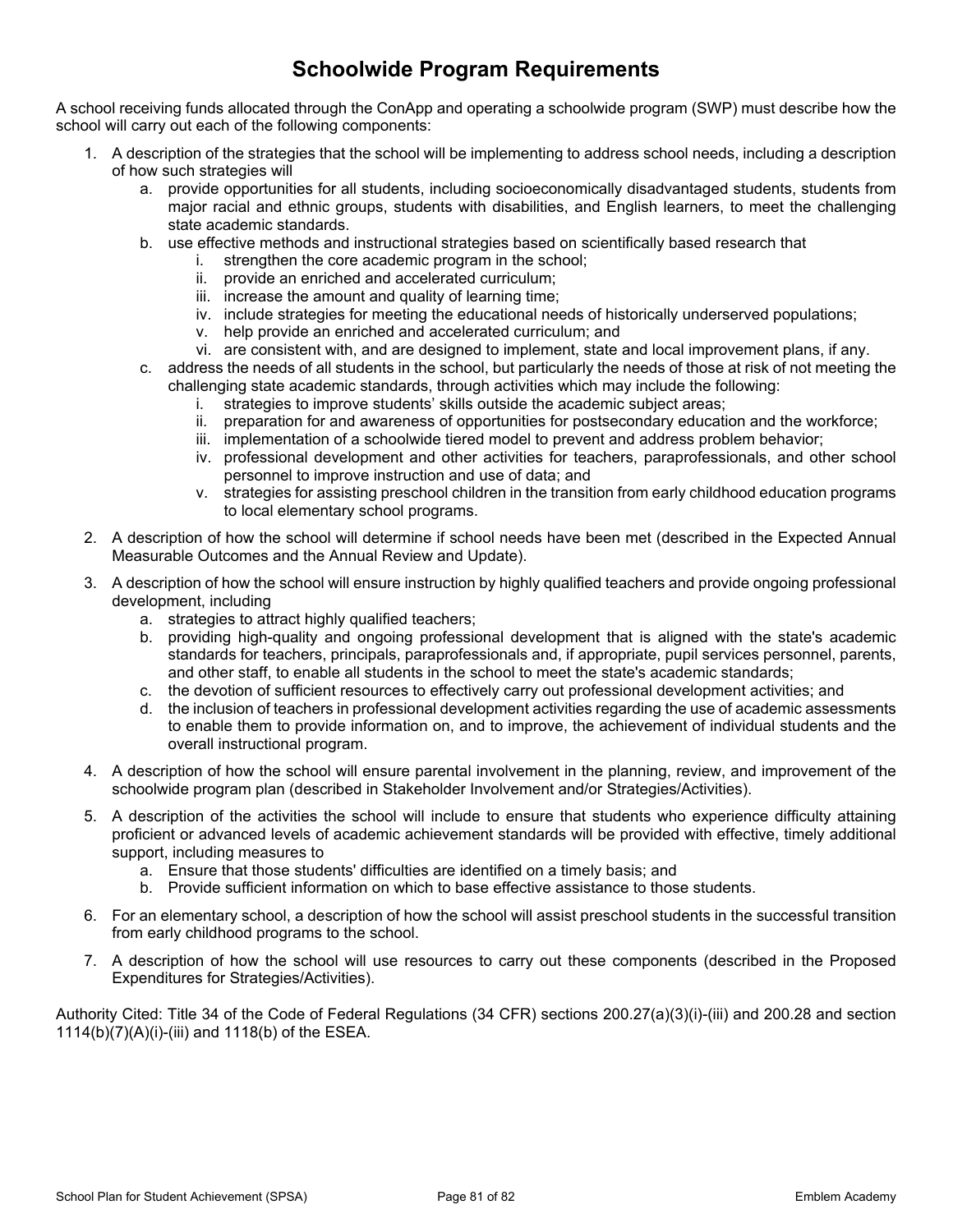# Schoolwide Program Requirements

A school receiving funds allocated through the ConApp and operating a schoolwide program (SWP) must describe how the school will carry out each of the following components:

1. A description of the strategies that the school will be implementing to address school needs, including a description of how such strategies will
   a. provide opportunities for all students, including socioeconomically disadvantaged students, students from major racial and ethnic groups, students with disabilities, and English learners, to meet the challenging state academic standards.
   b. use effective methods and instructional strategies based on scientifically based research that
      i. strengthen the core academic program in the school;
      ii. provide an enriched and accelerated curriculum;
      iii. increase the amount and quality of learning time;
      iv. include strategies for meeting the educational needs of historically underserved populations;
      v. help provide an enriched and accelerated curriculum; and
      vi. are consistent with, and are designed to implement, state and local improvement plans, if any.
   c. address the needs of all students in the school, but particularly the needs of those at risk of not meeting the challenging state academic standards, through activities which may include the following:
      i. strategies to improve students' skills outside the academic subject areas;
      ii. preparation for and awareness of opportunities for postsecondary education and the workforce;
      iii. implementation of a schoolwide tiered model to prevent and address problem behavior;
      iv. professional development and other activities for teachers, paraprofessionals, and other school personnel to improve instruction and use of data; and
      v. strategies for assisting preschool children in the transition from early childhood education programs to local elementary school programs.
2. A description of how the school will determine if school needs have been met (described in the Expected Annual Measurable Outcomes and the Annual Review and Update).
3. A description of how the school will ensure instruction by highly qualified teachers and provide ongoing professional development, including
   a. strategies to attract highly qualified teachers;
   b. providing high-quality and ongoing professional development that is aligned with the state's academic standards for teachers, principals, paraprofessionals and, if appropriate, pupil services personnel, parents, and other staff, to enable all students in the school to meet the state's academic standards;
   c. the devotion of sufficient resources to effectively carry out professional development activities; and
   d. the inclusion of teachers in professional development activities regarding the use of academic assessments to enable them to provide information on, and to improve, the achievement of individual students and the overall instructional program.
4. A description of how the school will ensure parental involvement in the planning, review, and improvement of the schoolwide program plan (described in Stakeholder Involvement and/or Strategies/Activities).
5. A description of the activities the school will include to ensure that students who experience difficulty attaining proficient or advanced levels of academic achievement standards will be provided with effective, timely additional support, including measures to
   a. Ensure that those students' difficulties are identified on a timely basis; and
   b. Provide sufficient information on which to base effective assistance to those students.
6. For an elementary school, a description of how the school will assist preschool students in the successful transition from early childhood programs to the school.
7. A description of how the school will use resources to carry out these components (described in the Proposed Expenditures for Strategies/Activities).

Authority Cited: Title 34 of the Code of Federal Regulations (34 CFR) sections 200.27(a)(3)(i)-(iii) and 200.28 and section 1114(b)(7)(A)(i)-(iii) and 1118(b) of the ESEA.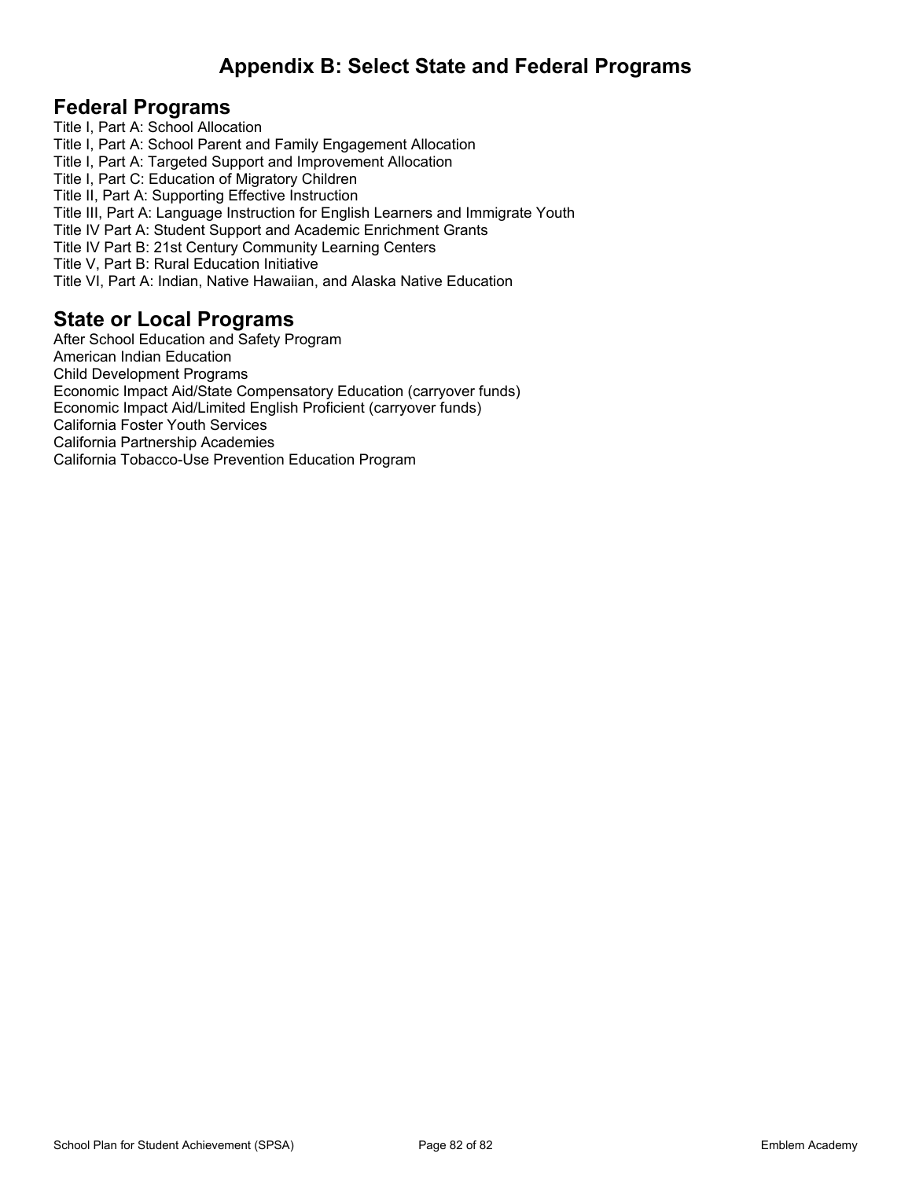# Appendix B: Select State and Federal Programs

## Federal Programs

Title I, Part A: School Allocation
Title I, Part A: School Parent and Family Engagement Allocation
Title I, Part A: Targeted Support and Improvement Allocation
Title I, Part C: Education of Migratory Children
Title II, Part A: Supporting Effective Instruction
Title III, Part A: Language Instruction for English Learners and Immigrate Youth
Title IV Part A: Student Support and Academic Enrichment Grants
Title IV Part B: 21st Century Community Learning Centers
Title V, Part B: Rural Education Initiative
Title VI, Part A: Indian, Native Hawaiian, and Alaska Native Education

## State or Local Programs

After School Education and Safety Program
American Indian Education
Child Development Programs
Economic Impact Aid/State Compensatory Education (carryover funds)
Economic Impact Aid/Limited English Proficient (carryover funds)
California Foster Youth Services
California Partnership Academies
California Tobacco-Use Prevention Education Program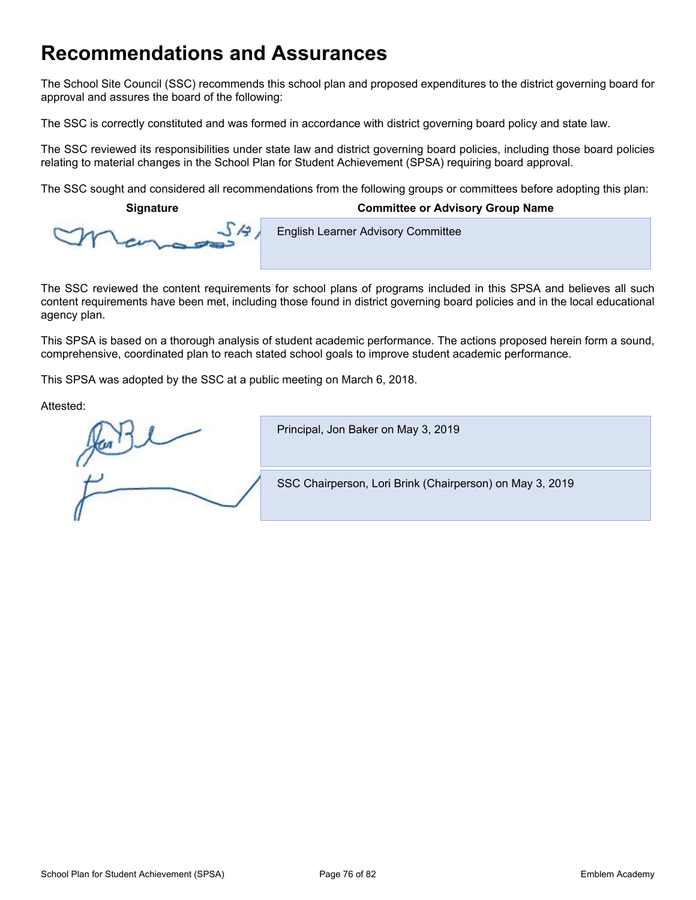# Recommendations and Assurances

The School Site Council (SSC) recommends this school plan and proposed expenditures to the district governing board for approval and assures the board of the following:

The SSC is correctly constituted and was formed in accordance with district governing board policy and state law.

The SSC reviewed its responsibilities under state law and district governing board policies, including those board policies relating to material changes in the School Plan for Student Achievement (SPSA) requiring board approval.

The SSC sought and considered all recommendations from the following groups or committees before adopting this plan:

| Signature | Committee or Advisory Group Name |
| --- | --- |
| | English Learner Advisory Committee |

The SSC reviewed the content requirements for school plans of programs included in this SPSA and believes all such content requirements have been met, including those found in district governing board policies and in the local educational agency plan.

This SPSA is based on a thorough analysis of student academic performance. The actions proposed herein form a sound, comprehensive, coordinated plan to reach stated school goals to improve student academic performance.

This SPSA was adopted by the SSC at a public meeting on March 6, 2018.

Attested:

| | |
| --- | --- |
| | Principal, Jon Baker on May 3, 2019 |
| | SSC Chairperson, Lori Brink (Chairperson) on May 3, 2019 |